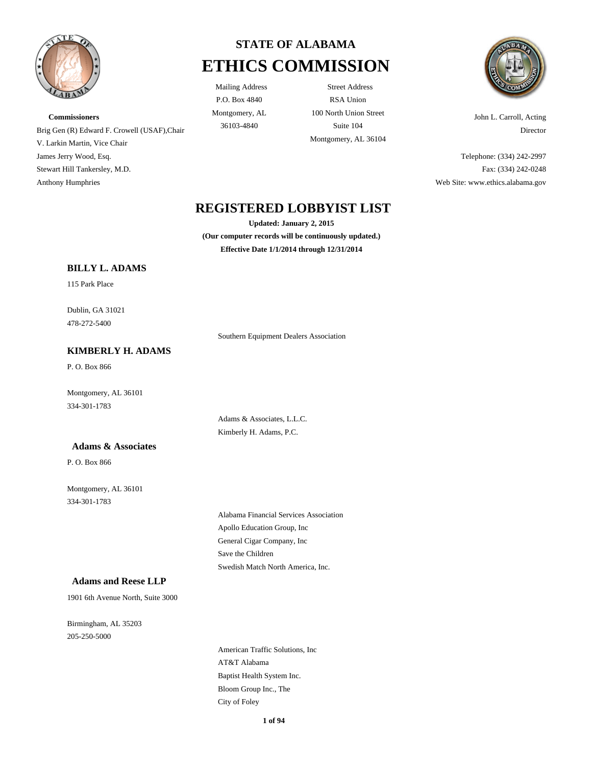# STATE OF ALABAMA
# ETHICS COMMISSION

**Commissioners**
Brig Gen (R) Edward F. Crowell (USAF),Chair
V. Larkin Martin, Vice Chair
James Jerry Wood, Esq.
Stewart Hill Tankersley, M.D.
Anthony Humphries

Mailing Address
P.O. Box 4840
Montgomery, AL
36103-4840

Street Address
RSA Union
100 North Union Street
Suite 104
Montgomery, AL 36104

John L. Carroll, Acting Director

Telephone: (334) 242-2997
Fax: (334) 242-0248
Web Site: www.ethics.alabama.gov

## REGISTERED LOBBYIST LIST

**Updated: January 2, 2015**
**(Our computer records will be continuously updated.)**
**Effective Date 1/1/2014 through 12/31/2014**

### BILLY L. ADAMS

115 Park Place

Dublin, GA 31021
478-272-5400

Southern Equipment Dealers Association

### KIMBERLY H. ADAMS

P. O. Box 866

Montgomery, AL 36101
334-301-1783

Adams & Associates, L.L.C.
Kimberly H. Adams, P.C.

### Adams & Associates

P. O. Box 866

Montgomery, AL 36101
334-301-1783

Alabama Financial Services Association
Apollo Education Group, Inc
General Cigar Company, Inc
Save the Children
Swedish Match North America, Inc.

### Adams and Reese LLP

1901 6th Avenue North, Suite 3000

Birmingham, AL 35203
205-250-5000

American Traffic Solutions, Inc
AT&T Alabama
Baptist Health System Inc.
Bloom Group Inc., The
City of Foley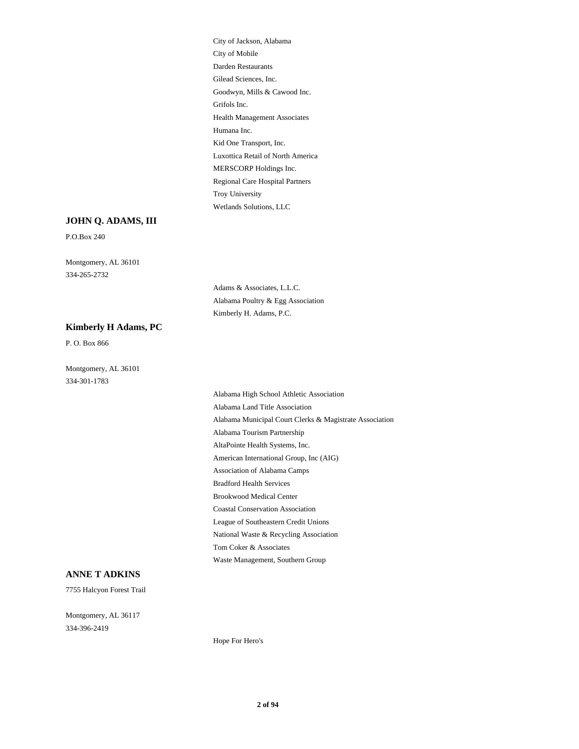City of Jackson, Alabama
City of Mobile
Darden Restaurants
Gilead Sciences, Inc.
Goodwyn, Mills & Cawood Inc.
Grifols Inc.
Health Management Associates
Humana Inc.
Kid One Transport, Inc.
Luxottica Retail of North America
MERSCORP Holdings Inc.
Regional Care Hospital Partners
Troy University
Wetlands Solutions, LLC

**JOHN Q. ADAMS, III**

P.O.Box 240

Montgomery, AL 36101
334-265-2732

Adams & Associates, L.L.C.
Alabama Poultry & Egg Association
Kimberly H. Adams, P.C.

**Kimberly H Adams, PC**

P. O. Box 866

Montgomery, AL 36101
334-301-1783

Alabama High School Athletic Association
Alabama Land Title Association
Alabama Municipal Court Clerks & Magistrate Association
Alabama Tourism Partnership
AltaPointe Health Systems, Inc.
American International Group, Inc (AIG)
Association of Alabama Camps
Bradford Health Services
Brookwood Medical Center
Coastal Conservation Association
League of Southeastern Credit Unions
National Waste & Recycling Association
Tom Coker & Associates
Waste Management, Southern Group

**ANNE T ADKINS**

7755 Halcyon Forest Trail

Montgomery, AL 36117
334-396-2419

Hope For Hero's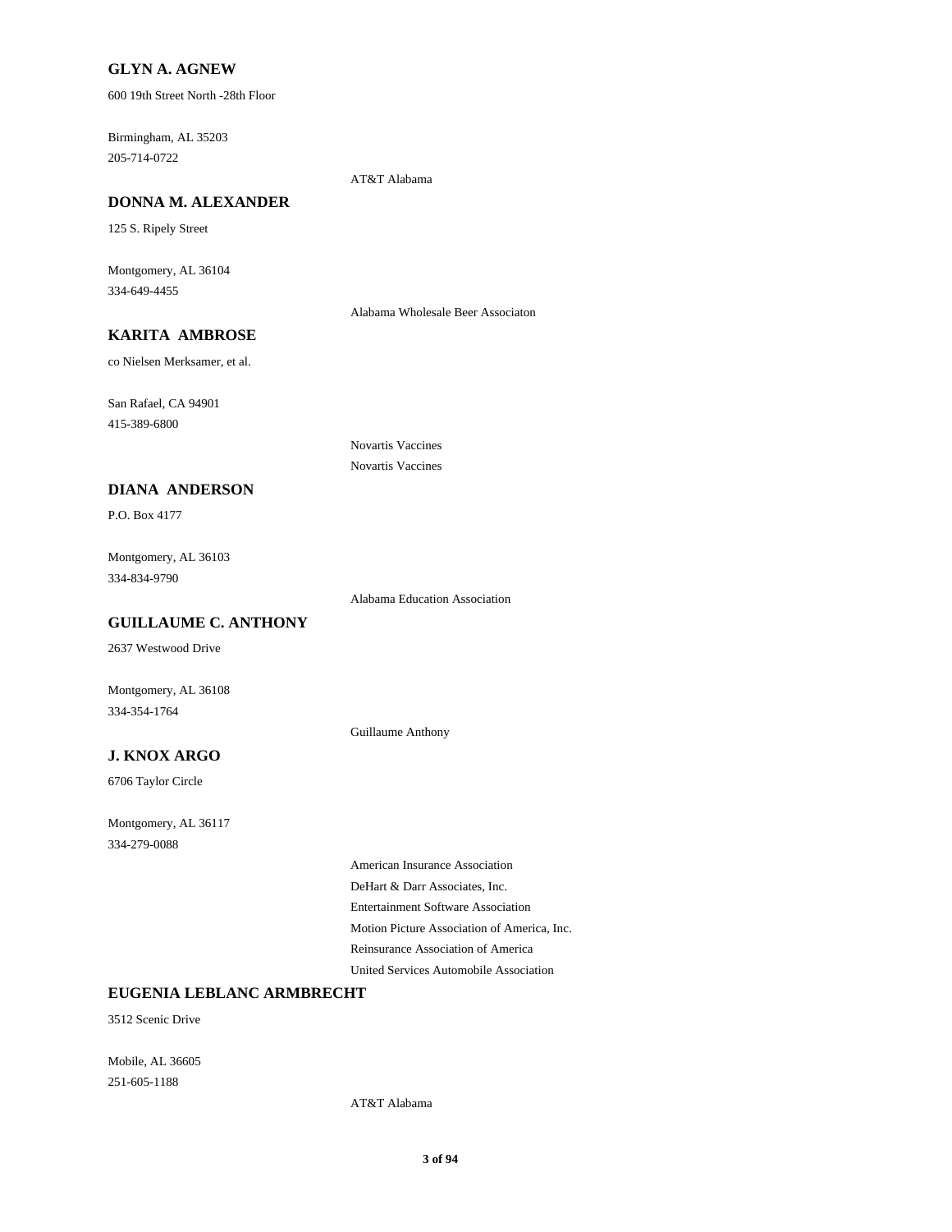**GLYN A. AGNEW**

600 19th Street North -28th Floor

Birmingham, AL 35203
205-714-0722

AT&T Alabama

**DONNA M. ALEXANDER**

125 S. Ripely Street

Montgomery, AL 36104
334-649-4455

Alabama Wholesale Beer Associaton

**KARITA AMBROSE**

co Nielsen Merksamer, et al.

San Rafael, CA 94901
415-389-6800

Novartis Vaccines
Novartis Vaccines

**DIANA ANDERSON**

P.O. Box 4177

Montgomery, AL 36103
334-834-9790

Alabama Education Association

**GUILLAUME C. ANTHONY**

2637 Westwood Drive

Montgomery, AL 36108
334-354-1764

Guillaume Anthony

**J. KNOX ARGO**

6706 Taylor Circle

Montgomery, AL 36117
334-279-0088

American Insurance Association
DeHart & Darr Associates, Inc.
Entertainment Software Association
Motion Picture Association of America, Inc.
Reinsurance Association of America
United Services Automobile Association

**EUGENIA LEBLANC ARMBRECHT**

3512 Scenic Drive

Mobile, AL 36605
251-605-1188

AT&T Alabama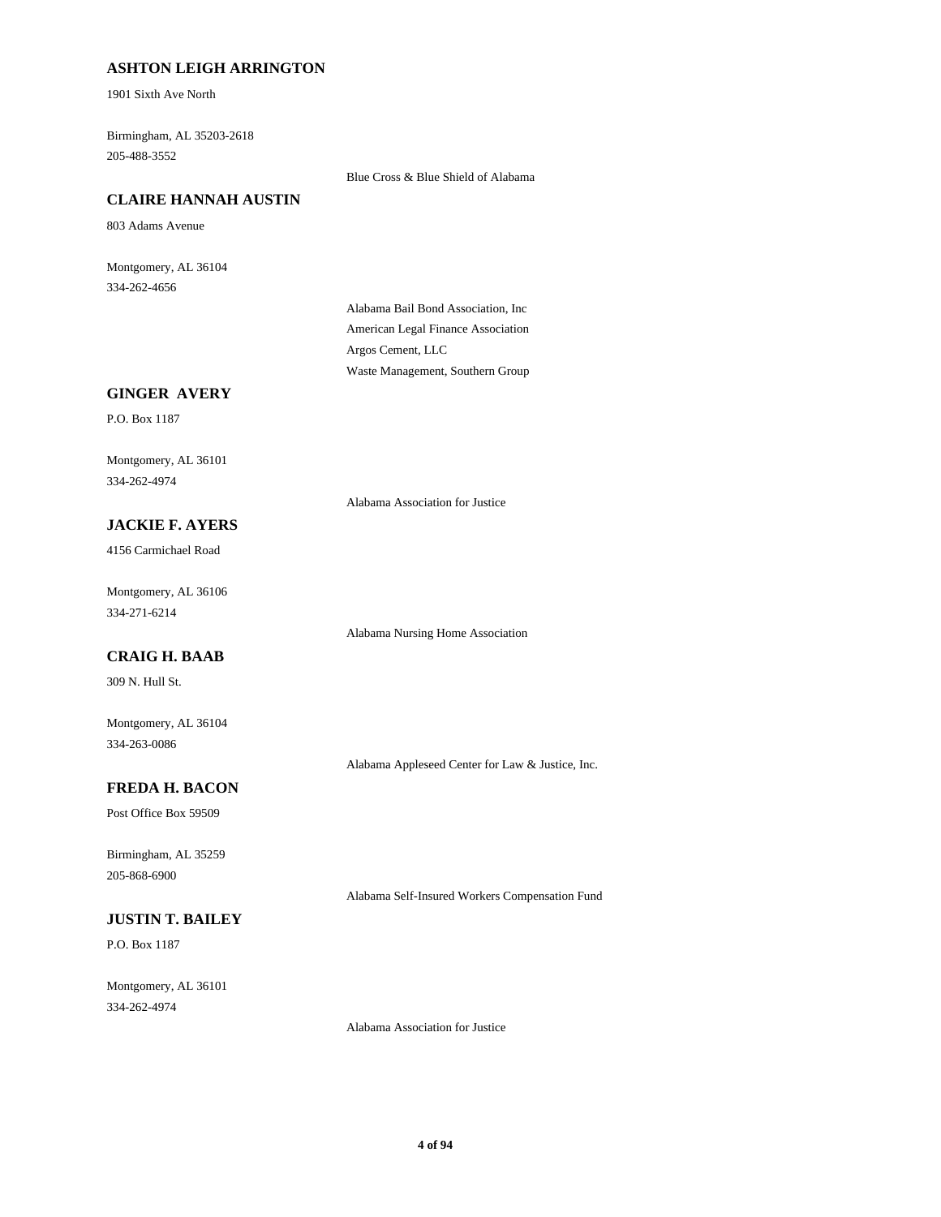**ASHTON LEIGH ARRINGTON**

1901 Sixth Ave North

Birmingham, AL 35203-2618
205-488-3552

Blue Cross & Blue Shield of Alabama

**CLAIRE HANNAH AUSTIN**

803 Adams Avenue

Montgomery, AL 36104
334-262-4656

Alabama Bail Bond Association, Inc
American Legal Finance Association
Argos Cement, LLC
Waste Management, Southern Group

**GINGER AVERY**

P.O. Box 1187

Montgomery, AL 36101
334-262-4974

Alabama Association for Justice

**JACKIE F. AYERS**

4156 Carmichael Road

Montgomery, AL 36106
334-271-6214

Alabama Nursing Home Association

**CRAIG H. BAAB**

309 N. Hull St.

Montgomery, AL 36104
334-263-0086

Alabama Appleseed Center for Law & Justice, Inc.

**FREDA H. BACON**

Post Office Box 59509

Birmingham, AL 35259
205-868-6900

Alabama Self-Insured Workers Compensation Fund

**JUSTIN T. BAILEY**

P.O. Box 1187

Montgomery, AL 36101
334-262-4974

Alabama Association for Justice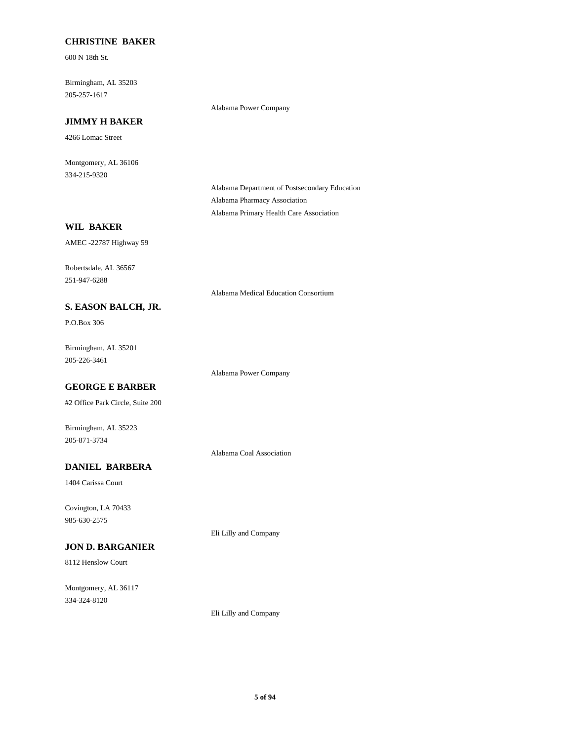### CHRISTINE BAKER

600 N 18th St.

Birmingham, AL 35203
205-257-1617

Alabama Power Company

### JIMMY H BAKER

4266 Lomac Street

Montgomery, AL 36106
334-215-9320

Alabama Department of Postsecondary Education
Alabama Pharmacy Association
Alabama Primary Health Care Association

### WIL BAKER

AMEC -22787 Highway 59

Robertsdale, AL 36567
251-947-6288

Alabama Medical Education Consortium

### S. EASON BALCH, JR.

P.O.Box 306

Birmingham, AL 35201
205-226-3461

Alabama Power Company

### GEORGE E BARBER

#2 Office Park Circle, Suite 200

Birmingham, AL 35223
205-871-3734

Alabama Coal Association

### DANIEL BARBERA

1404 Carissa Court

Covington, LA 70433
985-630-2575

Eli Lilly and Company

### JON D. BARGANIER

8112 Henslow Court

Montgomery, AL 36117
334-324-8120

Eli Lilly and Company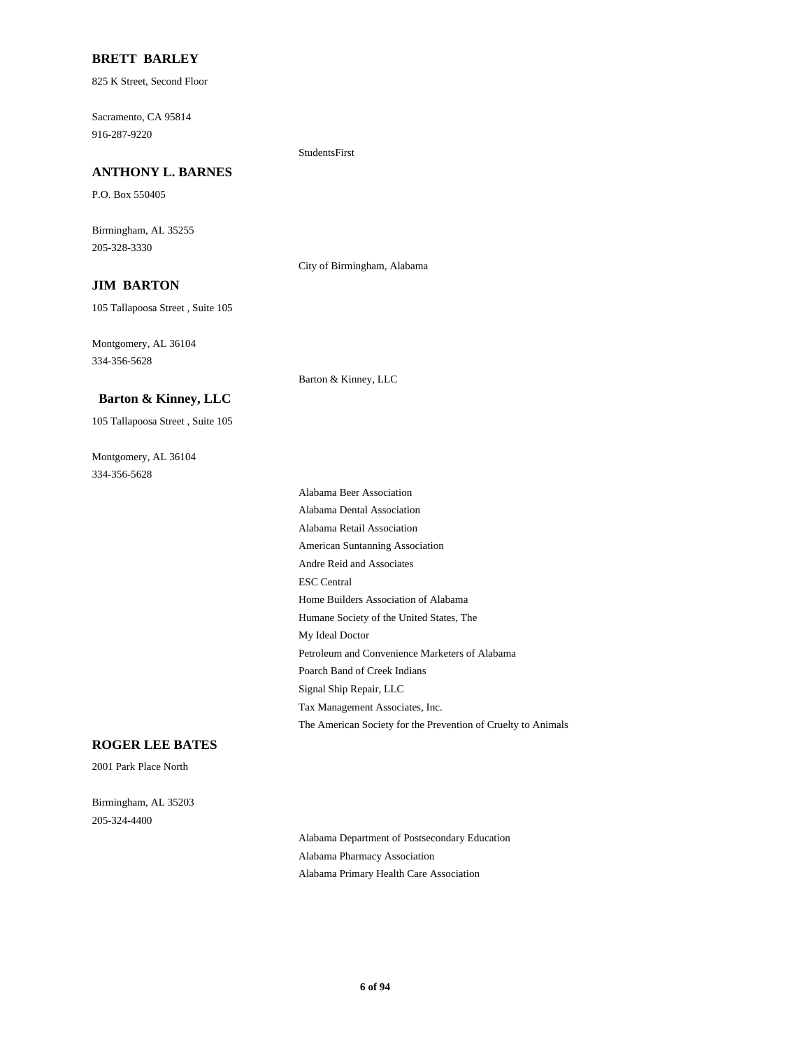**BRETT BARLEY**

825 K Street, Second Floor

Sacramento, CA 95814
916-287-9220

StudentsFirst

**ANTHONY L. BARNES**

P.O. Box 550405

Birmingham, AL 35255
205-328-3330

City of Birmingham, Alabama

**JIM BARTON**

105 Tallapoosa Street , Suite 105

Montgomery, AL 36104
334-356-5628

Barton & Kinney, LLC

**Barton & Kinney, LLC**

105 Tallapoosa Street , Suite 105

Montgomery, AL 36104
334-356-5628

Alabama Beer Association
Alabama Dental Association
Alabama Retail Association
American Suntanning Association
Andre Reid and Associates
ESC Central
Home Builders Association of Alabama
Humane Society of the United States, The
My Ideal Doctor
Petroleum and Convenience Marketers of Alabama
Poarch Band of Creek Indians
Signal Ship Repair, LLC
Tax Management Associates, Inc.
The American Society for the Prevention of Cruelty to Animals

**ROGER LEE BATES**

2001 Park Place North

Birmingham, AL 35203
205-324-4400

Alabama Department of Postsecondary Education
Alabama Pharmacy Association
Alabama Primary Health Care Association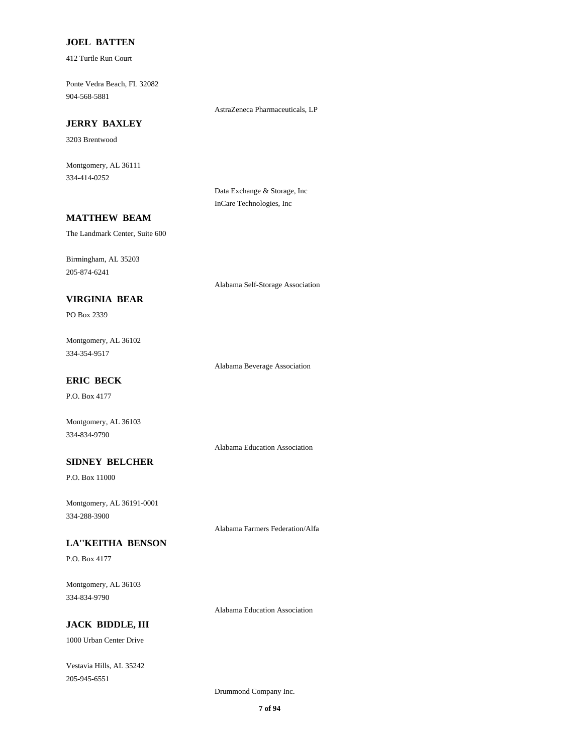**JOEL BATTEN**

412 Turtle Run Court

Ponte Vedra Beach, FL 32082
904-568-5881

AstraZeneca Pharmaceuticals, LP

**JERRY BAXLEY**

3203 Brentwood

Montgomery, AL 36111
334-414-0252

Data Exchange & Storage, Inc
InCare Technologies, Inc

**MATTHEW BEAM**

The Landmark Center, Suite 600

Birmingham, AL 35203
205-874-6241

Alabama Self-Storage Association

**VIRGINIA BEAR**

PO Box 2339

Montgomery, AL 36102
334-354-9517

Alabama Beverage Association

**ERIC BECK**

P.O. Box 4177

Montgomery, AL 36103
334-834-9790

Alabama Education Association

**SIDNEY BELCHER**

P.O. Box 11000

Montgomery, AL 36191-0001
334-288-3900

Alabama Farmers Federation/Alfa

**LA''KEITHA BENSON**

P.O. Box 4177

Montgomery, AL 36103
334-834-9790

Alabama Education Association

**JACK BIDDLE, III**

1000 Urban Center Drive

Vestavia Hills, AL 35242
205-945-6551

Drummond Company Inc.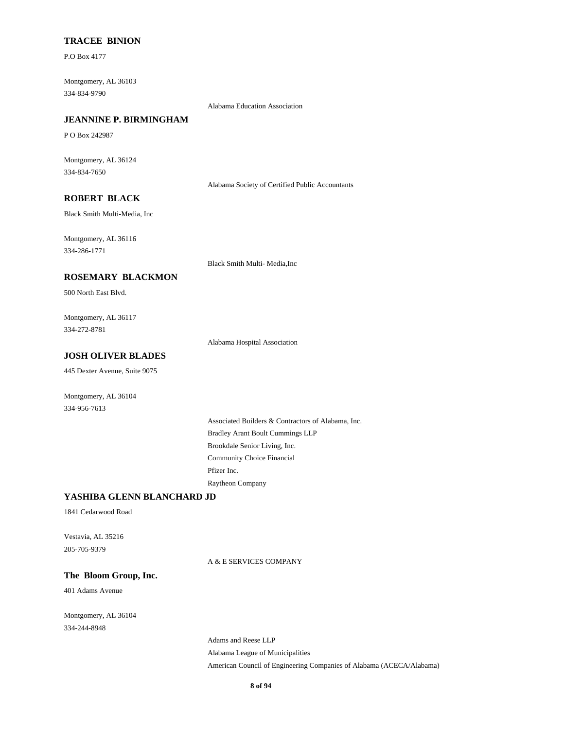**TRACEE BINION**

P.O Box 4177

Montgomery, AL 36103
334-834-9790

Alabama Education Association

**JEANNINE P. BIRMINGHAM**

P O Box 242987

Montgomery, AL 36124
334-834-7650

Alabama Society of Certified Public Accountants

**ROBERT BLACK**

Black Smith Multi-Media, Inc

Montgomery, AL 36116
334-286-1771

Black Smith Multi- Media,Inc

**ROSEMARY BLACKMON**

500 North East Blvd.

Montgomery, AL 36117
334-272-8781

Alabama Hospital Association

**JOSH OLIVER BLADES**

445 Dexter Avenue, Suite 9075

Montgomery, AL 36104
334-956-7613

Associated Builders & Contractors of Alabama, Inc.
Bradley Arant Boult Cummings LLP
Brookdale Senior Living, Inc.
Community Choice Financial
Pfizer Inc.
Raytheon Company

**YASHIBA GLENN BLANCHARD JD**

1841 Cedarwood Road

Vestavia, AL 35216
205-705-9379

A & E SERVICES COMPANY

**The Bloom Group, Inc.**

401 Adams Avenue

Montgomery, AL 36104
334-244-8948

Adams and Reese LLP
Alabama League of Municipalities
American Council of Engineering Companies of Alabama (ACECA/Alabama)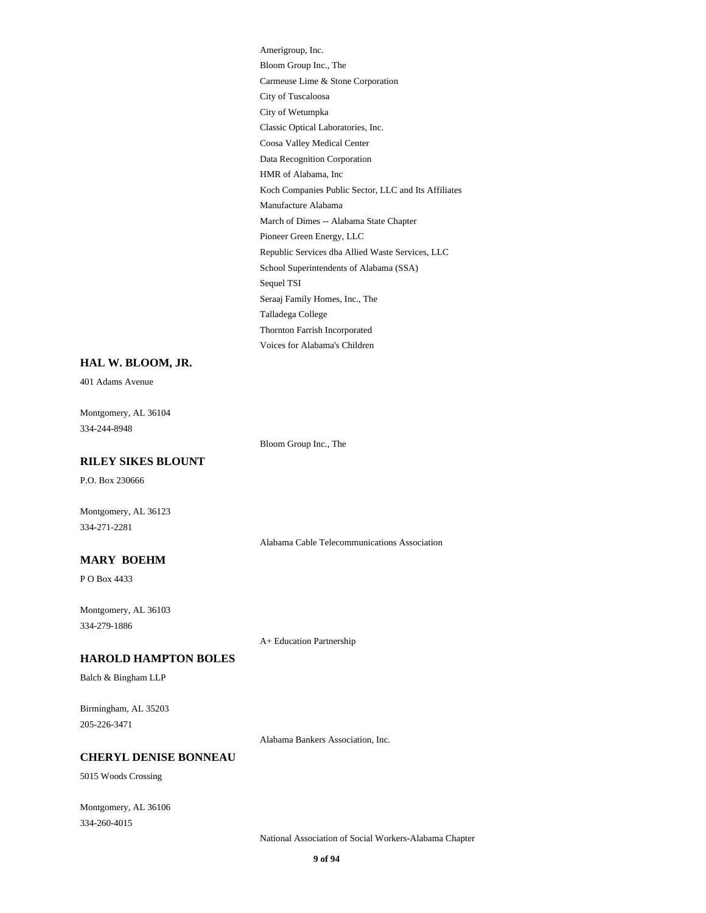Amerigroup, Inc.
Bloom Group Inc., The
Carmeuse Lime & Stone Corporation
City of Tuscaloosa
City of Wetumpka
Classic Optical Laboratories, Inc.
Coosa Valley Medical Center
Data Recognition Corporation
HMR of Alabama, Inc
Koch Companies Public Sector, LLC and Its Affiliates
Manufacture Alabama
March of Dimes -- Alabama State Chapter
Pioneer Green Energy, LLC
Republic Services dba Allied Waste Services, LLC
School Superintendents of Alabama (SSA)
Sequel TSI
Seraaj Family Homes, Inc., The
Talladega College
Thornton Farrish Incorporated
Voices for Alabama's Children

**HAL W. BLOOM, JR.**

401 Adams Avenue

Montgomery, AL 36104
334-244-8948

Bloom Group Inc., The

**RILEY SIKES BLOUNT**

P.O. Box 230666

Montgomery, AL 36123
334-271-2281

Alabama Cable Telecommunications Association

**MARY BOEHM**

P O Box 4433

Montgomery, AL 36103
334-279-1886

A+ Education Partnership

**HAROLD HAMPTON BOLES**

Balch & Bingham LLP

Birmingham, AL 35203
205-226-3471

Alabama Bankers Association, Inc.

**CHERYL DENISE BONNEAU**

5015 Woods Crossing

Montgomery, AL 36106
334-260-4015

National Association of Social Workers-Alabama Chapter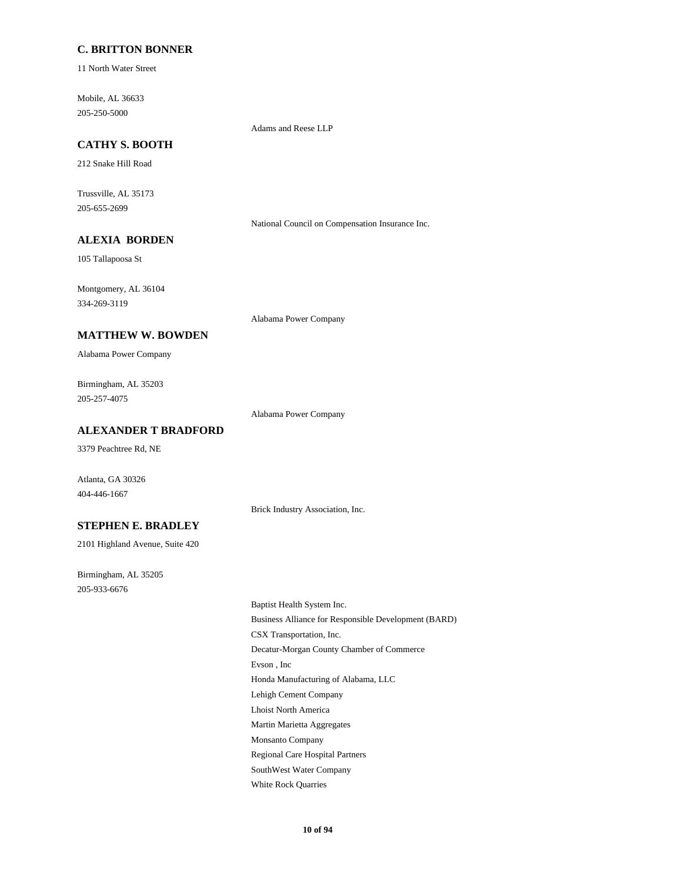**C. BRITTON BONNER**

11 North Water Street

Mobile, AL 36633
205-250-5000

Adams and Reese LLP

**CATHY S. BOOTH**

212 Snake Hill Road

Trussville, AL 35173
205-655-2699

National Council on Compensation Insurance Inc.

**ALEXIA BORDEN**

105 Tallapoosa St

Montgomery, AL 36104
334-269-3119

Alabama Power Company

**MATTHEW W. BOWDEN**

Alabama Power Company

Birmingham, AL 35203
205-257-4075

Alabama Power Company

**ALEXANDER T BRADFORD**

3379 Peachtree Rd, NE

Atlanta, GA 30326
404-446-1667

Brick Industry Association, Inc.

**STEPHEN E. BRADLEY**

2101 Highland Avenue, Suite 420

Birmingham, AL 35205
205-933-6676

Baptist Health System Inc.
Business Alliance for Responsible Development (BARD)
CSX Transportation, Inc.
Decatur-Morgan County Chamber of Commerce
Evson , Inc
Honda Manufacturing of Alabama, LLC
Lehigh Cement Company
Lhoist North America
Martin Marietta Aggregates
Monsanto Company
Regional Care Hospital Partners
SouthWest Water Company
White Rock Quarries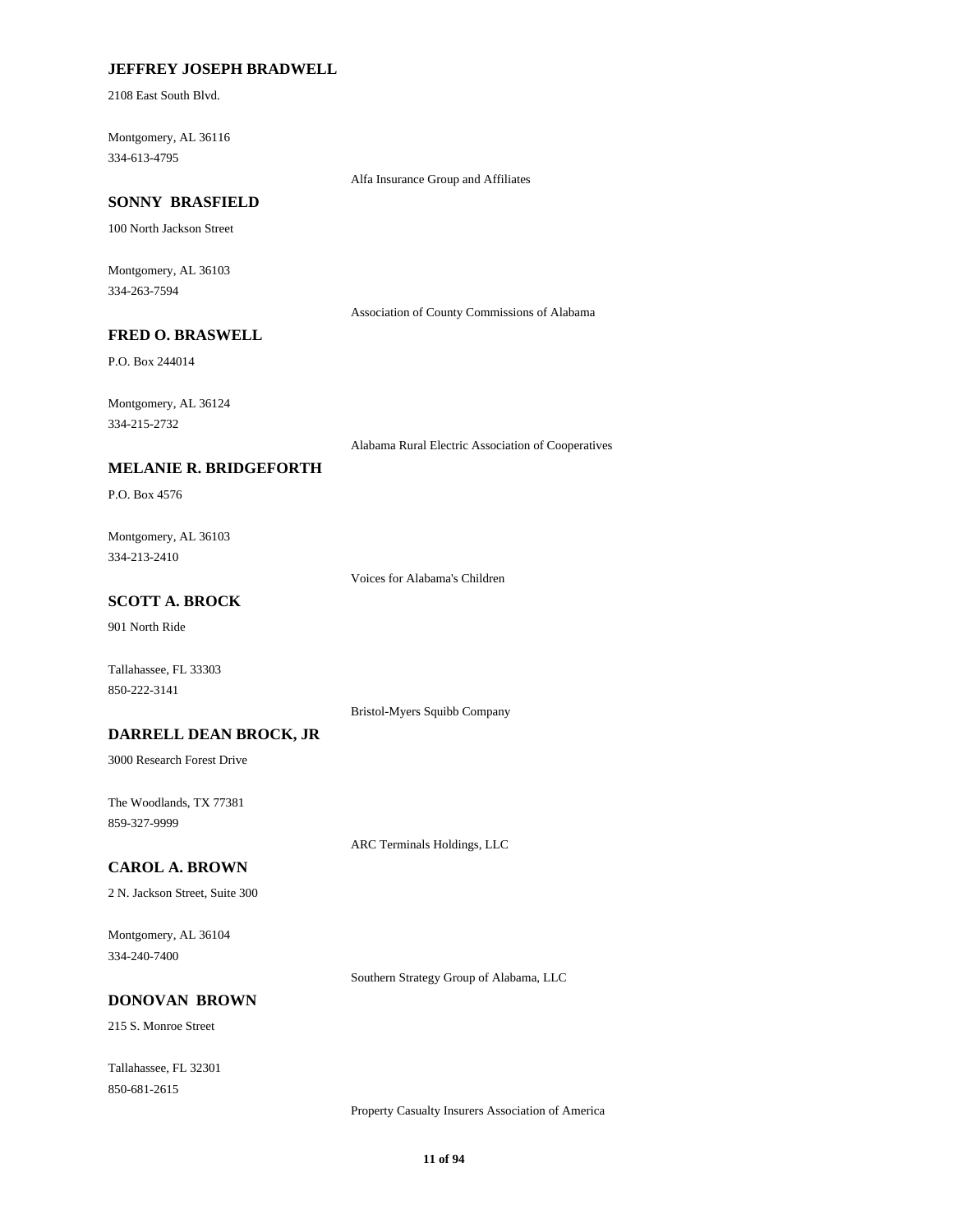**JEFFREY JOSEPH BRADWELL**

2108 East South Blvd.

Montgomery, AL 36116
334-613-4795

Alfa Insurance Group and Affiliates

**SONNY BRASFIELD**

100 North Jackson Street

Montgomery, AL 36103
334-263-7594

Association of County Commissions of Alabama

**FRED O. BRASWELL**

P.O. Box 244014

Montgomery, AL 36124
334-215-2732

Alabama Rural Electric Association of Cooperatives

**MELANIE R. BRIDGEFORTH**

P.O. Box 4576

Montgomery, AL 36103
334-213-2410

Voices for Alabama's Children

**SCOTT A. BROCK**

901 North Ride

Tallahassee, FL 33303
850-222-3141

Bristol-Myers Squibb Company

**DARRELL DEAN BROCK, JR**

3000 Research Forest Drive

The Woodlands, TX 77381
859-327-9999

ARC Terminals Holdings, LLC

**CAROL A. BROWN**

2 N. Jackson Street, Suite 300

Montgomery, AL 36104
334-240-7400

Southern Strategy Group of Alabama, LLC

**DONOVAN BROWN**

215 S. Monroe Street

Tallahassee, FL 32301
850-681-2615

Property Casualty Insurers Association of America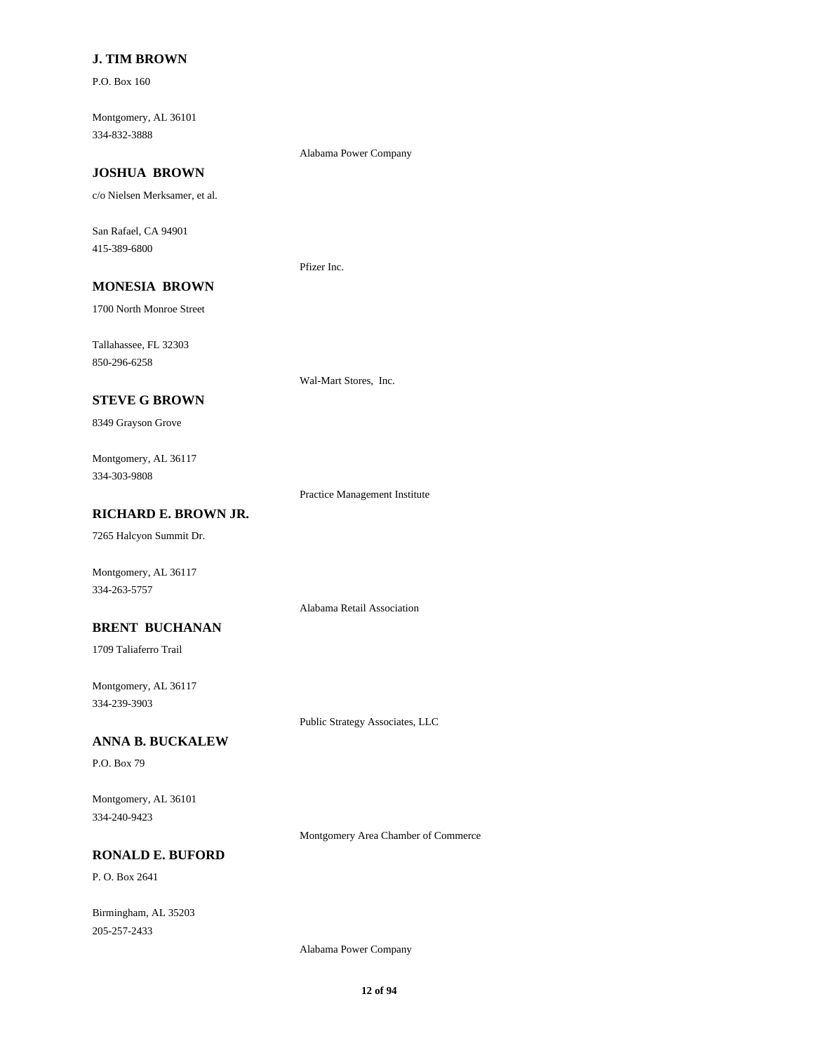**J. TIM BROWN**

P.O. Box 160

Montgomery, AL 36101
334-832-3888

Alabama Power Company

**JOSHUA BROWN**

c/o Nielsen Merksamer, et al.

San Rafael, CA 94901
415-389-6800

Pfizer Inc.

**MONESIA BROWN**

1700 North Monroe Street

Tallahassee, FL 32303
850-296-6258

Wal-Mart Stores, Inc.

**STEVE G BROWN**

8349 Grayson Grove

Montgomery, AL 36117
334-303-9808

Practice Management Institute

**RICHARD E. BROWN JR.**

7265 Halcyon Summit Dr.

Montgomery, AL 36117
334-263-5757

Alabama Retail Association

**BRENT BUCHANAN**

1709 Taliaferro Trail

Montgomery, AL 36117
334-239-3903

Public Strategy Associates, LLC

**ANNA B. BUCKALEW**

P.O. Box 79

Montgomery, AL 36101
334-240-9423

Montgomery Area Chamber of Commerce

**RONALD E. BUFORD**

P. O. Box 2641

Birmingham, AL 35203
205-257-2433

Alabama Power Company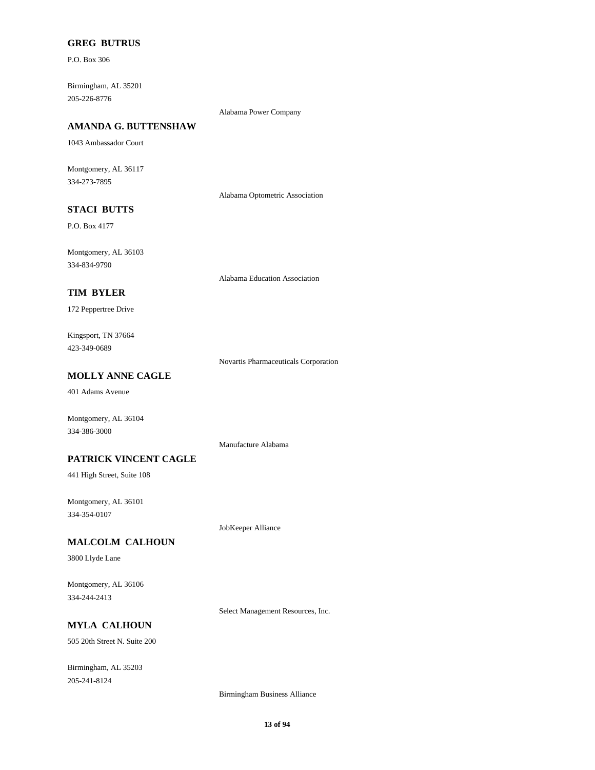**GREG BUTRUS**

P.O. Box 306

Birmingham, AL 35201
205-226-8776

Alabama Power Company

**AMANDA G. BUTTENSHAW**

1043 Ambassador Court

Montgomery, AL 36117
334-273-7895

Alabama Optometric Association

**STACI BUTTS**

P.O. Box 4177

Montgomery, AL 36103
334-834-9790

Alabama Education Association

**TIM BYLER**

172 Peppertree Drive

Kingsport, TN 37664
423-349-0689

Novartis Pharmaceuticals Corporation

**MOLLY ANNE CAGLE**

401 Adams Avenue

Montgomery, AL 36104
334-386-3000

Manufacture Alabama

**PATRICK VINCENT CAGLE**

441 High Street, Suite 108

Montgomery, AL 36101
334-354-0107

JobKeeper Alliance

**MALCOLM CALHOUN**

3800 Llyde Lane

Montgomery, AL 36106
334-244-2413

Select Management Resources, Inc.

**MYLA CALHOUN**

505 20th Street N. Suite 200

Birmingham, AL 35203
205-241-8124

Birmingham Business Alliance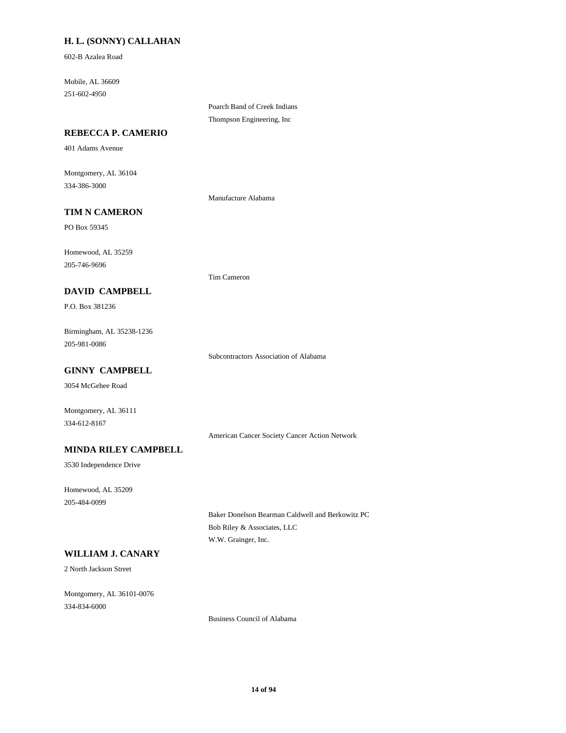**H. L. (SONNY) CALLAHAN**

602-B Azalea Road

Mobile, AL 36609
251-602-4950

Poarch Band of Creek Indians
Thompson Engineering, Inc

**REBECCA P. CAMERIO**

401 Adams Avenue

Montgomery, AL 36104
334-386-3000

Manufacture Alabama

**TIM N CAMERON**

PO Box 59345

Homewood, AL 35259
205-746-9696

Tim Cameron

**DAVID CAMPBELL**

P.O. Box 381236

Birmingham, AL 35238-1236
205-981-0086

Subcontractors Association of Alabama

**GINNY CAMPBELL**

3054 McGehee Road

Montgomery, AL 36111
334-612-8167

American Cancer Society Cancer Action Network

**MINDA RILEY CAMPBELL**

3530 Independence Drive

Homewood, AL 35209
205-484-0099

Baker Donelson Bearman Caldwell and Berkowitz PC
Bob Riley & Associates, LLC
W.W. Grainger, Inc.

**WILLIAM J. CANARY**

2 North Jackson Street

Montgomery, AL 36101-0076
334-834-6000

Business Council of Alabama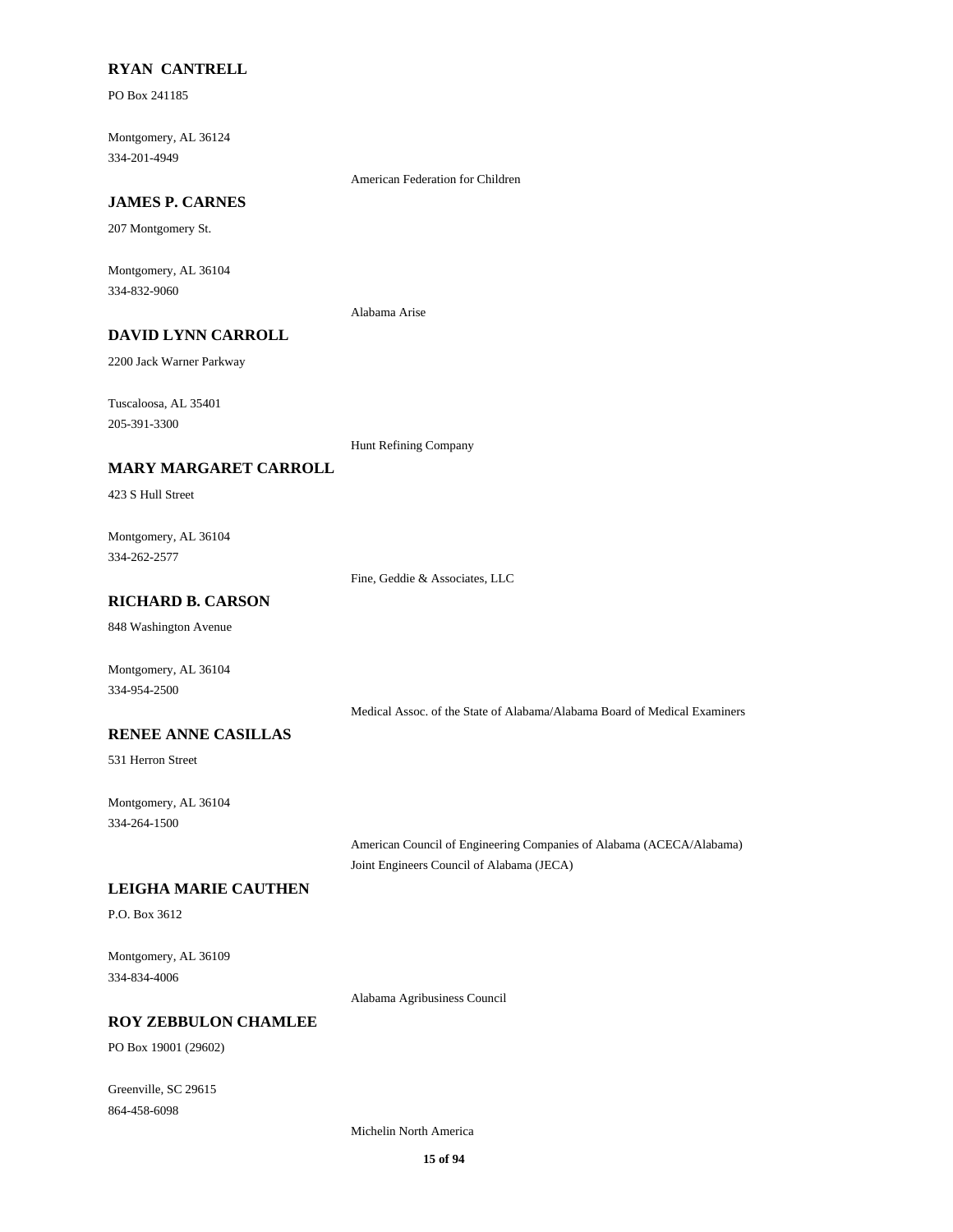**RYAN CANTRELL**

PO Box 241185

Montgomery, AL 36124
334-201-4949

American Federation for Children

**JAMES P. CARNES**

207 Montgomery St.

Montgomery, AL 36104
334-832-9060

Alabama Arise

**DAVID LYNN CARROLL**

2200 Jack Warner Parkway

Tuscaloosa, AL 35401
205-391-3300

Hunt Refining Company

**MARY MARGARET CARROLL**

423 S Hull Street

Montgomery, AL 36104
334-262-2577

Fine, Geddie & Associates, LLC

**RICHARD B. CARSON**

848 Washington Avenue

Montgomery, AL 36104
334-954-2500

Medical Assoc. of the State of Alabama/Alabama Board of Medical Examiners

**RENEE ANNE CASILLAS**

531 Herron Street

Montgomery, AL 36104
334-264-1500

American Council of Engineering Companies of Alabama (ACECA/Alabama)
Joint Engineers Council of Alabama (JECA)

**LEIGHA MARIE CAUTHEN**

P.O. Box 3612

Montgomery, AL 36109
334-834-4006

Alabama Agribusiness Council

**ROY ZEBBULON CHAMLEE**

PO Box 19001 (29602)

Greenville, SC 29615
864-458-6098

Michelin North America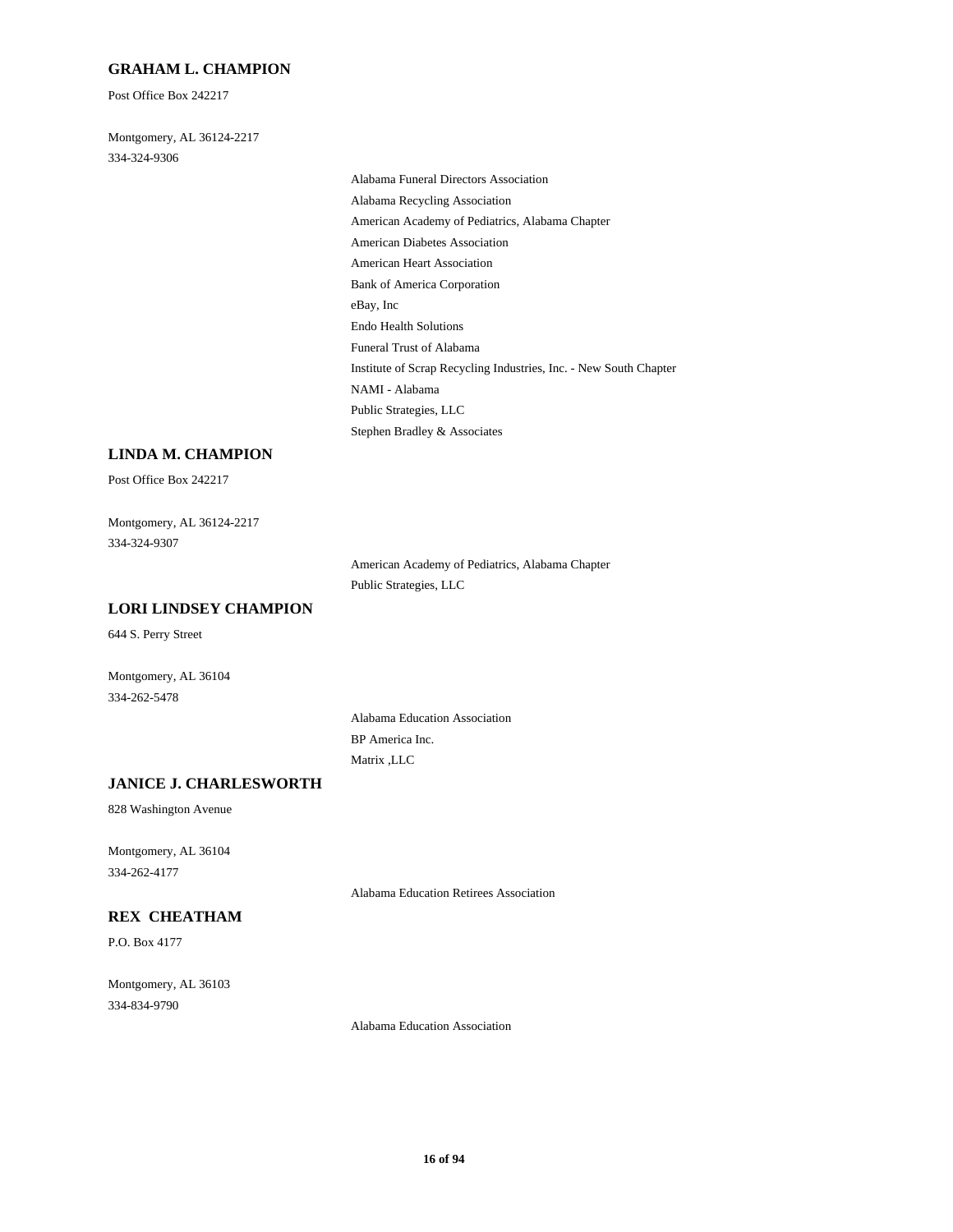**GRAHAM L. CHAMPION**

Post Office Box 242217

Montgomery, AL 36124-2217
334-324-9306

- Alabama Funeral Directors Association
- Alabama Recycling Association
- American Academy of Pediatrics, Alabama Chapter
- American Diabetes Association
- American Heart Association
- Bank of America Corporation
- eBay, Inc
- Endo Health Solutions
- Funeral Trust of Alabama
- Institute of Scrap Recycling Industries, Inc. - New South Chapter
- NAMI - Alabama
- Public Strategies, LLC
- Stephen Bradley & Associates

**LINDA M. CHAMPION**

Post Office Box 242217

Montgomery, AL 36124-2217
334-324-9307

- American Academy of Pediatrics, Alabama Chapter
- Public Strategies, LLC

**LORI LINDSEY CHAMPION**

644 S. Perry Street

Montgomery, AL 36104
334-262-5478

- Alabama Education Association
- BP America Inc.
- Matrix ,LLC

**JANICE J. CHARLESWORTH**

828 Washington Avenue

Montgomery, AL 36104
334-262-4177

- Alabama Education Retirees Association

**REX CHEATHAM**

P.O. Box 4177

Montgomery, AL 36103
334-834-9790

- Alabama Education Association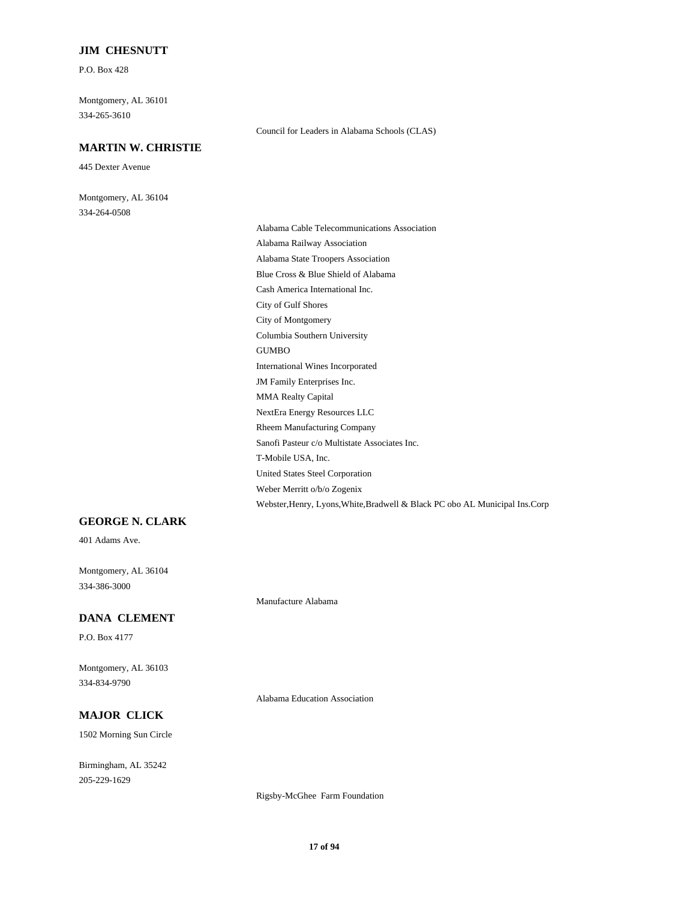### JIM CHESNUTT

P.O. Box 428

Montgomery, AL 36101
334-265-3610

Council for Leaders in Alabama Schools (CLAS)

### MARTIN W. CHRISTIE

445 Dexter Avenue

Montgomery, AL 36104
334-264-0508

Alabama Cable Telecommunications Association
Alabama Railway Association
Alabama State Troopers Association
Blue Cross & Blue Shield of Alabama
Cash America International Inc.
City of Gulf Shores
City of Montgomery
Columbia Southern University
GUMBO
International Wines Incorporated
JM Family Enterprises Inc.
MMA Realty Capital
NextEra Energy Resources LLC
Rheem Manufacturing Company
Sanofi Pasteur c/o Multistate Associates Inc.
T-Mobile USA, Inc.
United States Steel Corporation
Weber Merritt o/b/o Zogenix
Webster,Henry, Lyons,White,Bradwell & Black PC obo AL Municipal Ins.Corp

### GEORGE N. CLARK

401 Adams Ave.

Montgomery, AL 36104
334-386-3000

Manufacture Alabama

### DANA CLEMENT

P.O. Box 4177

Montgomery, AL 36103
334-834-9790

Alabama Education Association

### MAJOR CLICK

1502 Morning Sun Circle

Birmingham, AL 35242
205-229-1629

Rigsby-McGhee Farm Foundation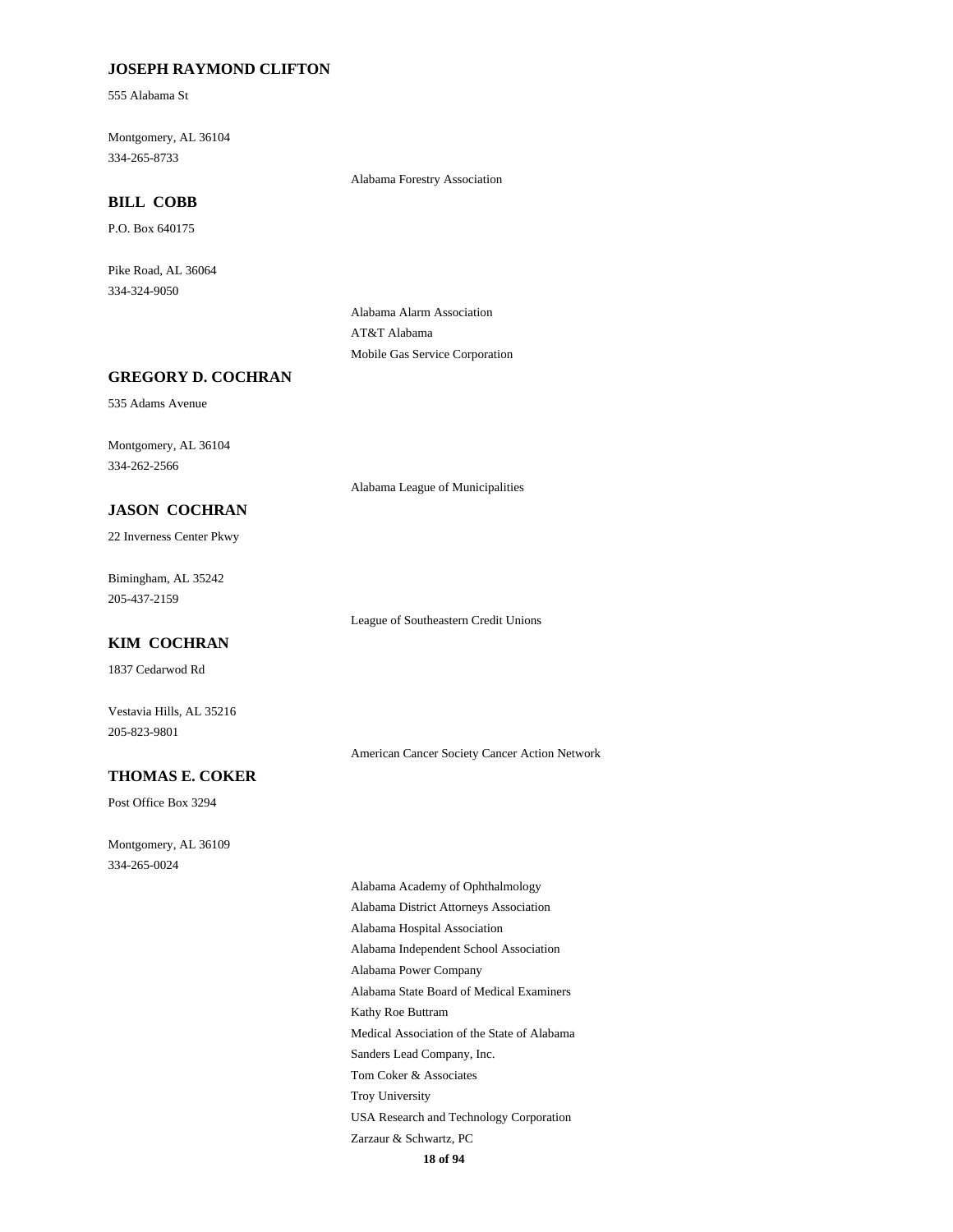**JOSEPH RAYMOND CLIFTON**

555 Alabama St

Montgomery, AL 36104
334-265-8733

Alabama Forestry Association

**BILL COBB**

P.O. Box 640175

Pike Road, AL 36064
334-324-9050

Alabama Alarm Association
AT&T Alabama
Mobile Gas Service Corporation

**GREGORY D. COCHRAN**

535 Adams Avenue

Montgomery, AL 36104
334-262-2566

Alabama League of Municipalities

**JASON COCHRAN**

22 Inverness Center Pkwy

Bimingham, AL 35242
205-437-2159

League of Southeastern Credit Unions

**KIM COCHRAN**

1837 Cedarwod Rd

Vestavia Hills, AL 35216
205-823-9801

American Cancer Society Cancer Action Network

**THOMAS E. COKER**

Post Office Box 3294

Montgomery, AL 36109
334-265-0024

Alabama Academy of Ophthalmology
Alabama District Attorneys Association
Alabama Hospital Association
Alabama Independent School Association
Alabama Power Company
Alabama State Board of Medical Examiners
Kathy Roe Buttram
Medical Association of the State of Alabama
Sanders Lead Company, Inc.
Tom Coker & Associates
Troy University
USA Research and Technology Corporation
Zarzaur & Schwartz, PC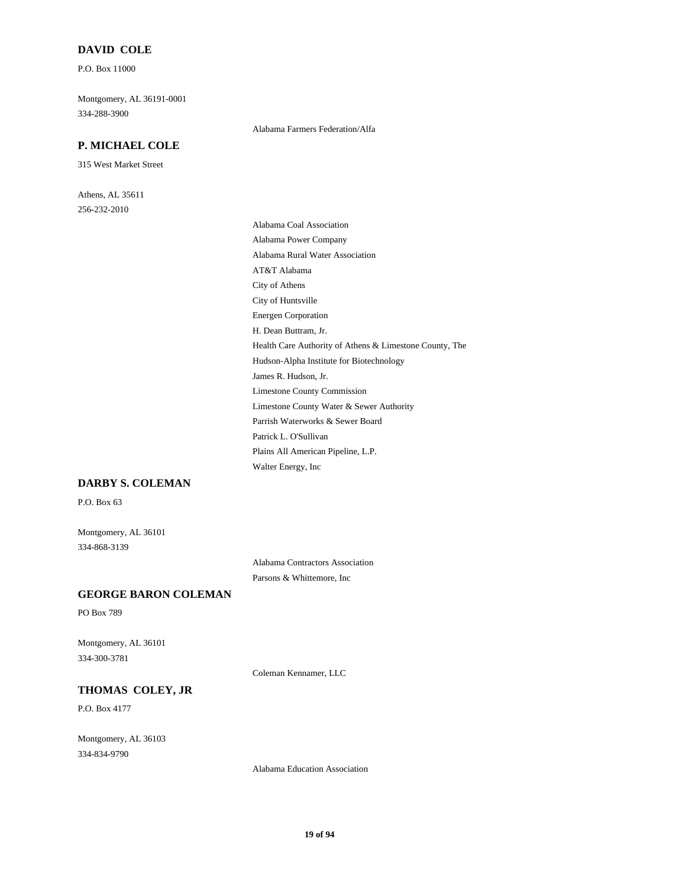### DAVID COLE

P.O. Box 11000

Montgomery, AL 36191-0001
334-288-3900

Alabama Farmers Federation/Alfa

### P. MICHAEL COLE

315 West Market Street

Athens, AL 35611
256-232-2010

Alabama Coal Association
Alabama Power Company
Alabama Rural Water Association
AT&T Alabama
City of Athens
City of Huntsville
Energen Corporation
H. Dean Buttram, Jr.
Health Care Authority of Athens & Limestone County, The
Hudson-Alpha Institute for Biotechnology
James R. Hudson, Jr.
Limestone County Commission
Limestone County Water & Sewer Authority
Parrish Waterworks & Sewer Board
Patrick L. O'Sullivan
Plains All American Pipeline, L.P.
Walter Energy, Inc

### DARBY S. COLEMAN

P.O. Box 63

Montgomery, AL 36101
334-868-3139

Alabama Contractors Association
Parsons & Whittemore, Inc

### GEORGE BARON COLEMAN

PO Box 789

Montgomery, AL 36101
334-300-3781

Coleman Kennamer, LLC

### THOMAS COLEY, JR

P.O. Box 4177

Montgomery, AL 36103
334-834-9790

Alabama Education Association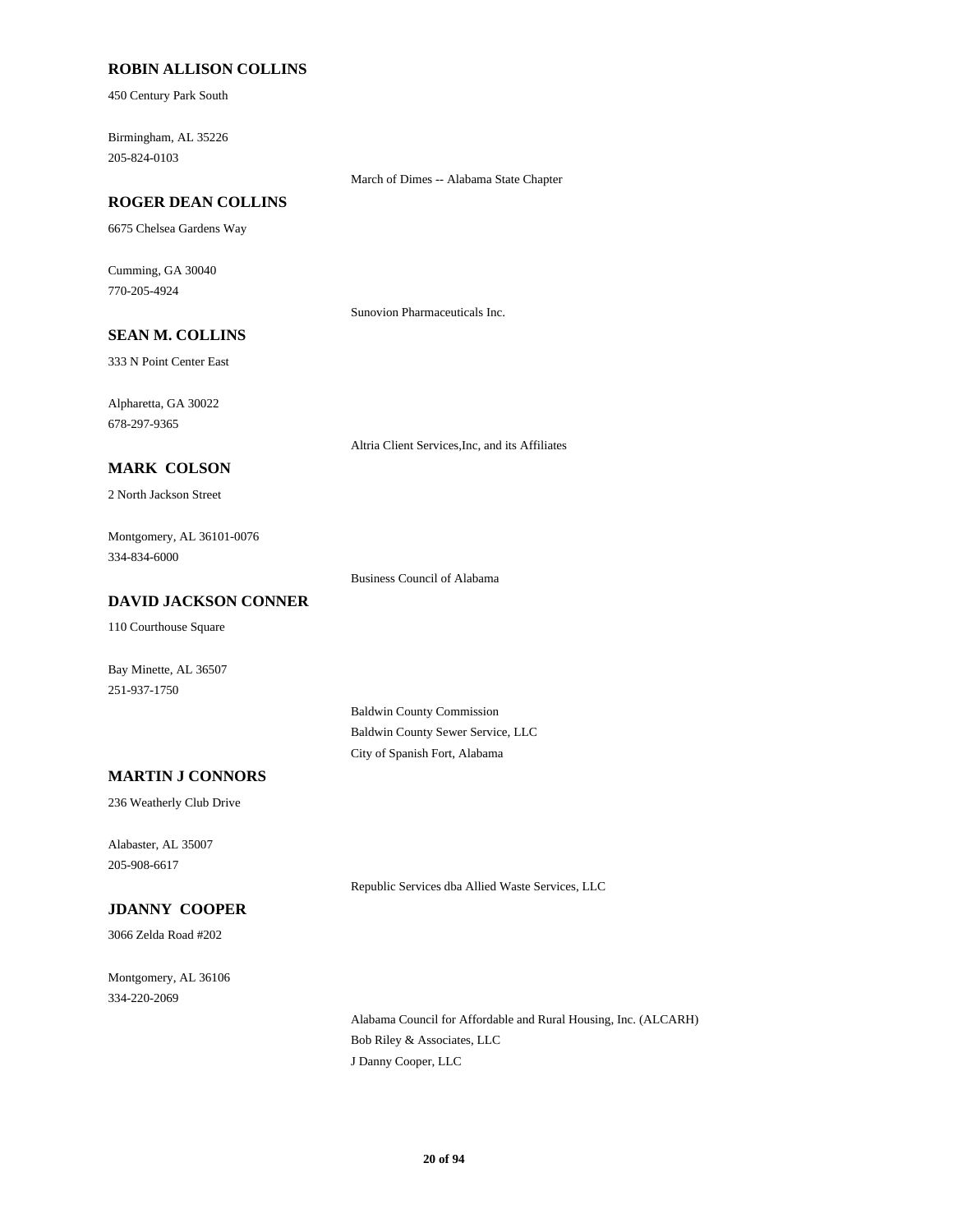**ROBIN ALLISON COLLINS**

450 Century Park South

Birmingham, AL 35226
205-824-0103

March of Dimes -- Alabama State Chapter

**ROGER DEAN COLLINS**

6675 Chelsea Gardens Way

Cumming, GA 30040
770-205-4924

Sunovion Pharmaceuticals Inc.

**SEAN M. COLLINS**

333 N Point Center East

Alpharetta, GA 30022
678-297-9365

Altria Client Services,Inc, and its Affiliates

**MARK COLSON**

2 North Jackson Street

Montgomery, AL 36101-0076
334-834-6000

Business Council of Alabama

**DAVID JACKSON CONNER**

110 Courthouse Square

Bay Minette, AL 36507
251-937-1750

Baldwin County Commission
Baldwin County Sewer Service, LLC
City of Spanish Fort, Alabama

**MARTIN J CONNORS**

236 Weatherly Club Drive

Alabaster, AL 35007
205-908-6617

Republic Services dba Allied Waste Services, LLC

**JDANNY COOPER**

3066 Zelda Road #202

Montgomery, AL 36106
334-220-2069

Alabama Council for Affordable and Rural Housing, Inc. (ALCARH)
Bob Riley & Associates, LLC
J Danny Cooper, LLC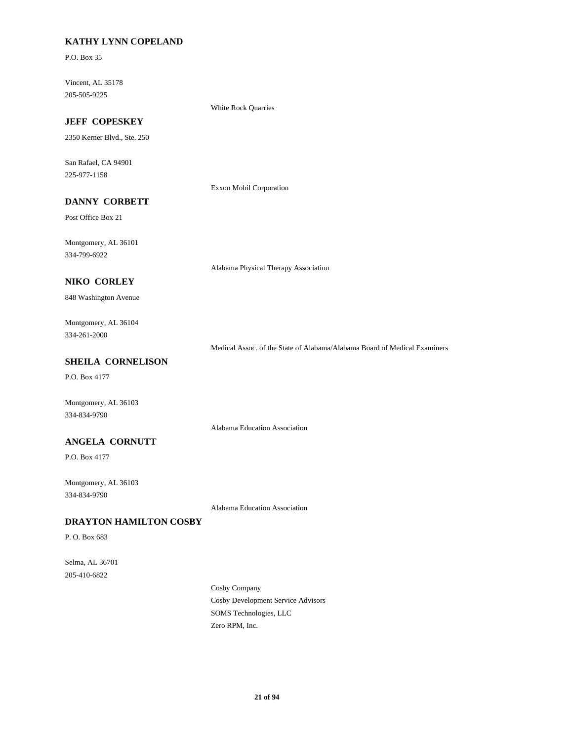**KATHY LYNN COPELAND**

P.O. Box 35

Vincent, AL 35178
205-505-9225

White Rock Quarries

**JEFF COPESKEY**

2350 Kerner Blvd., Ste. 250

San Rafael, CA 94901
225-977-1158

Exxon Mobil Corporation

**DANNY CORBETT**

Post Office Box 21

Montgomery, AL 36101
334-799-6922

Alabama Physical Therapy Association

**NIKO CORLEY**

848 Washington Avenue

Montgomery, AL 36104
334-261-2000

Medical Assoc. of the State of Alabama/Alabama Board of Medical Examiners

**SHEILA CORNELISON**

P.O. Box 4177

Montgomery, AL 36103
334-834-9790

Alabama Education Association

**ANGELA CORNUTT**

P.O. Box 4177

Montgomery, AL 36103
334-834-9790

Alabama Education Association

**DRAYTON HAMILTON COSBY**

P. O. Box 683

Selma, AL 36701
205-410-6822

Cosby Company
Cosby Development Service Advisors
SOMS Technologies, LLC
Zero RPM, Inc.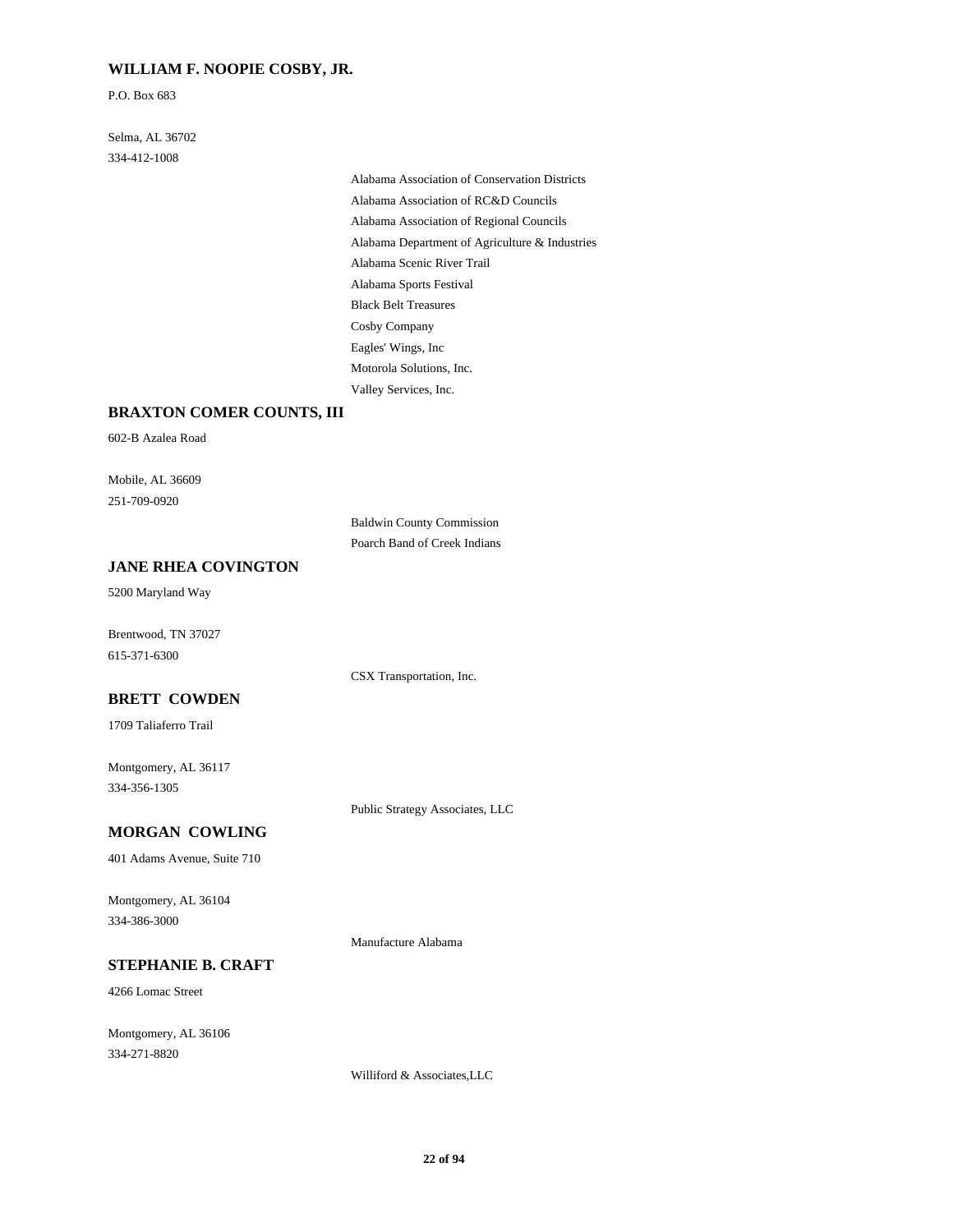**WILLIAM F. NOOPIE COSBY, JR.**

P.O. Box 683

Selma, AL 36702
334-412-1008

Alabama Association of Conservation Districts
Alabama Association of RC&D Councils
Alabama Association of Regional Councils
Alabama Department of Agriculture & Industries
Alabama Scenic River Trail
Alabama Sports Festival
Black Belt Treasures
Cosby Company
Eagles' Wings, Inc
Motorola Solutions, Inc.
Valley Services, Inc.

**BRAXTON COMER COUNTS, III**

602-B Azalea Road

Mobile, AL 36609
251-709-0920

Baldwin County Commission
Poarch Band of Creek Indians

**JANE RHEA COVINGTON**

5200 Maryland Way

Brentwood, TN 37027
615-371-6300

CSX Transportation, Inc.

**BRETT COWDEN**

1709 Taliaferro Trail

Montgomery, AL 36117
334-356-1305

Public Strategy Associates, LLC

**MORGAN COWLING**

401 Adams Avenue, Suite 710

Montgomery, AL 36104
334-386-3000

Manufacture Alabama

**STEPHANIE B. CRAFT**

4266 Lomac Street

Montgomery, AL 36106
334-271-8820

Williford & Associates,LLC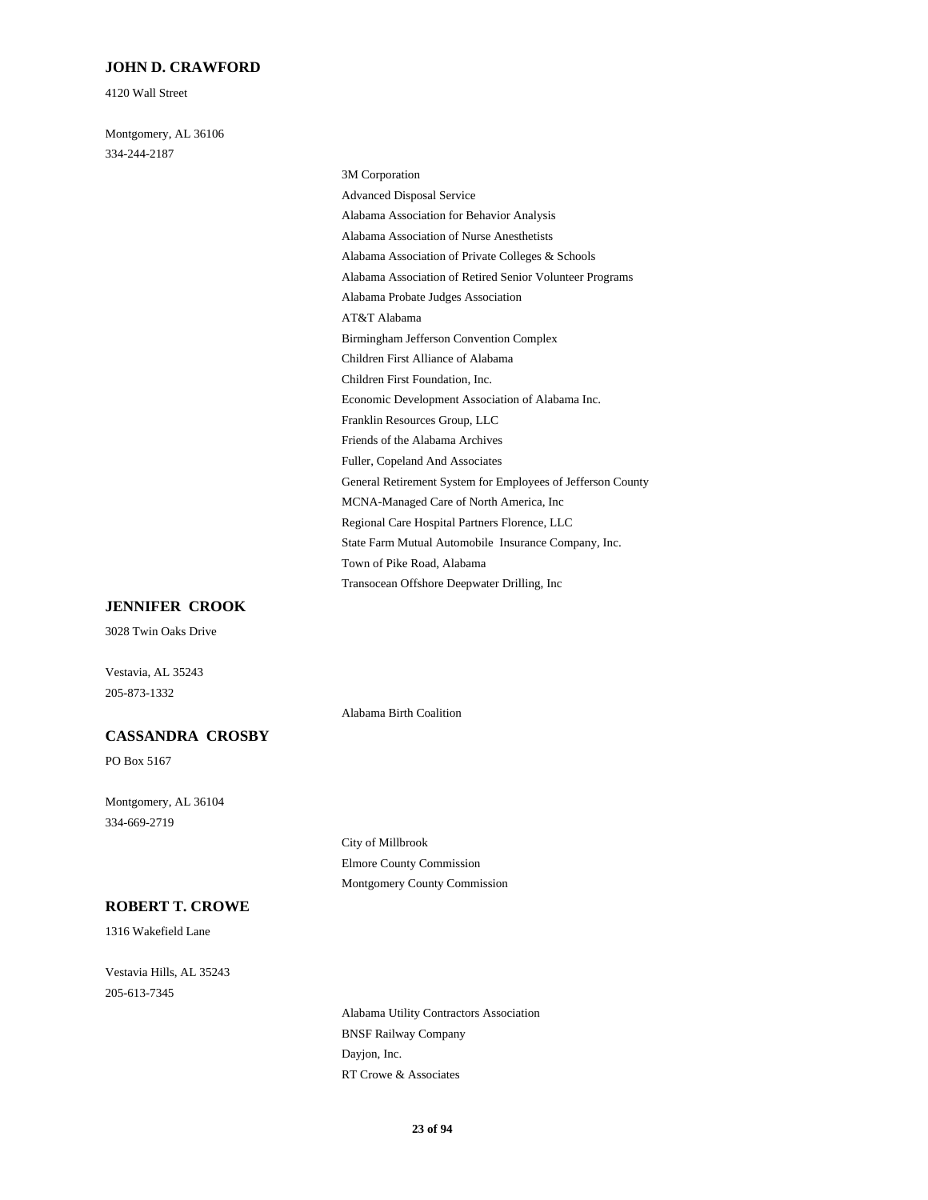### JOHN D. CRAWFORD

4120 Wall Street

Montgomery, AL 36106
334-244-2187

- 3M Corporation
- Advanced Disposal Service
- Alabama Association for Behavior Analysis
- Alabama Association of Nurse Anesthetists
- Alabama Association of Private Colleges & Schools
- Alabama Association of Retired Senior Volunteer Programs
- Alabama Probate Judges Association
- AT&T Alabama
- Birmingham Jefferson Convention Complex
- Children First Alliance of Alabama
- Children First Foundation, Inc.
- Economic Development Association of Alabama Inc.
- Franklin Resources Group, LLC
- Friends of the Alabama Archives
- Fuller, Copeland And Associates
- General Retirement System for Employees of Jefferson County
- MCNA-Managed Care of North America, Inc
- Regional Care Hospital Partners Florence, LLC
- State Farm Mutual Automobile Insurance Company, Inc.
- Town of Pike Road, Alabama
- Transocean Offshore Deepwater Drilling, Inc

### JENNIFER CROOK

3028 Twin Oaks Drive

Vestavia, AL 35243
205-873-1332

- Alabama Birth Coalition

### CASSANDRA CROSBY

PO Box 5167

Montgomery, AL 36104
334-669-2719

- City of Millbrook
- Elmore County Commission
- Montgomery County Commission

### ROBERT T. CROWE

1316 Wakefield Lane

Vestavia Hills, AL 35243
205-613-7345

- Alabama Utility Contractors Association
- BNSF Railway Company
- Dayjon, Inc.
- RT Crowe & Associates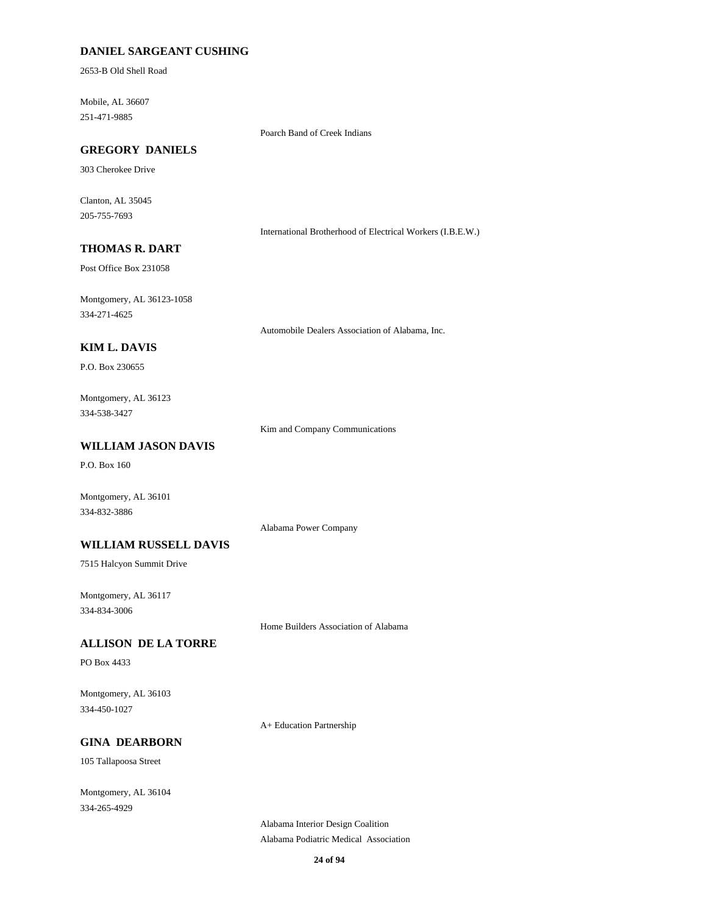**DANIEL SARGEANT CUSHING**

2653-B Old Shell Road

Mobile, AL 36607
251-471-9885

Poarch Band of Creek Indians

**GREGORY DANIELS**

303 Cherokee Drive

Clanton, AL 35045
205-755-7693

International Brotherhood of Electrical Workers (I.B.E.W.)

**THOMAS R. DART**

Post Office Box 231058

Montgomery, AL 36123-1058
334-271-4625

Automobile Dealers Association of Alabama, Inc.

**KIM L. DAVIS**

P.O. Box 230655

Montgomery, AL 36123
334-538-3427

Kim and Company Communications

**WILLIAM JASON DAVIS**

P.O. Box 160

Montgomery, AL 36101
334-832-3886

Alabama Power Company

**WILLIAM RUSSELL DAVIS**

7515 Halcyon Summit Drive

Montgomery, AL 36117
334-834-3006

Home Builders Association of Alabama

**ALLISON DE LA TORRE**

PO Box 4433

Montgomery, AL 36103
334-450-1027

A+ Education Partnership

**GINA DEARBORN**

105 Tallapoosa Street

Montgomery, AL 36104
334-265-4929

Alabama Interior Design Coalition
Alabama Podiatric Medical Association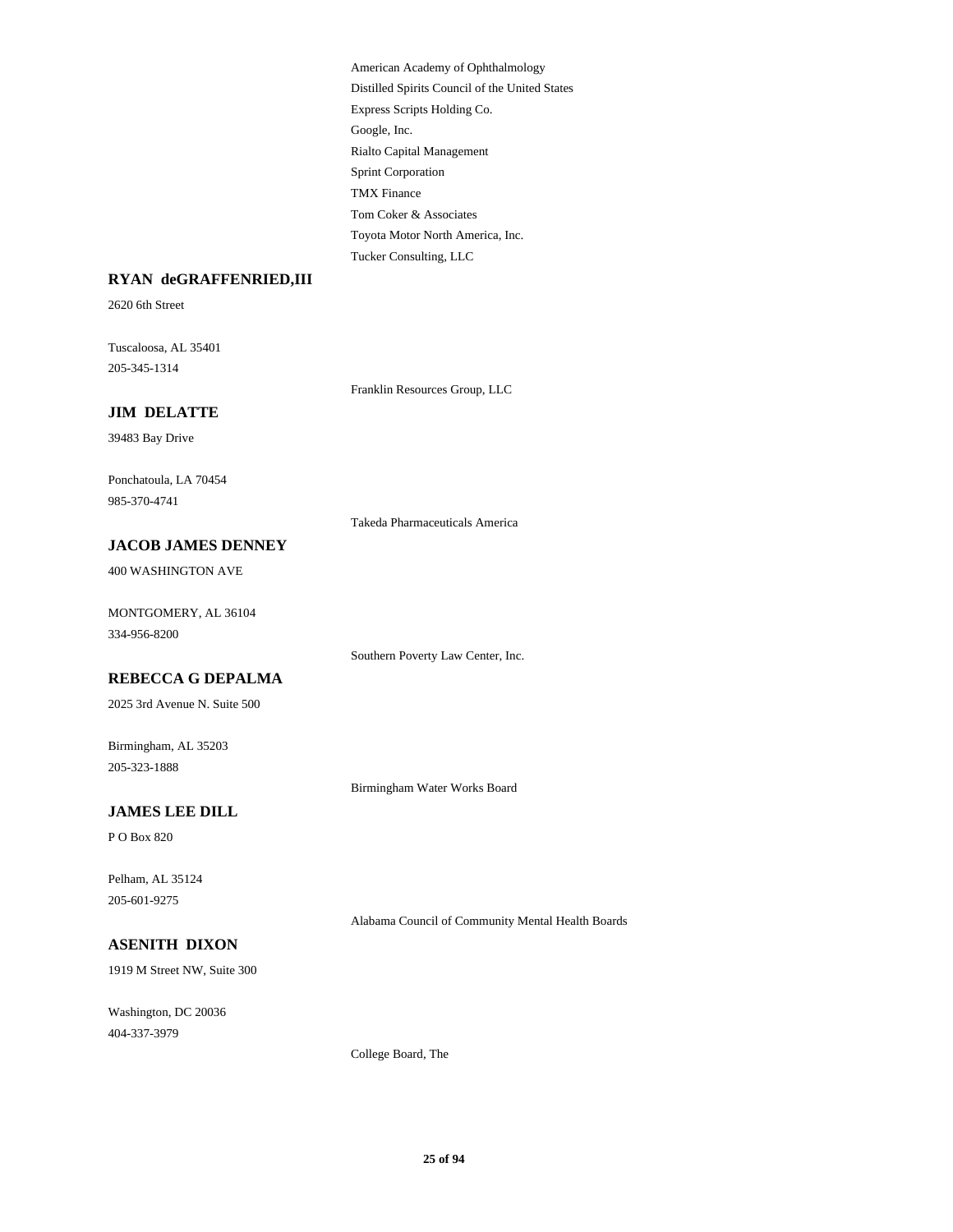American Academy of Ophthalmology
Distilled Spirits Council of the United States
Express Scripts Holding Co.
Google, Inc.
Rialto Capital Management
Sprint Corporation
TMX Finance
Tom Coker & Associates
Toyota Motor North America, Inc.
Tucker Consulting, LLC

**RYAN deGRAFFENRIED,III**

2620 6th Street

Tuscaloosa, AL 35401
205-345-1314

Franklin Resources Group, LLC

**JIM DELATTE**

39483 Bay Drive

Ponchatoula, LA 70454
985-370-4741

Takeda Pharmaceuticals America

**JACOB JAMES DENNEY**

400 WASHINGTON AVE

MONTGOMERY, AL 36104
334-956-8200

Southern Poverty Law Center, Inc.

**REBECCA G DEPALMA**

2025 3rd Avenue N. Suite 500

Birmingham, AL 35203
205-323-1888

Birmingham Water Works Board

**JAMES LEE DILL**

P O Box 820

Pelham, AL 35124
205-601-9275

Alabama Council of Community Mental Health Boards

**ASENITH DIXON**

1919 M Street NW, Suite 300

Washington, DC 20036
404-337-3979

College Board, The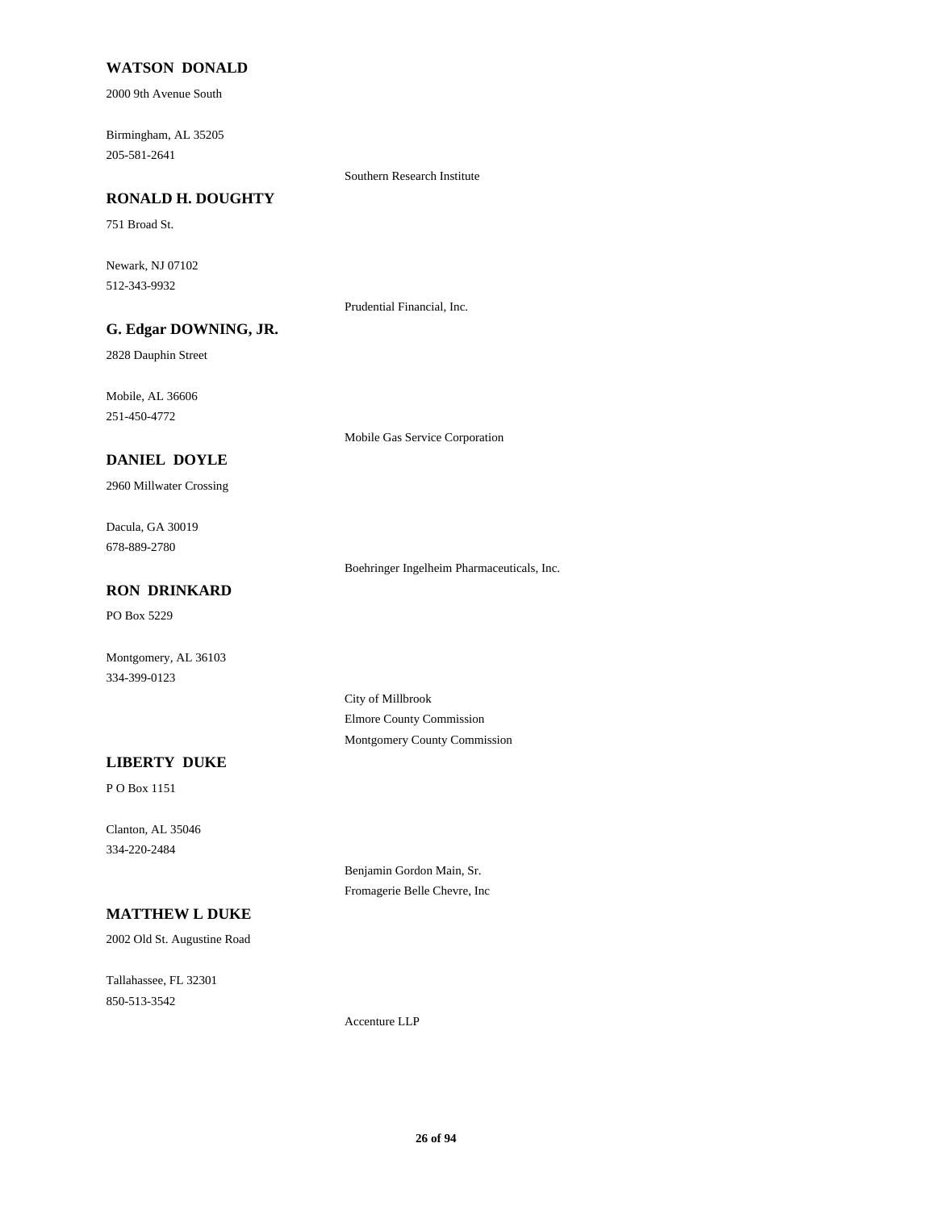**WATSON DONALD**

2000 9th Avenue South

Birmingham, AL 35205
205-581-2641

Southern Research Institute

**RONALD H. DOUGHTY**

751 Broad St.

Newark, NJ 07102
512-343-9932

Prudential Financial, Inc.

**G. Edgar DOWNING, JR.**

2828 Dauphin Street

Mobile, AL 36606
251-450-4772

Mobile Gas Service Corporation

**DANIEL DOYLE**

2960 Millwater Crossing

Dacula, GA 30019
678-889-2780

Boehringer Ingelheim Pharmaceuticals, Inc.

**RON DRINKARD**

PO Box 5229

Montgomery, AL 36103
334-399-0123

City of Millbrook
Elmore County Commission
Montgomery County Commission

**LIBERTY DUKE**

P O Box 1151

Clanton, AL 35046
334-220-2484

Benjamin Gordon Main, Sr.
Fromagerie Belle Chevre, Inc

**MATTHEW L DUKE**

2002 Old St. Augustine Road

Tallahassee, FL 32301
850-513-3542

Accenture LLP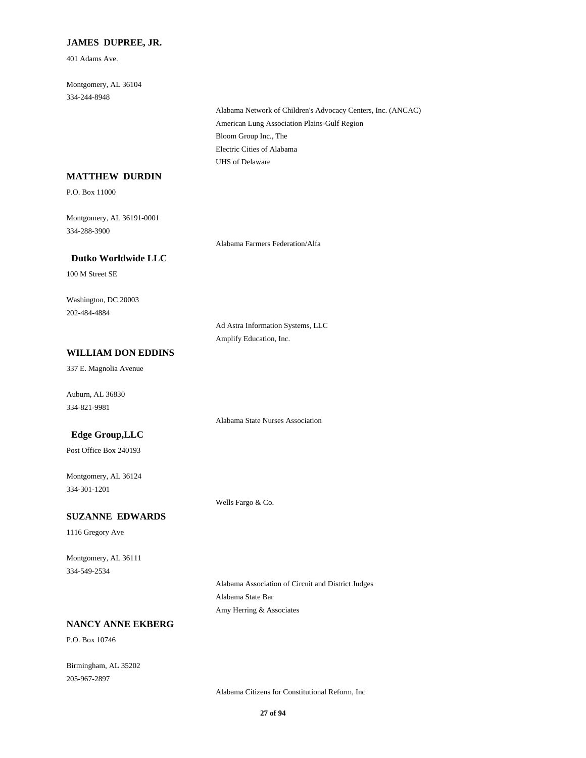**JAMES DUPREE, JR.**

401 Adams Ave.

Montgomery, AL 36104
334-244-8948

Alabama Network of Children's Advocacy Centers, Inc. (ANCAC)
American Lung Association Plains-Gulf Region
Bloom Group Inc., The
Electric Cities of Alabama
UHS of Delaware

**MATTHEW DURDIN**

P.O. Box 11000

Montgomery, AL 36191-0001
334-288-3900

Alabama Farmers Federation/Alfa

**Dutko Worldwide LLC**

100 M Street SE

Washington, DC 20003
202-484-4884

Ad Astra Information Systems, LLC
Amplify Education, Inc.

**WILLIAM DON EDDINS**

337 E. Magnolia Avenue

Auburn, AL 36830
334-821-9981

Alabama State Nurses Association

**Edge Group,LLC**

Post Office Box 240193

Montgomery, AL 36124
334-301-1201

Wells Fargo & Co.

**SUZANNE EDWARDS**

1116 Gregory Ave

Montgomery, AL 36111
334-549-2534

Alabama Association of Circuit and District Judges
Alabama State Bar
Amy Herring & Associates

**NANCY ANNE EKBERG**

P.O. Box 10746

Birmingham, AL 35202
205-967-2897

Alabama Citizens for Constitutional Reform, Inc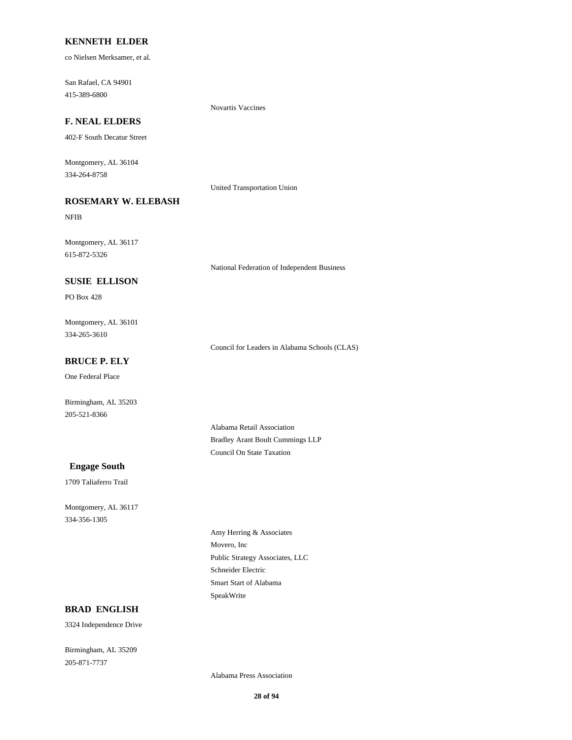**KENNETH ELDER**

co Nielsen Merksamer, et al.

San Rafael, CA 94901
415-389-6800

Novartis Vaccines

**F. NEAL ELDERS**

402-F South Decatur Street

Montgomery, AL 36104
334-264-8758

United Transportation Union

**ROSEMARY W. ELEBASH**

NFIB

Montgomery, AL 36117
615-872-5326

National Federation of Independent Business

**SUSIE ELLISON**

PO Box 428

Montgomery, AL 36101
334-265-3610

Council for Leaders in Alabama Schools (CLAS)

**BRUCE P. ELY**

One Federal Place

Birmingham, AL 35203
205-521-8366

Alabama Retail Association
Bradley Arant Boult Cummings LLP
Council On State Taxation

**Engage South**

1709 Taliaferro Trail

Montgomery, AL 36117
334-356-1305

Amy Herring & Associates
Movero, Inc
Public Strategy Associates, LLC
Schneider Electric
Smart Start of Alabama
SpeakWrite

**BRAD ENGLISH**

3324 Independence Drive

Birmingham, AL 35209
205-871-7737

Alabama Press Association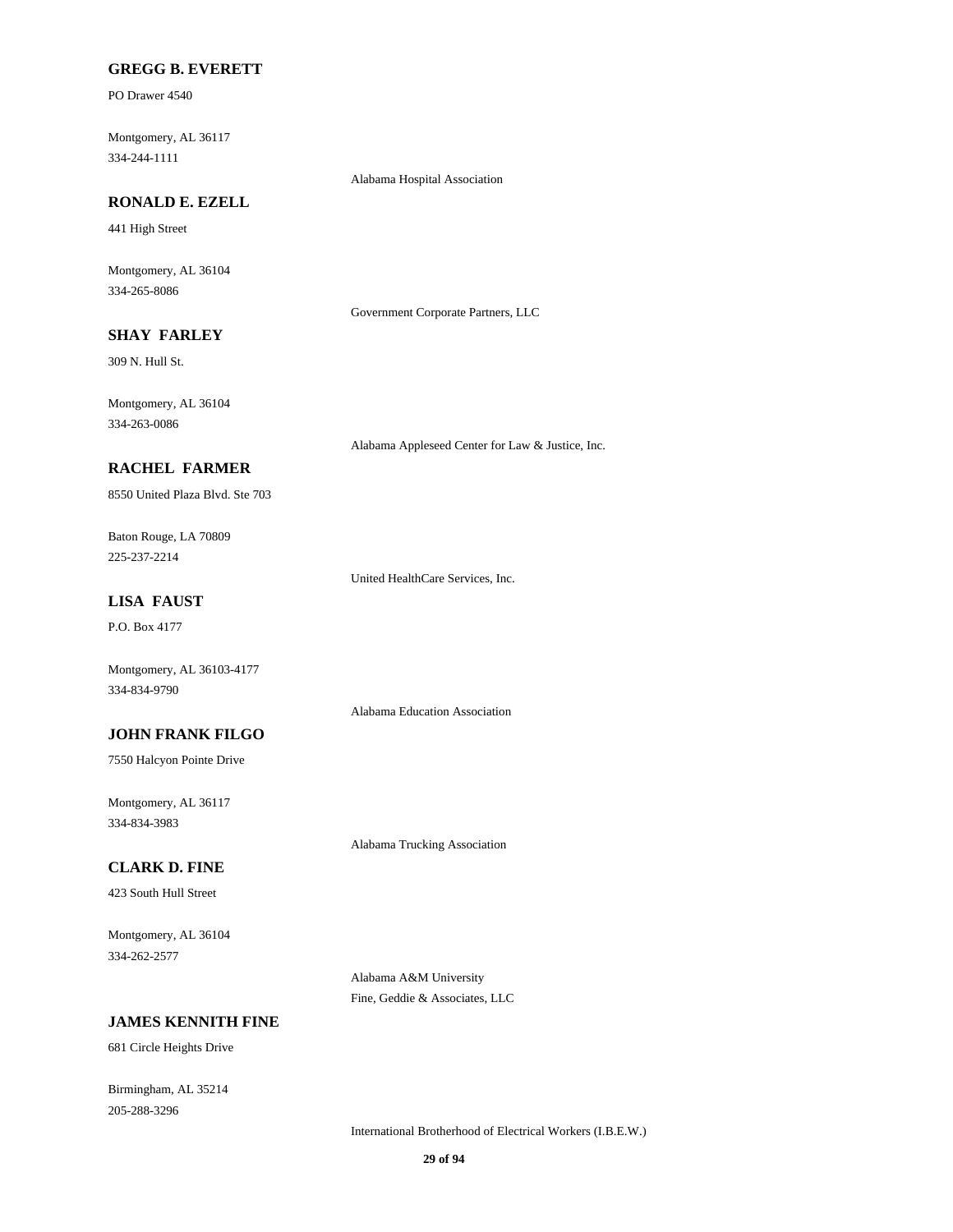**GREGG B. EVERETT**

PO Drawer 4540

Montgomery, AL 36117
334-244-1111

Alabama Hospital Association

**RONALD E. EZELL**

441 High Street

Montgomery, AL 36104
334-265-8086

Government Corporate Partners, LLC

**SHAY FARLEY**

309 N. Hull St.

Montgomery, AL 36104
334-263-0086

Alabama Appleseed Center for Law & Justice, Inc.

**RACHEL FARMER**

8550 United Plaza Blvd. Ste 703

Baton Rouge, LA 70809
225-237-2214

United HealthCare Services, Inc.

**LISA FAUST**

P.O. Box 4177

Montgomery, AL 36103-4177
334-834-9790

Alabama Education Association

**JOHN FRANK FILGO**

7550 Halcyon Pointe Drive

Montgomery, AL 36117
334-834-3983

Alabama Trucking Association

**CLARK D. FINE**

423 South Hull Street

Montgomery, AL 36104
334-262-2577

Alabama A&M University
Fine, Geddie & Associates, LLC

**JAMES KENNITH FINE**

681 Circle Heights Drive

Birmingham, AL 35214
205-288-3296

International Brotherhood of Electrical Workers (I.B.E.W.)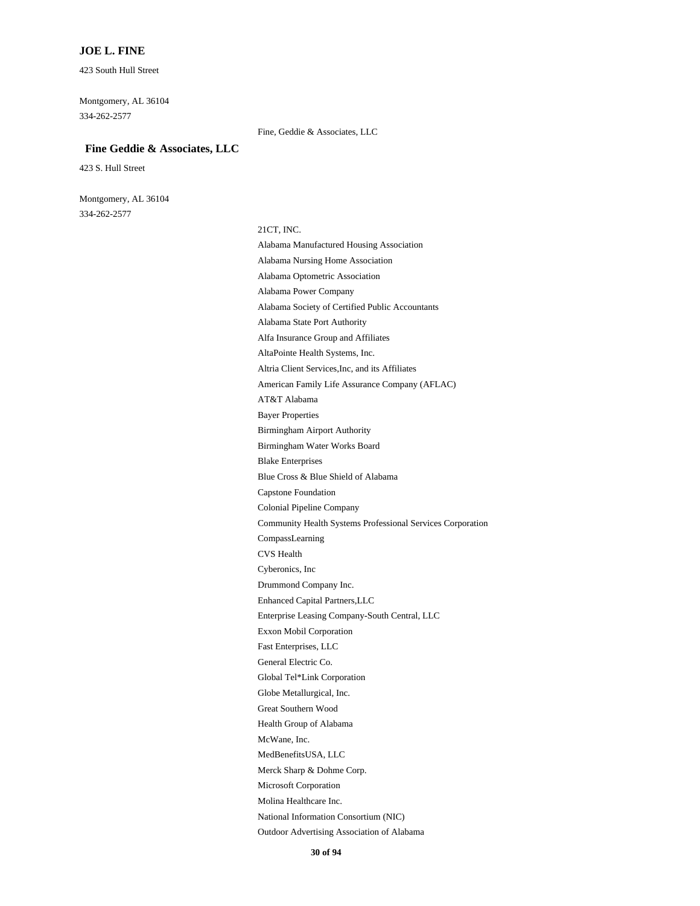**JOE L. FINE**

423 South Hull Street

Montgomery, AL 36104

334-262-2577

Fine, Geddie & Associates, LLC

**Fine Geddie & Associates, LLC**

423 S. Hull Street

Montgomery, AL 36104

334-262-2577

21CT, INC.

Alabama Manufactured Housing Association

Alabama Nursing Home Association

Alabama Optometric Association

Alabama Power Company

Alabama Society of Certified Public Accountants

Alabama State Port Authority

Alfa Insurance Group and Affiliates

AltaPointe Health Systems, Inc.

Altria Client Services,Inc, and its Affiliates

American Family Life Assurance Company (AFLAC)

AT&T Alabama

Bayer Properties

Birmingham Airport Authority

Birmingham Water Works Board

Blake Enterprises

Blue Cross & Blue Shield of Alabama

Capstone Foundation

Colonial Pipeline Company

Community Health Systems Professional Services Corporation

CompassLearning

CVS Health

Cyberonics, Inc

Drummond Company Inc.

Enhanced Capital Partners,LLC

Enterprise Leasing Company-South Central, LLC

Exxon Mobil Corporation

Fast Enterprises, LLC

General Electric Co.

Global Tel*Link Corporation

Globe Metallurgical, Inc.

Great Southern Wood

Health Group of Alabama

McWane, Inc.

MedBenefitsUSA, LLC

Merck Sharp & Dohme Corp.

Microsoft Corporation

Molina Healthcare Inc.

National Information Consortium (NIC)

Outdoor Advertising Association of Alabama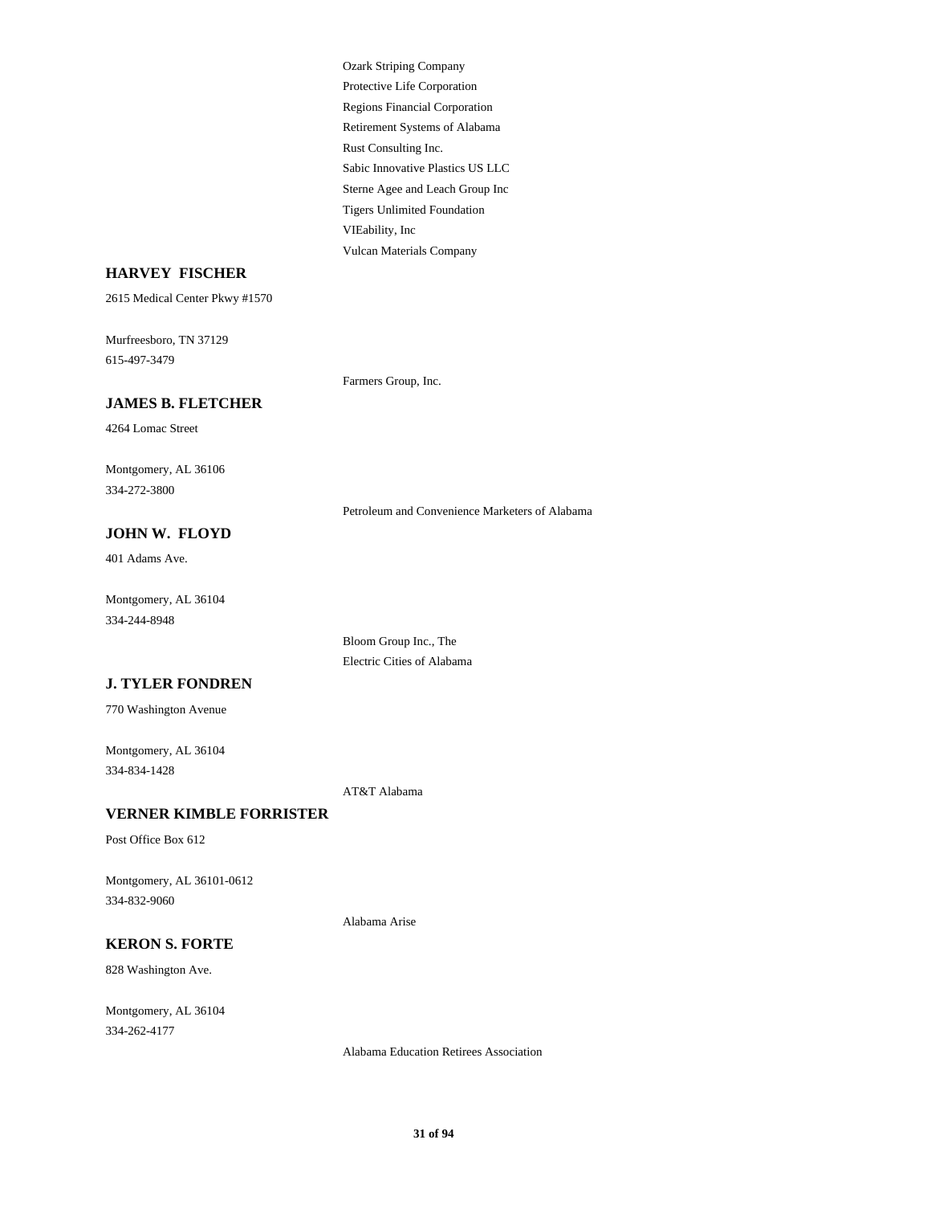Ozark Striping Company
Protective Life Corporation
Regions Financial Corporation
Retirement Systems of Alabama
Rust Consulting Inc.
Sabic Innovative Plastics US LLC
Sterne Agee and Leach Group Inc
Tigers Unlimited Foundation
VIEability, Inc
Vulcan Materials Company

**HARVEY FISCHER**

2615 Medical Center Pkwy #1570

Murfreesboro, TN 37129
615-497-3479

Farmers Group, Inc.

**JAMES B. FLETCHER**

4264 Lomac Street

Montgomery, AL 36106
334-272-3800

Petroleum and Convenience Marketers of Alabama

**JOHN W. FLOYD**

401 Adams Ave.

Montgomery, AL 36104
334-244-8948

Bloom Group Inc., The
Electric Cities of Alabama

**J. TYLER FONDREN**

770 Washington Avenue

Montgomery, AL 36104
334-834-1428

AT&T Alabama

**VERNER KIMBLE FORRISTER**

Post Office Box 612

Montgomery, AL 36101-0612
334-832-9060

Alabama Arise

**KERON S. FORTE**

828 Washington Ave.

Montgomery, AL 36104
334-262-4177

Alabama Education Retirees Association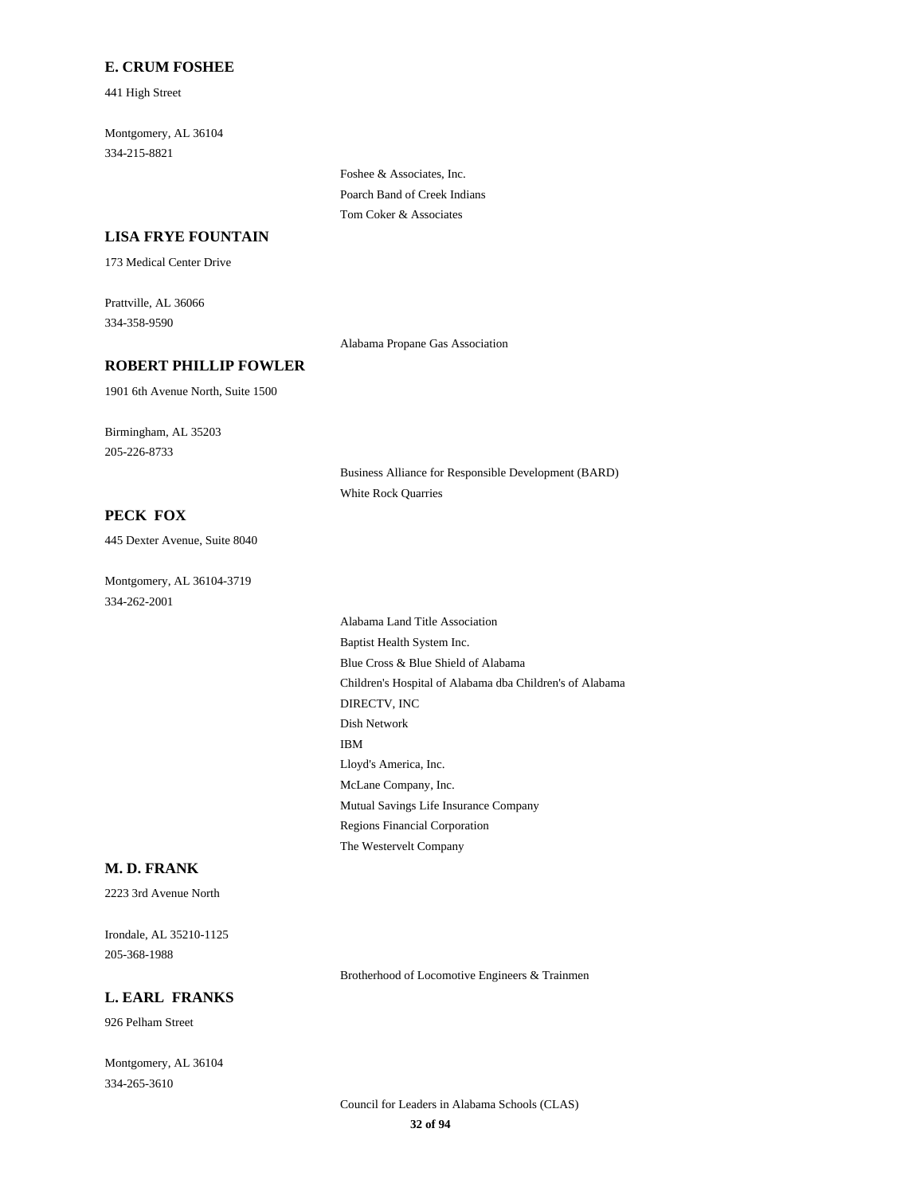**E. CRUM FOSHEE**

441 High Street

Montgomery, AL 36104
334-215-8821

- Foshee & Associates, Inc.
- Poarch Band of Creek Indians
- Tom Coker & Associates

**LISA FRYE FOUNTAIN**

173 Medical Center Drive

Prattville, AL 36066
334-358-9590

- Alabama Propane Gas Association

**ROBERT PHILLIP FOWLER**

1901 6th Avenue North, Suite 1500

Birmingham, AL 35203
205-226-8733

- Business Alliance for Responsible Development (BARD)
- White Rock Quarries

**PECK FOX**

445 Dexter Avenue, Suite 8040

Montgomery, AL 36104-3719
334-262-2001

- Alabama Land Title Association
- Baptist Health System Inc.
- Blue Cross & Blue Shield of Alabama
- Children's Hospital of Alabama dba Children's of Alabama
- DIRECTV, INC
- Dish Network
- IBM
- Lloyd's America, Inc.
- McLane Company, Inc.
- Mutual Savings Life Insurance Company
- Regions Financial Corporation
- The Westervelt Company

**M. D. FRANK**

2223 3rd Avenue North

Irondale, AL 35210-1125
205-368-1988

- Brotherhood of Locomotive Engineers & Trainmen

**L. EARL FRANKS**

926 Pelham Street

Montgomery, AL 36104
334-265-3610

- Council for Leaders in Alabama Schools (CLAS)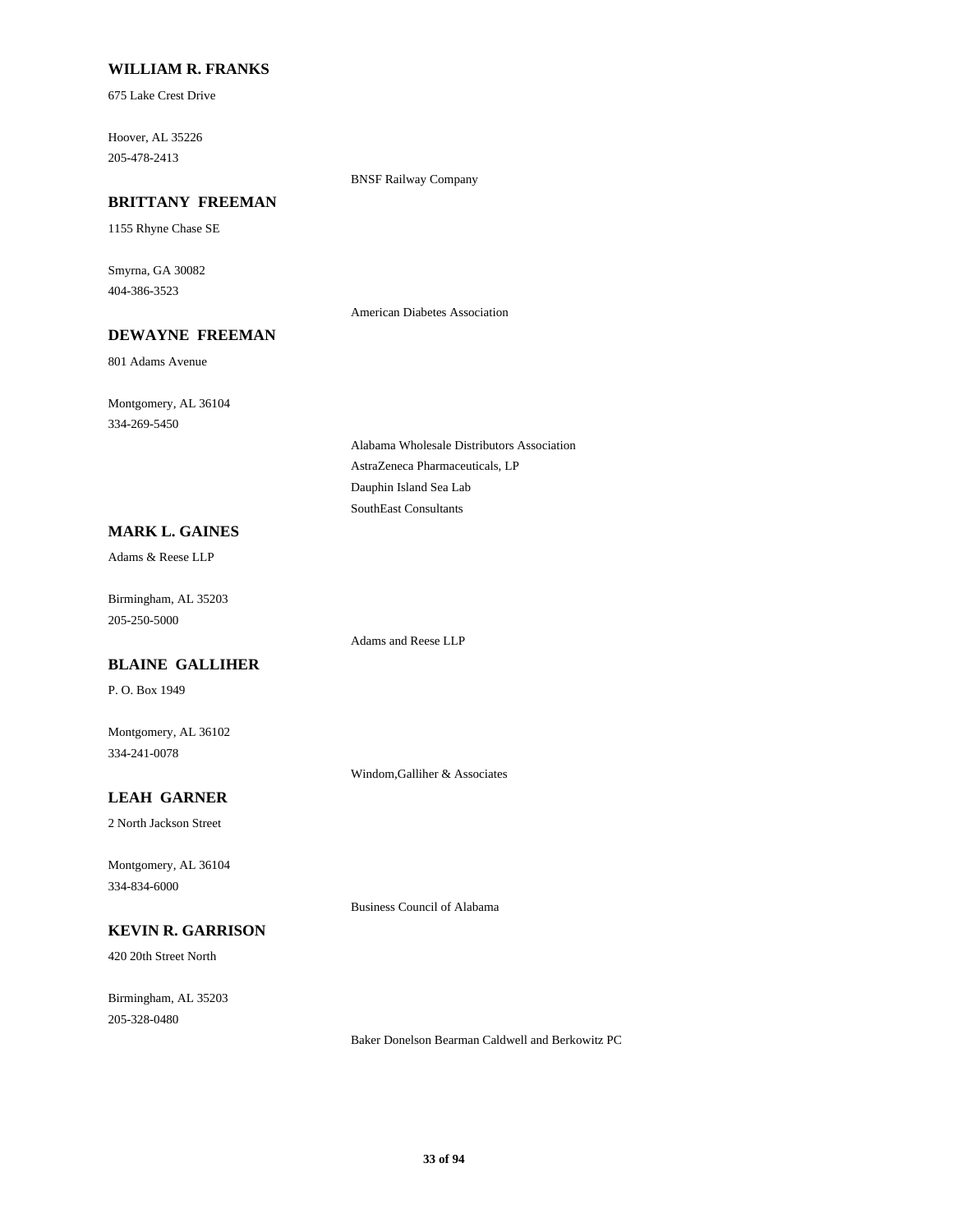**WILLIAM R. FRANKS**

675 Lake Crest Drive

Hoover, AL 35226

205-478-2413

BNSF Railway Company

**BRITTANY FREEMAN**

1155 Rhyne Chase SE

Smyrna, GA 30082

404-386-3523

American Diabetes Association

**DEWAYNE FREEMAN**

801 Adams Avenue

Montgomery, AL 36104

334-269-5450

Alabama Wholesale Distributors Association

AstraZeneca Pharmaceuticals, LP

Dauphin Island Sea Lab

SouthEast Consultants

**MARK L. GAINES**

Adams & Reese LLP

Birmingham, AL 35203

205-250-5000

Adams and Reese LLP

**BLAINE GALLIHER**

P. O. Box 1949

Montgomery, AL 36102

334-241-0078

Windom,Galliher & Associates

**LEAH GARNER**

2 North Jackson Street

Montgomery, AL 36104

334-834-6000

Business Council of Alabama

**KEVIN R. GARRISON**

420 20th Street North

Birmingham, AL 35203

205-328-0480

Baker Donelson Bearman Caldwell and Berkowitz PC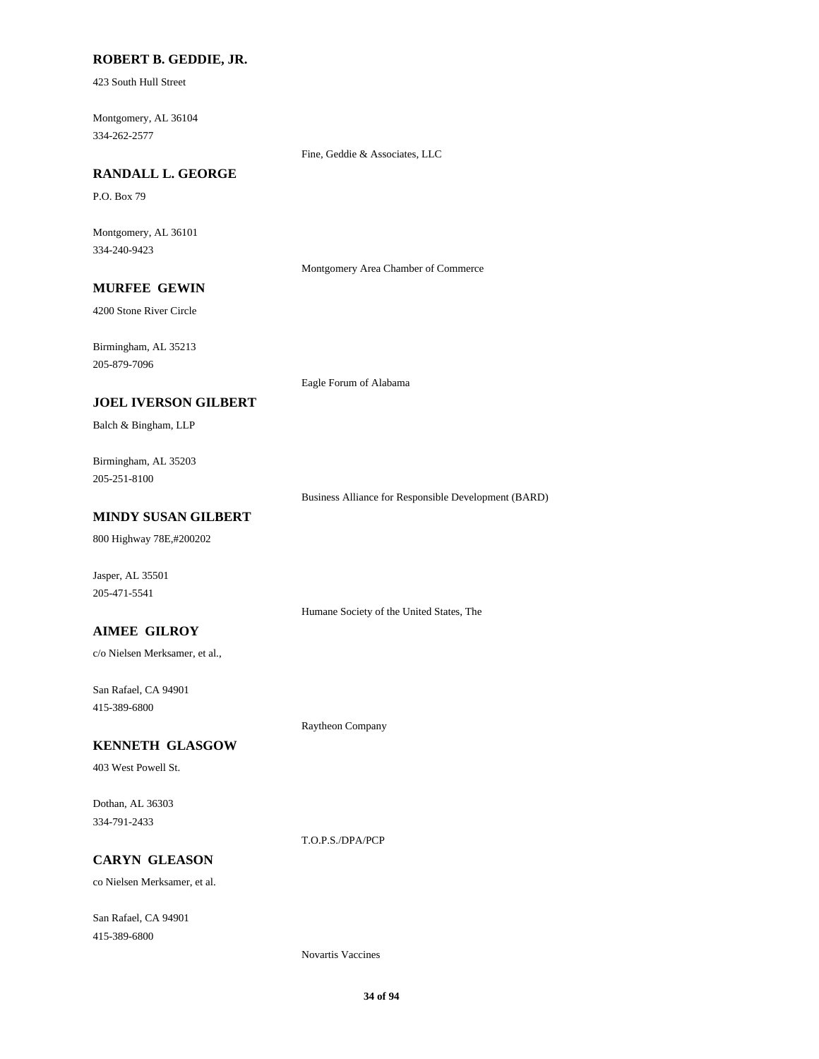**ROBERT B. GEDDIE, JR.**

423 South Hull Street

Montgomery, AL 36104
334-262-2577

Fine, Geddie & Associates, LLC

**RANDALL L. GEORGE**

P.O. Box 79

Montgomery, AL 36101
334-240-9423

Montgomery Area Chamber of Commerce

**MURFEE GEWIN**

4200 Stone River Circle

Birmingham, AL 35213
205-879-7096

Eagle Forum of Alabama

**JOEL IVERSON GILBERT**

Balch & Bingham, LLP

Birmingham, AL 35203
205-251-8100

Business Alliance for Responsible Development (BARD)

**MINDY SUSAN GILBERT**

800 Highway 78E,#200202

Jasper, AL 35501
205-471-5541

Humane Society of the United States, The

**AIMEE GILROY**

c/o Nielsen Merksamer, et al.,

San Rafael, CA 94901
415-389-6800

Raytheon Company

**KENNETH GLASGOW**

403 West Powell St.

Dothan, AL 36303
334-791-2433

T.O.P.S./DPA/PCP

**CARYN GLEASON**

co Nielsen Merksamer, et al.

San Rafael, CA 94901
415-389-6800

Novartis Vaccines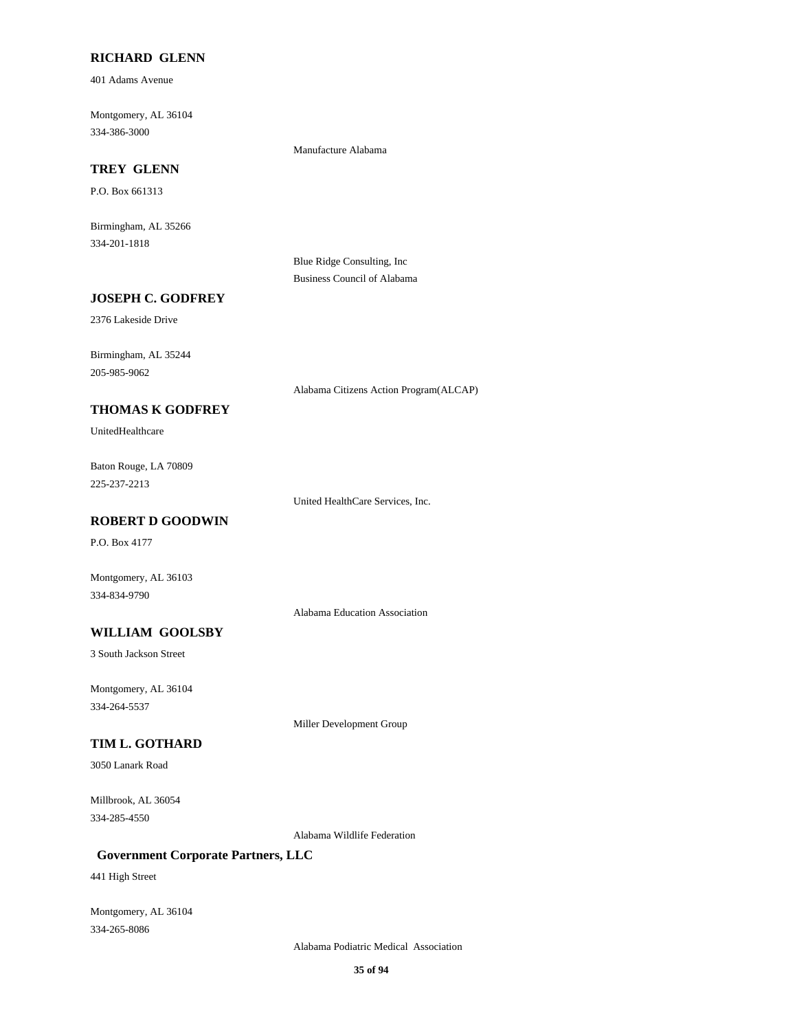**RICHARD GLENN**

401 Adams Avenue

Montgomery, AL 36104

334-386-3000

Manufacture Alabama

**TREY GLENN**

P.O. Box 661313

Birmingham, AL 35266

334-201-1818

Blue Ridge Consulting, Inc

Business Council of Alabama

**JOSEPH C. GODFREY**

2376 Lakeside Drive

Birmingham, AL 35244

205-985-9062

Alabama Citizens Action Program(ALCAP)

**THOMAS K GODFREY**

UnitedHealthcare

Baton Rouge, LA 70809

225-237-2213

United HealthCare Services, Inc.

**ROBERT D GOODWIN**

P.O. Box 4177

Montgomery, AL 36103

334-834-9790

Alabama Education Association

**WILLIAM GOOLSBY**

3 South Jackson Street

Montgomery, AL 36104

334-264-5537

Miller Development Group

**TIM L. GOTHARD**

3050 Lanark Road

Millbrook, AL 36054

334-285-4550

Alabama Wildlife Federation

**Government Corporate Partners, LLC**

441 High Street

Montgomery, AL 36104

334-265-8086

Alabama Podiatric Medical Association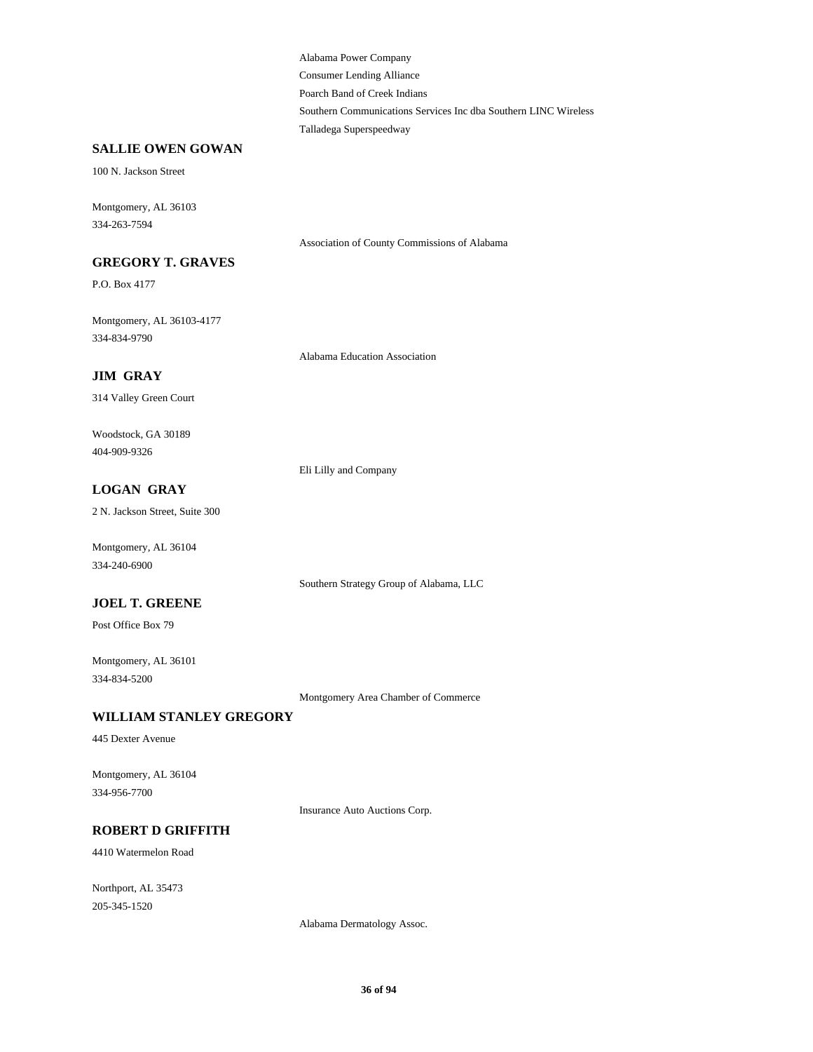Alabama Power Company

Consumer Lending Alliance

Poarch Band of Creek Indians

Southern Communications Services Inc dba Southern LINC Wireless

Talladega Superspeedway

**SALLIE OWEN GOWAN**

100 N. Jackson Street

Montgomery, AL 36103

334-263-7594

Association of County Commissions of Alabama

**GREGORY T. GRAVES**

P.O. Box 4177

Montgomery, AL 36103-4177

334-834-9790

Alabama Education Association

**JIM GRAY**

314 Valley Green Court

Woodstock, GA 30189

404-909-9326

Eli Lilly and Company

**LOGAN GRAY**

2 N. Jackson Street, Suite 300

Montgomery, AL 36104

334-240-6900

Southern Strategy Group of Alabama, LLC

**JOEL T. GREENE**

Post Office Box 79

Montgomery, AL 36101

334-834-5200

Montgomery Area Chamber of Commerce

**WILLIAM STANLEY GREGORY**

445 Dexter Avenue

Montgomery, AL 36104

334-956-7700

Insurance Auto Auctions Corp.

**ROBERT D GRIFFITH**

4410 Watermelon Road

Northport, AL 35473

205-345-1520

Alabama Dermatology Assoc.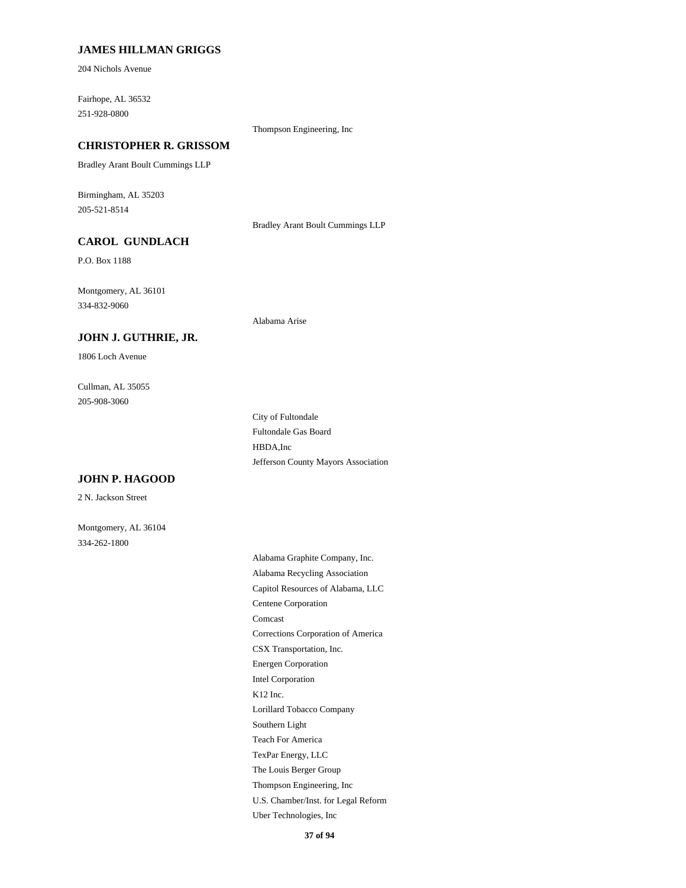### JAMES HILLMAN GRIGGS

204 Nichols Avenue

Fairhope, AL 36532
251-928-0800

Thompson Engineering, Inc

### CHRISTOPHER R. GRISSOM

Bradley Arant Boult Cummings LLP

Birmingham, AL 35203
205-521-8514

Bradley Arant Boult Cummings LLP

### CAROL GUNDLACH

P.O. Box 1188

Montgomery, AL 36101
334-832-9060

Alabama Arise

### JOHN J. GUTHRIE, JR.

1806 Loch Avenue

Cullman, AL 35055
205-908-3060

City of Fultondale
Fultondale Gas Board
HBDA,Inc
Jefferson County Mayors Association

### JOHN P. HAGOOD

2 N. Jackson Street

Montgomery, AL 36104
334-262-1800

Alabama Graphite Company, Inc.
Alabama Recycling Association
Capitol Resources of Alabama, LLC
Centene Corporation
Comcast
Corrections Corporation of America
CSX Transportation, Inc.
Energen Corporation
Intel Corporation
K12 Inc.
Lorillard Tobacco Company
Southern Light
Teach For America
TexPar Energy, LLC
The Louis Berger Group
Thompson Engineering, Inc
U.S. Chamber/Inst. for Legal Reform
Uber Technologies, Inc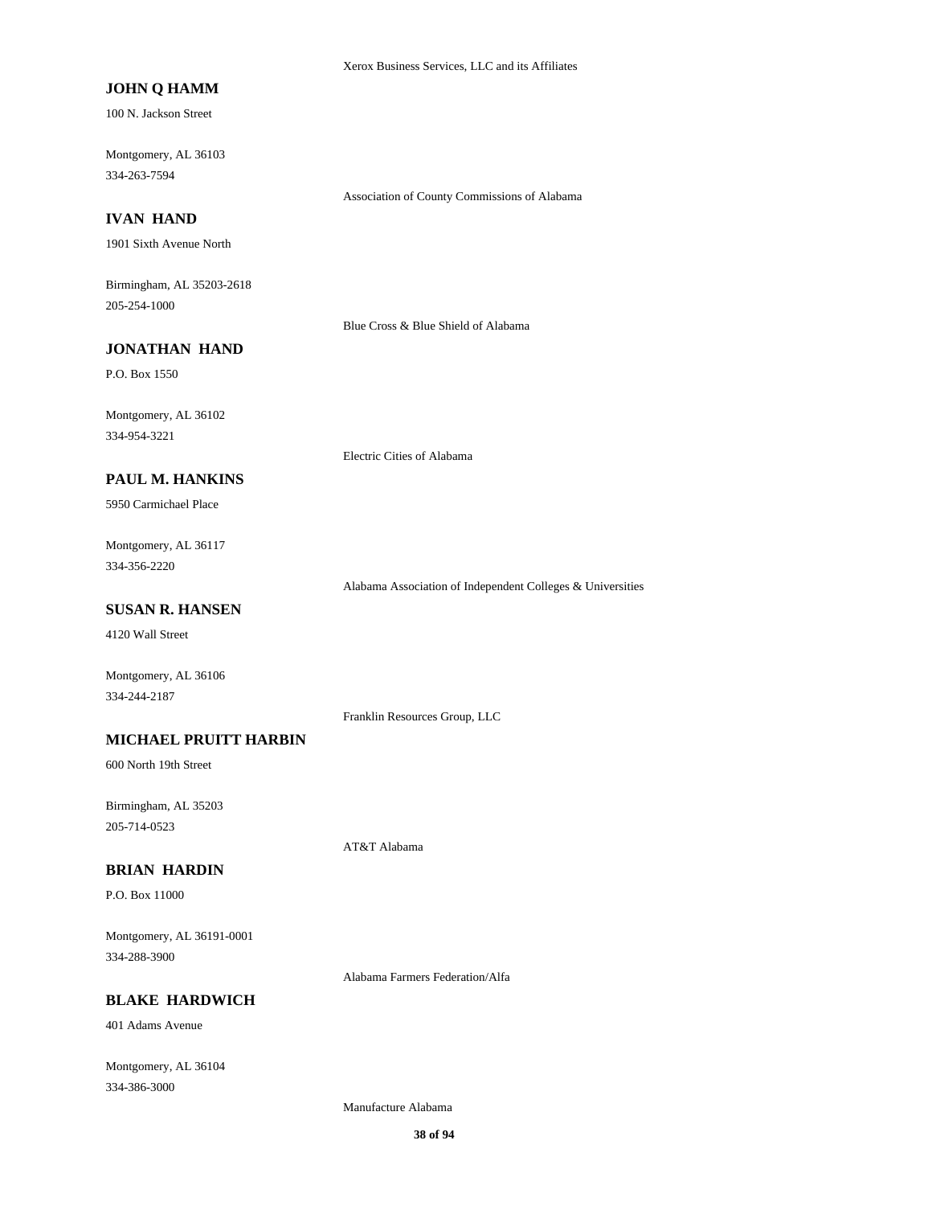Xerox Business Services, LLC and its Affiliates

**JOHN Q HAMM**

100 N. Jackson Street

Montgomery, AL 36103
334-263-7594

Association of County Commissions of Alabama

**IVAN HAND**

1901 Sixth Avenue North

Birmingham, AL 35203-2618
205-254-1000

Blue Cross & Blue Shield of Alabama

**JONATHAN HAND**

P.O. Box 1550

Montgomery, AL 36102
334-954-3221

Electric Cities of Alabama

**PAUL M. HANKINS**

5950 Carmichael Place

Montgomery, AL 36117
334-356-2220

Alabama Association of Independent Colleges & Universities

**SUSAN R. HANSEN**

4120 Wall Street

Montgomery, AL 36106
334-244-2187

Franklin Resources Group, LLC

**MICHAEL PRUITT HARBIN**

600 North 19th Street

Birmingham, AL 35203
205-714-0523

AT&T Alabama

**BRIAN HARDIN**

P.O. Box 11000

Montgomery, AL 36191-0001
334-288-3900

Alabama Farmers Federation/Alfa

**BLAKE HARDWICH**

401 Adams Avenue

Montgomery, AL 36104
334-386-3000

Manufacture Alabama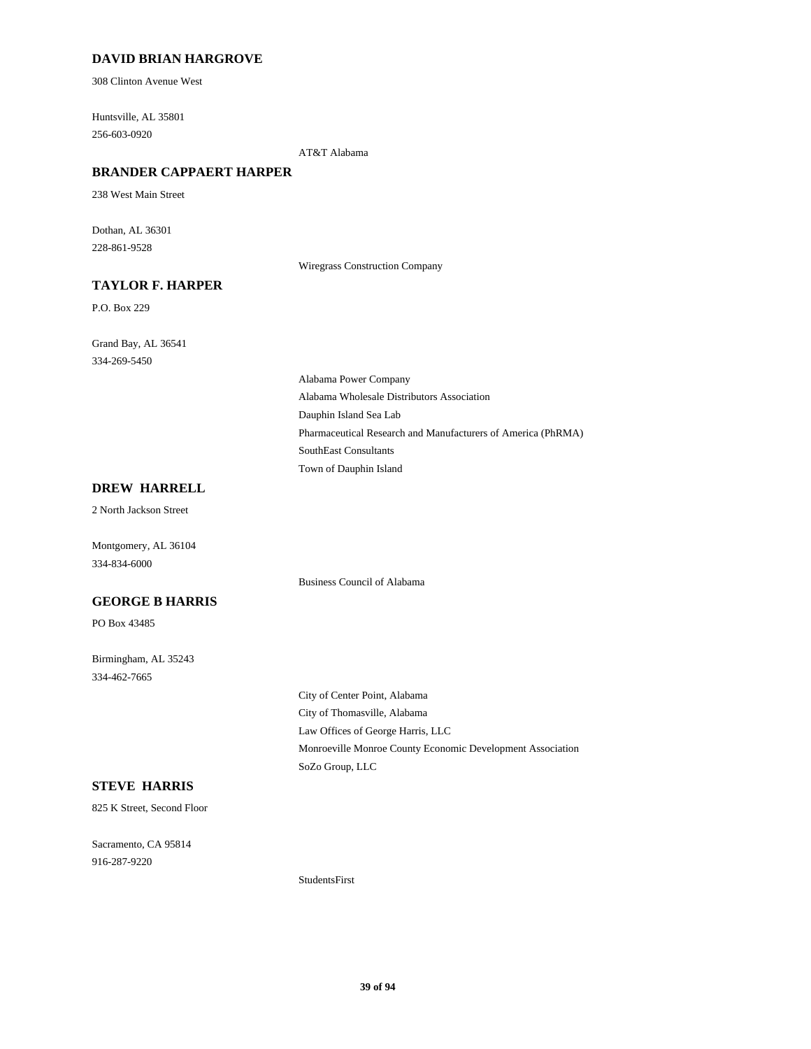**DAVID BRIAN HARGROVE**

308 Clinton Avenue West

Huntsville, AL 35801
256-603-0920

AT&T Alabama

**BRANDER CAPPAERT HARPER**

238 West Main Street

Dothan, AL 36301
228-861-9528

Wiregrass Construction Company

**TAYLOR F. HARPER**

P.O. Box 229

Grand Bay, AL 36541
334-269-5450

Alabama Power Company
Alabama Wholesale Distributors Association
Dauphin Island Sea Lab
Pharmaceutical Research and Manufacturers of America (PhRMA)
SouthEast Consultants
Town of Dauphin Island

**DREW HARRELL**

2 North Jackson Street

Montgomery, AL 36104
334-834-6000

Business Council of Alabama

**GEORGE B HARRIS**

PO Box 43485

Birmingham, AL 35243
334-462-7665

City of Center Point, Alabama
City of Thomasville, Alabama
Law Offices of George Harris, LLC
Monroeville Monroe County Economic Development Association
SoZo Group, LLC

**STEVE HARRIS**

825 K Street, Second Floor

Sacramento, CA 95814
916-287-9220

StudentsFirst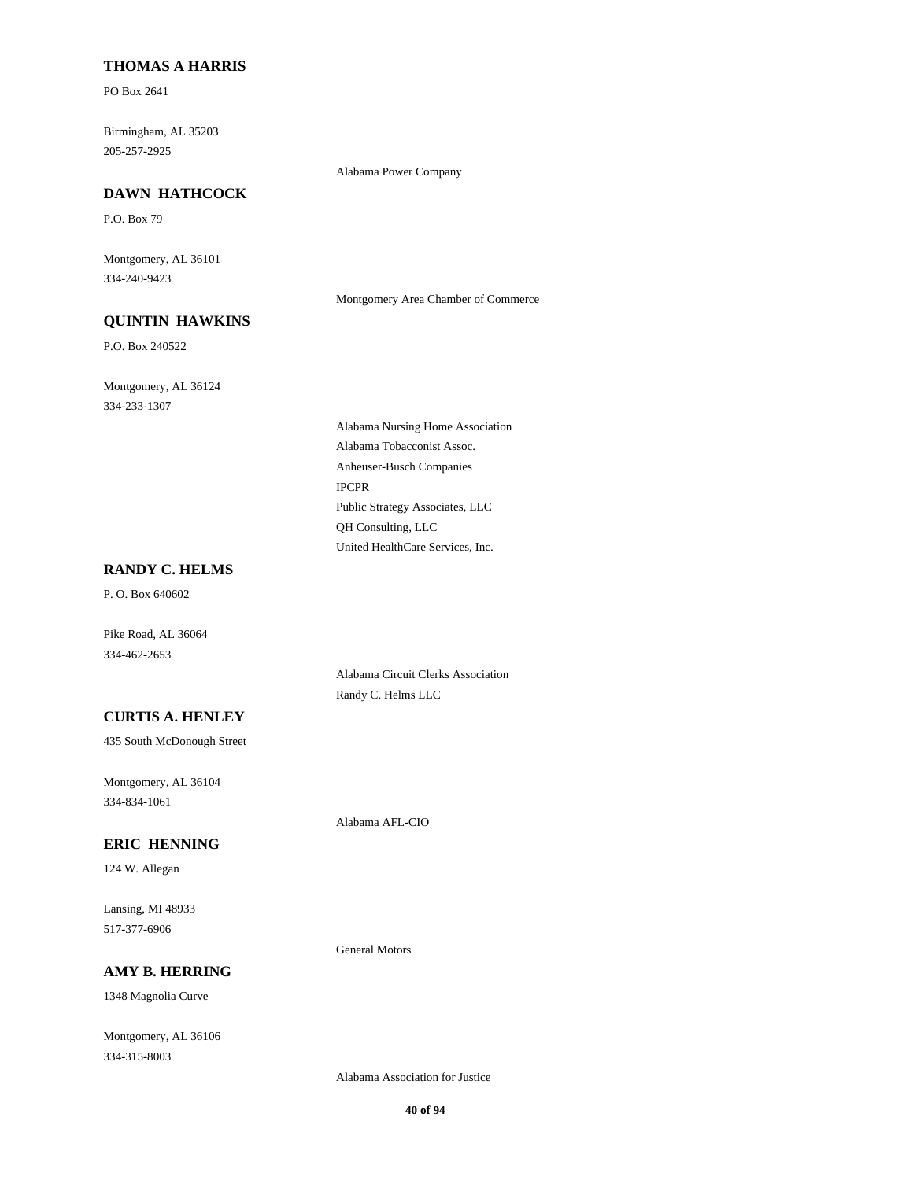**THOMAS A HARRIS**

PO Box 2641

Birmingham, AL 35203
205-257-2925

Alabama Power Company

**DAWN HATHCOCK**

P.O. Box 79

Montgomery, AL 36101
334-240-9423

Montgomery Area Chamber of Commerce

**QUINTIN HAWKINS**

P.O. Box 240522

Montgomery, AL 36124
334-233-1307

Alabama Nursing Home Association
Alabama Tobacconist Assoc.
Anheuser-Busch Companies
IPCPR
Public Strategy Associates, LLC
QH Consulting, LLC
United HealthCare Services, Inc.

**RANDY C. HELMS**

P. O. Box 640602

Pike Road, AL 36064
334-462-2653

Alabama Circuit Clerks Association
Randy C. Helms LLC

**CURTIS A. HENLEY**

435 South McDonough Street

Montgomery, AL 36104
334-834-1061

Alabama AFL-CIO

**ERIC HENNING**

124 W. Allegan

Lansing, MI 48933
517-377-6906

General Motors

**AMY B. HERRING**

1348 Magnolia Curve

Montgomery, AL 36106
334-315-8003

Alabama Association for Justice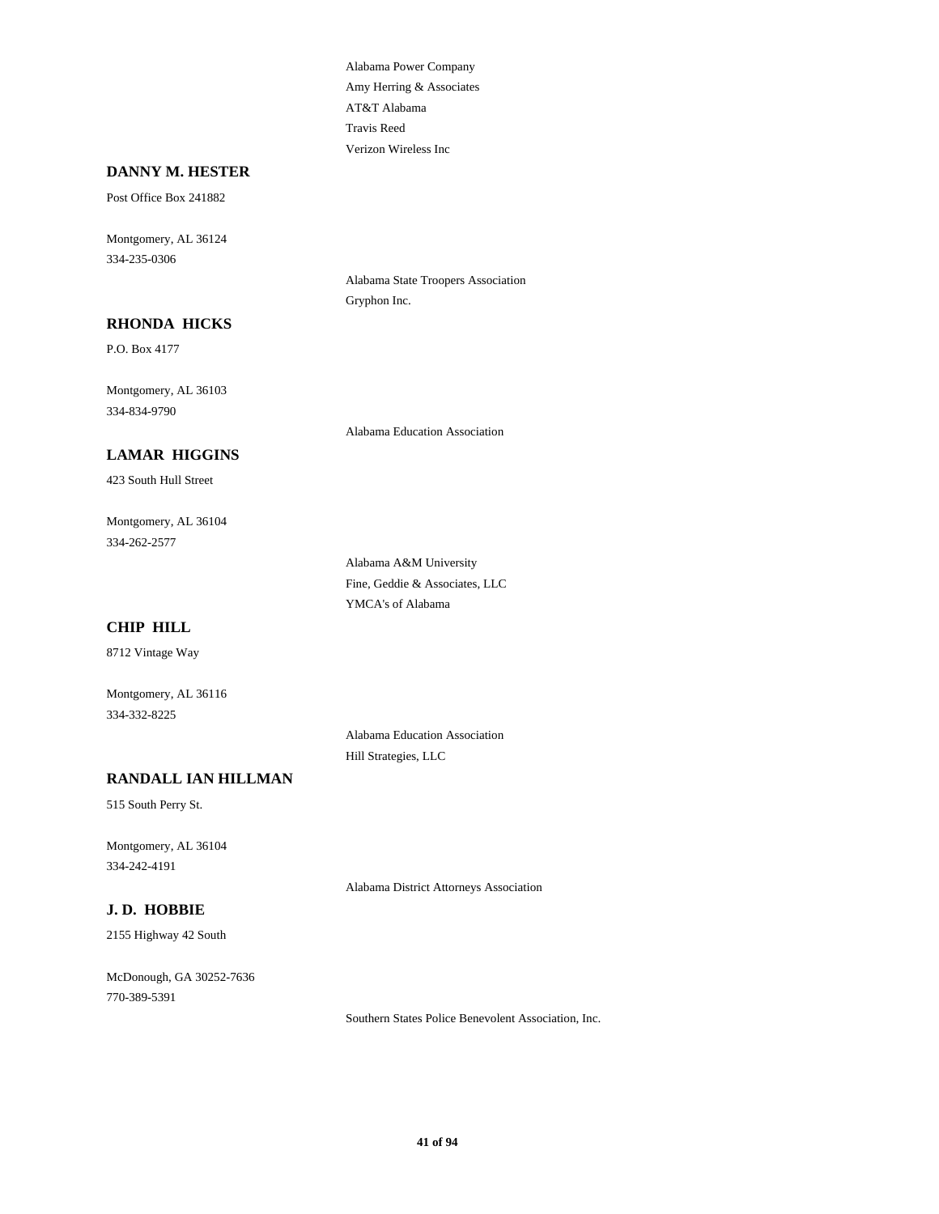Alabama Power Company
Amy Herring & Associates
AT&T Alabama
Travis Reed
Verizon Wireless Inc

**DANNY M. HESTER**

Post Office Box 241882

Montgomery, AL 36124
334-235-0306

Alabama State Troopers Association
Gryphon Inc.

**RHONDA HICKS**

P.O. Box 4177

Montgomery, AL 36103
334-834-9790

Alabama Education Association

**LAMAR HIGGINS**

423 South Hull Street

Montgomery, AL 36104
334-262-2577

Alabama A&M University
Fine, Geddie & Associates, LLC
YMCA's of Alabama

**CHIP HILL**

8712 Vintage Way

Montgomery, AL 36116
334-332-8225

Alabama Education Association
Hill Strategies, LLC

**RANDALL IAN HILLMAN**

515 South Perry St.

Montgomery, AL 36104
334-242-4191

Alabama District Attorneys Association

**J. D. HOBBIE**

2155 Highway 42 South

McDonough, GA 30252-7636
770-389-5391

Southern States Police Benevolent Association, Inc.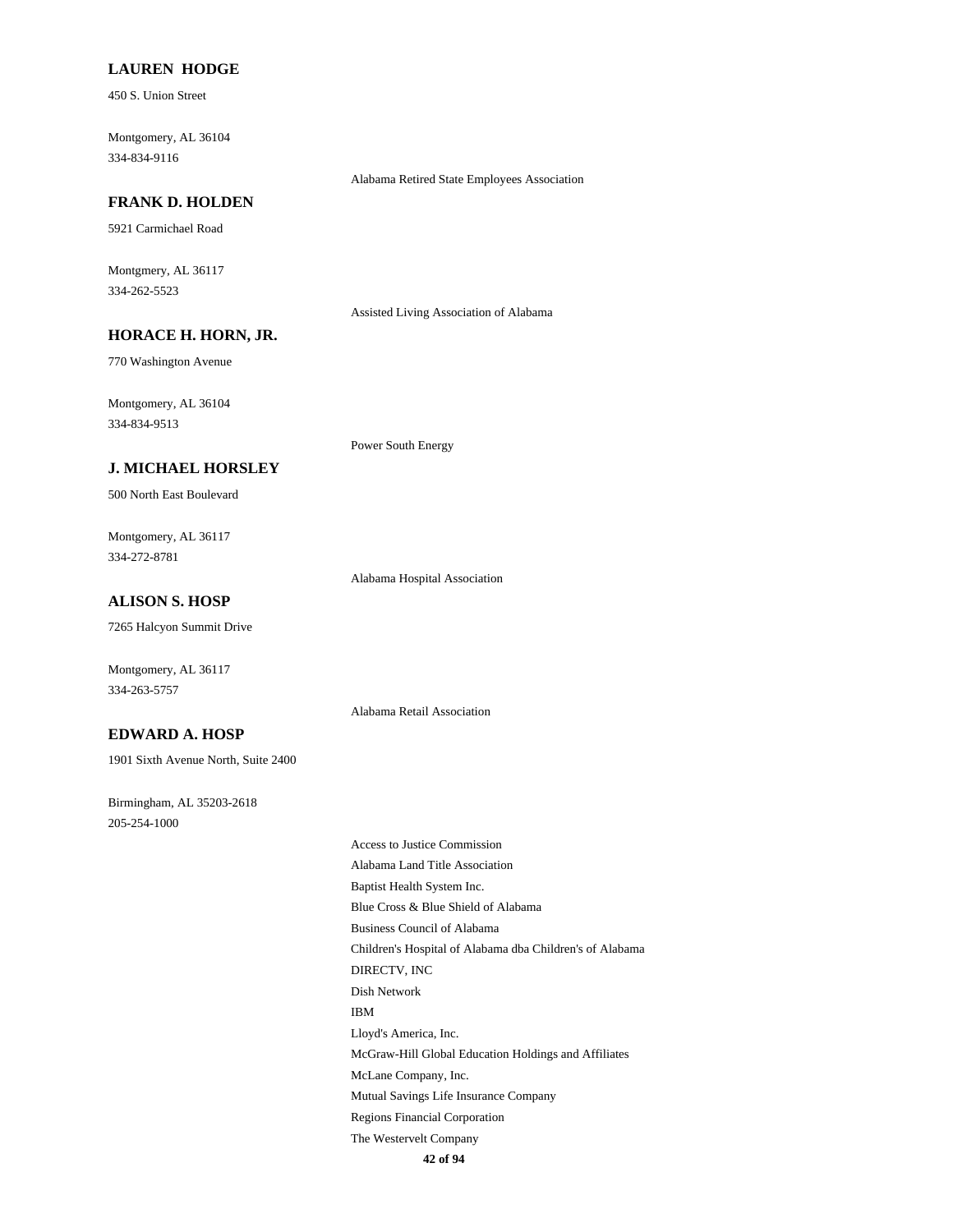**LAUREN HODGE**

450 S. Union Street

Montgomery, AL 36104
334-834-9116

Alabama Retired State Employees Association

**FRANK D. HOLDEN**

5921 Carmichael Road

Montgmery, AL 36117
334-262-5523

Assisted Living Association of Alabama

**HORACE H. HORN, JR.**

770 Washington Avenue

Montgomery, AL 36104
334-834-9513

Power South Energy

**J. MICHAEL HORSLEY**

500 North East Boulevard

Montgomery, AL 36117
334-272-8781

Alabama Hospital Association

**ALISON S. HOSP**

7265 Halcyon Summit Drive

Montgomery, AL 36117
334-263-5757

Alabama Retail Association

**EDWARD A. HOSP**

1901 Sixth Avenue North, Suite 2400

Birmingham, AL 35203-2618
205-254-1000

Access to Justice Commission
Alabama Land Title Association
Baptist Health System Inc.
Blue Cross & Blue Shield of Alabama
Business Council of Alabama
Children's Hospital of Alabama dba Children's of Alabama
DIRECTV, INC
Dish Network
IBM
Lloyd's America, Inc.
McGraw-Hill Global Education Holdings and Affiliates
McLane Company, Inc.
Mutual Savings Life Insurance Company
Regions Financial Corporation
The Westervelt Company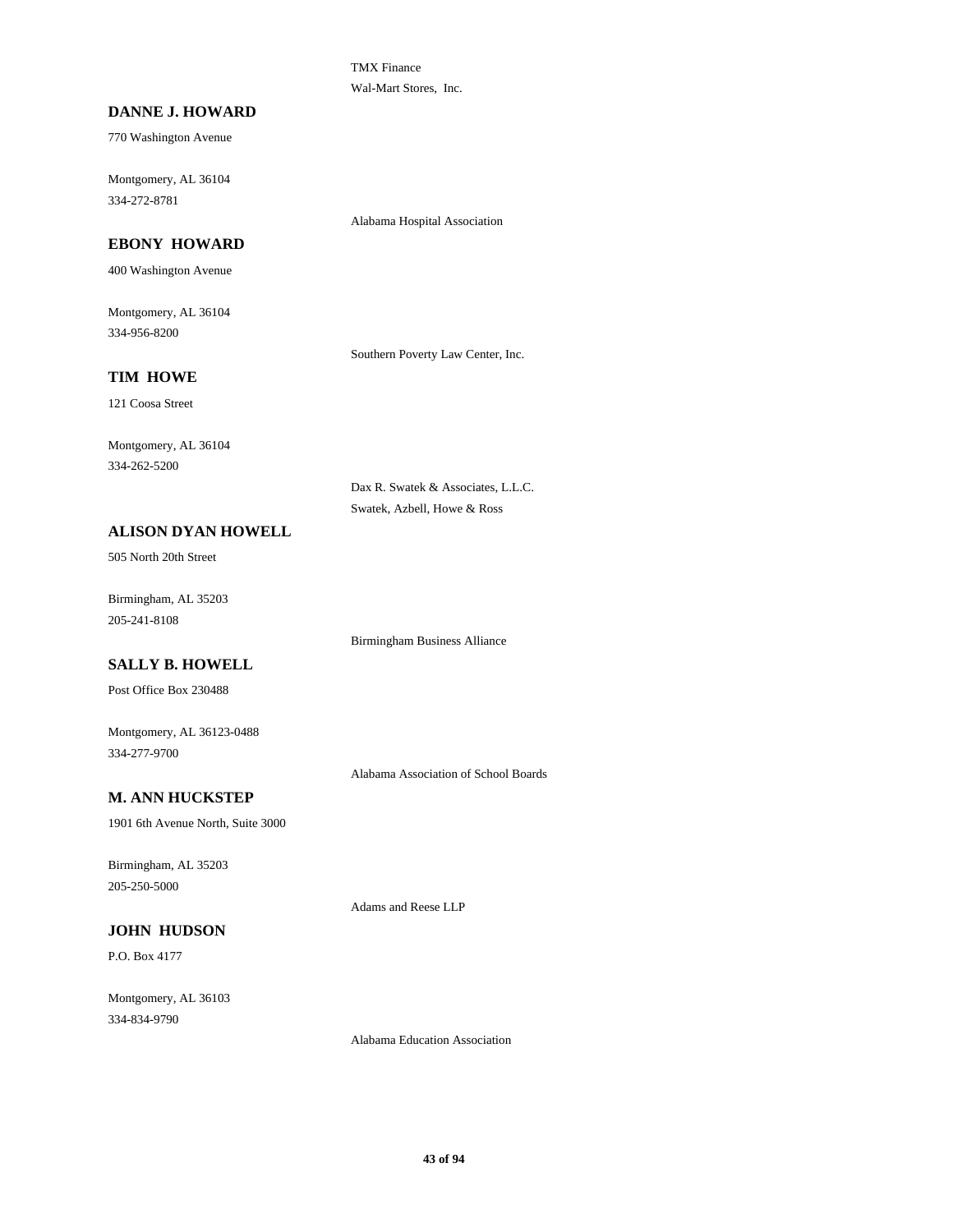TMX Finance

Wal-Mart Stores, Inc.

**DANNE J. HOWARD**

770 Washington Avenue

Montgomery, AL 36104

334-272-8781

Alabama Hospital Association

**EBONY HOWARD**

400 Washington Avenue

Montgomery, AL 36104

334-956-8200

Southern Poverty Law Center, Inc.

**TIM HOWE**

121 Coosa Street

Montgomery, AL 36104

334-262-5200

Dax R. Swatek & Associates, L.L.C.

Swatek, Azbell, Howe & Ross

**ALISON DYAN HOWELL**

505 North 20th Street

Birmingham, AL 35203

205-241-8108

Birmingham Business Alliance

**SALLY B. HOWELL**

Post Office Box 230488

Montgomery, AL 36123-0488

334-277-9700

Alabama Association of School Boards

**M. ANN HUCKSTEP**

1901 6th Avenue North, Suite 3000

Birmingham, AL 35203

205-250-5000

Adams and Reese LLP

**JOHN HUDSON**

P.O. Box 4177

Montgomery, AL 36103

334-834-9790

Alabama Education Association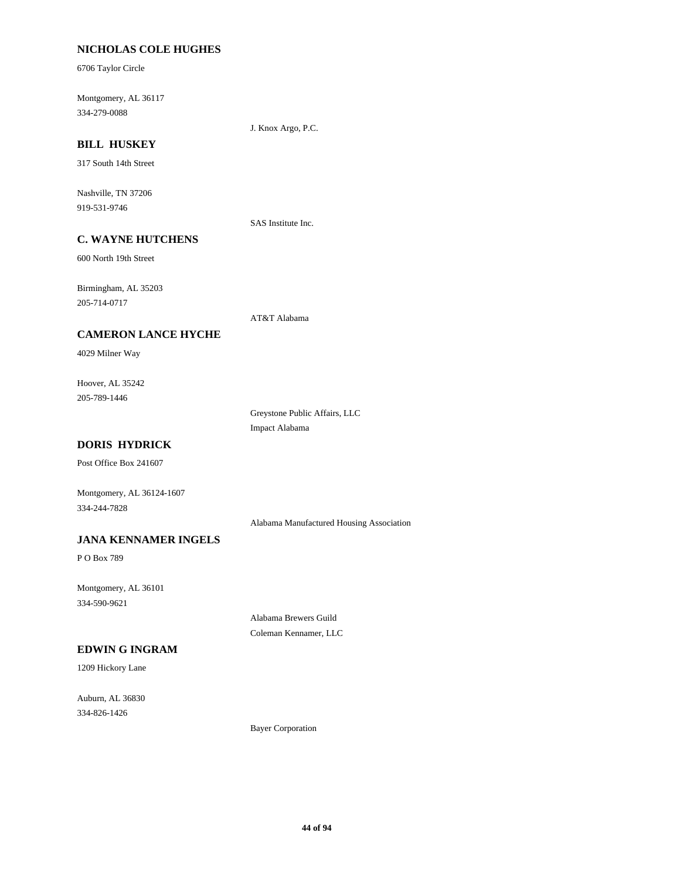**NICHOLAS COLE HUGHES**

6706 Taylor Circle

Montgomery, AL 36117
334-279-0088

J. Knox Argo, P.C.

**BILL HUSKEY**

317 South 14th Street

Nashville, TN 37206
919-531-9746

SAS Institute Inc.

**C. WAYNE HUTCHENS**

600 North 19th Street

Birmingham, AL 35203
205-714-0717

AT&T Alabama

**CAMERON LANCE HYCHE**

4029 Milner Way

Hoover, AL 35242
205-789-1446

Greystone Public Affairs, LLC
Impact Alabama

**DORIS HYDRICK**

Post Office Box 241607

Montgomery, AL 36124-1607
334-244-7828

Alabama Manufactured Housing Association

**JANA KENNAMER INGELS**

P O Box 789

Montgomery, AL 36101
334-590-9621

Alabama Brewers Guild
Coleman Kennamer, LLC

**EDWIN G INGRAM**

1209 Hickory Lane

Auburn, AL 36830
334-826-1426

Bayer Corporation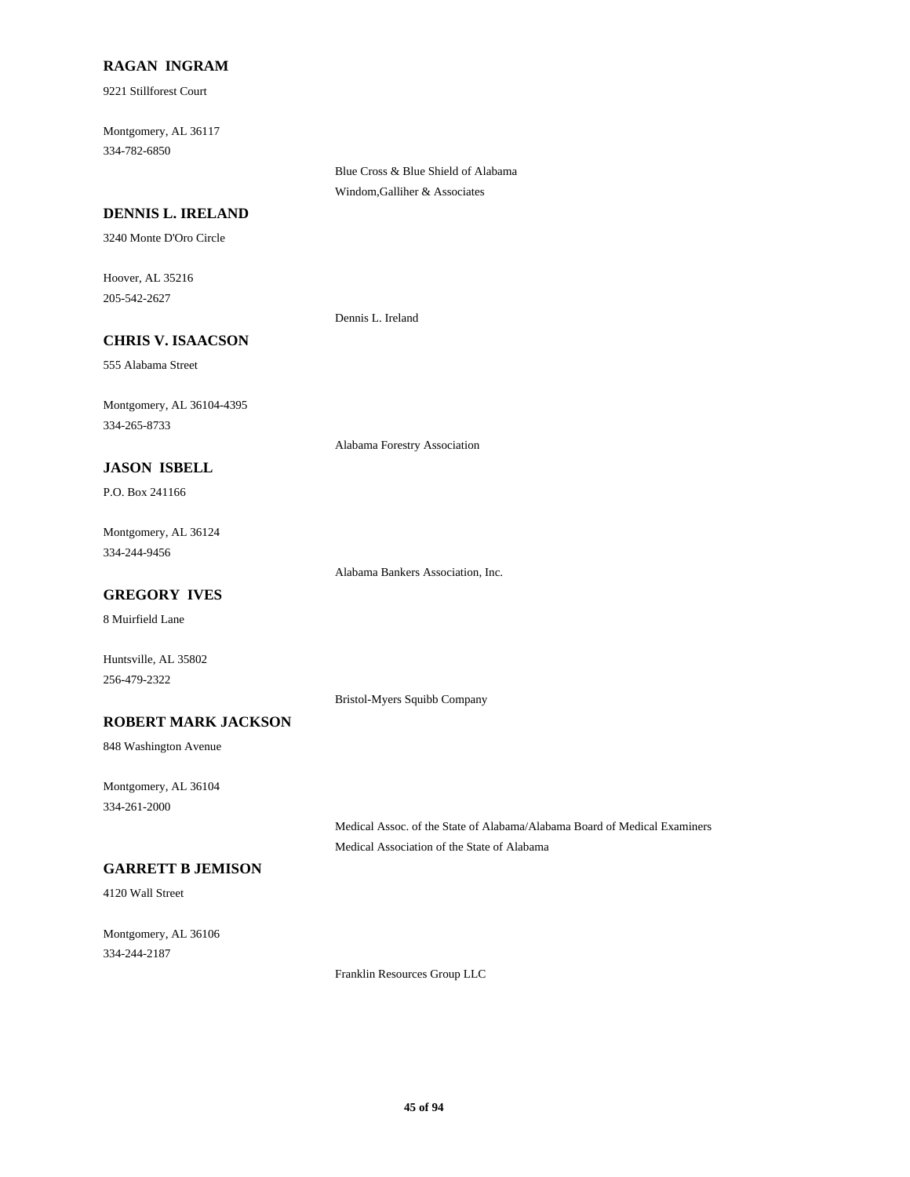**RAGAN INGRAM**

9221 Stillforest Court

Montgomery, AL 36117
334-782-6850

Blue Cross & Blue Shield of Alabama
Windom,Galliher & Associates

**DENNIS L. IRELAND**

3240 Monte D'Oro Circle

Hoover, AL 35216
205-542-2627

Dennis L. Ireland

**CHRIS V. ISAACSON**

555 Alabama Street

Montgomery, AL 36104-4395
334-265-8733

Alabama Forestry Association

**JASON ISBELL**

P.O. Box 241166

Montgomery, AL 36124
334-244-9456

Alabama Bankers Association, Inc.

**GREGORY IVES**

8 Muirfield Lane

Huntsville, AL 35802
256-479-2322

Bristol-Myers Squibb Company

**ROBERT MARK JACKSON**

848 Washington Avenue

Montgomery, AL 36104
334-261-2000

Medical Assoc. of the State of Alabama/Alabama Board of Medical Examiners
Medical Association of the State of Alabama

**GARRETT B JEMISON**

4120 Wall Street

Montgomery, AL 36106
334-244-2187

Franklin Resources Group LLC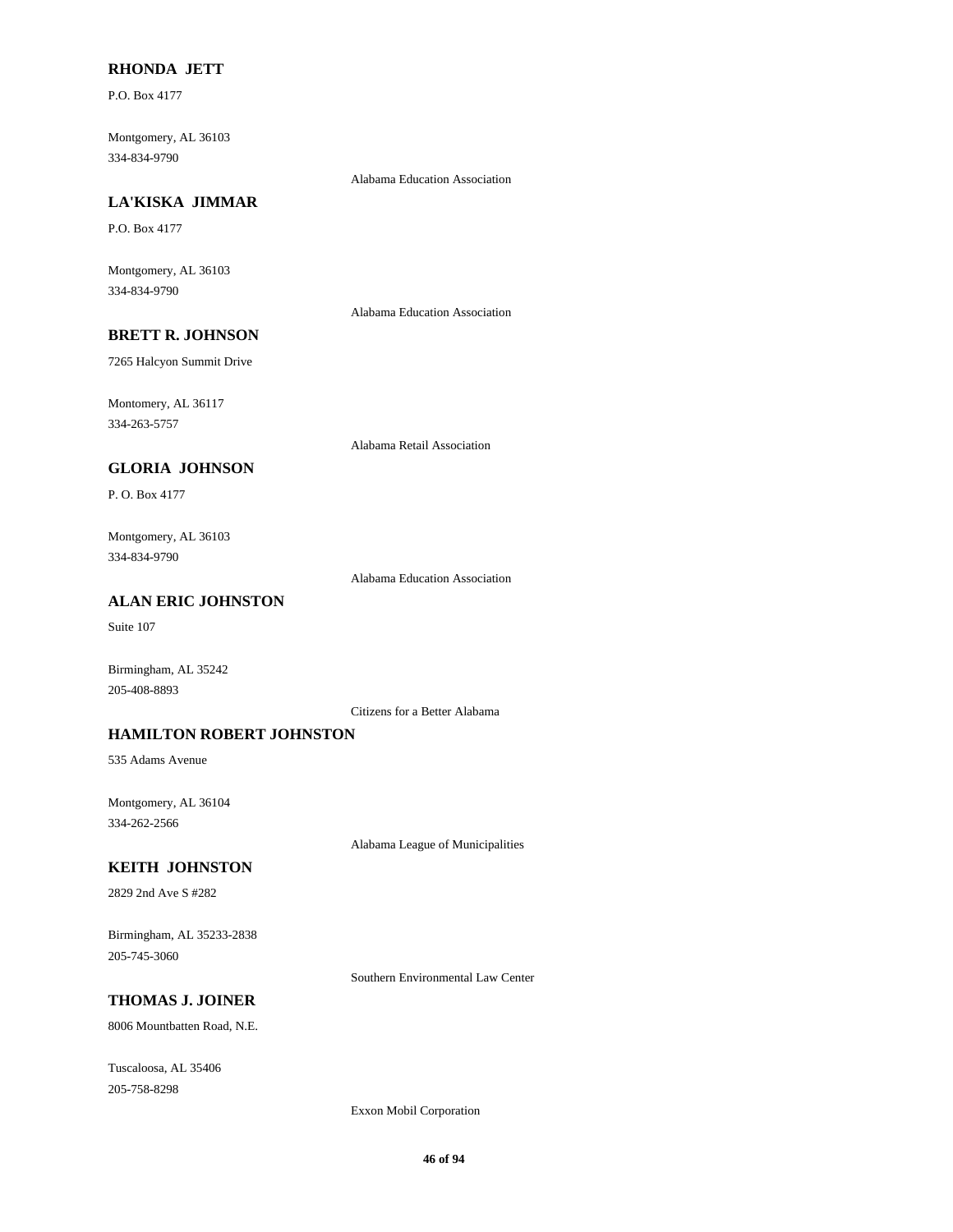**RHONDA JETT**

P.O. Box 4177

Montgomery, AL 36103
334-834-9790

Alabama Education Association

**LA'KISKA JIMMAR**

P.O. Box 4177

Montgomery, AL 36103
334-834-9790

Alabama Education Association

**BRETT R. JOHNSON**

7265 Halcyon Summit Drive

Montomery, AL 36117
334-263-5757

Alabama Retail Association

**GLORIA JOHNSON**

P. O. Box 4177

Montgomery, AL 36103
334-834-9790

Alabama Education Association

**ALAN ERIC JOHNSTON**

Suite 107

Birmingham, AL 35242
205-408-8893

Citizens for a Better Alabama

**HAMILTON ROBERT JOHNSTON**

535 Adams Avenue

Montgomery, AL 36104
334-262-2566

Alabama League of Municipalities

**KEITH JOHNSTON**

2829 2nd Ave S #282

Birmingham, AL 35233-2838
205-745-3060

Southern Environmental Law Center

**THOMAS J. JOINER**

8006 Mountbatten Road, N.E.

Tuscaloosa, AL 35406
205-758-8298

Exxon Mobil Corporation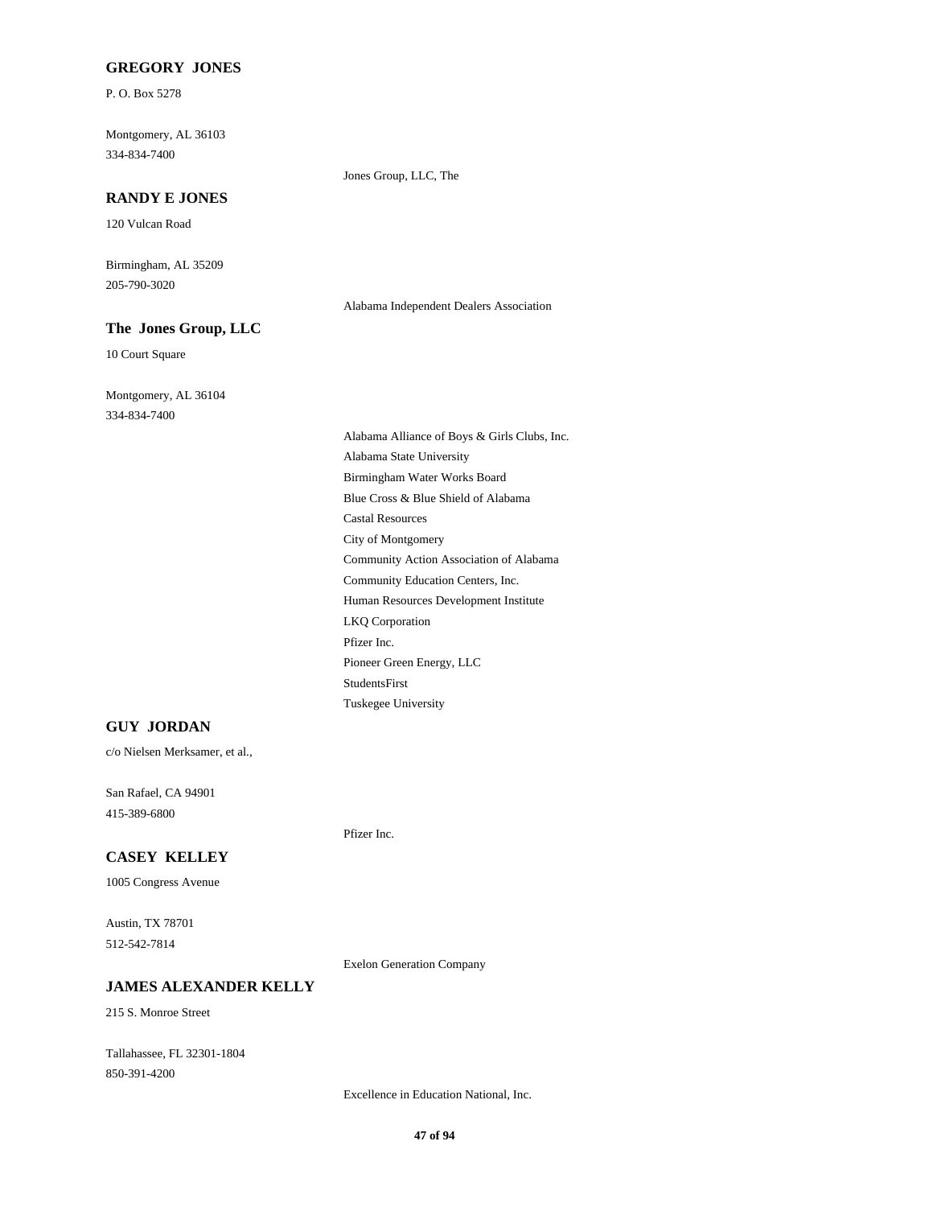**GREGORY JONES**

P. O. Box 5278

Montgomery, AL 36103
334-834-7400

Jones Group, LLC, The

**RANDY E JONES**

120 Vulcan Road

Birmingham, AL 35209
205-790-3020

Alabama Independent Dealers Association

**The Jones Group, LLC**

10 Court Square

Montgomery, AL 36104
334-834-7400

Alabama Alliance of Boys & Girls Clubs, Inc.
Alabama State University
Birmingham Water Works Board
Blue Cross & Blue Shield of Alabama
Castal Resources
City of Montgomery
Community Action Association of Alabama
Community Education Centers, Inc.
Human Resources Development Institute
LKQ Corporation
Pfizer Inc.
Pioneer Green Energy, LLC
StudentsFirst
Tuskegee University

**GUY JORDAN**

c/o Nielsen Merksamer, et al.,

San Rafael, CA 94901
415-389-6800

Pfizer Inc.

**CASEY KELLEY**

1005 Congress Avenue

Austin, TX 78701
512-542-7814

Exelon Generation Company

**JAMES ALEXANDER KELLY**

215 S. Monroe Street

Tallahassee, FL 32301-1804
850-391-4200

Excellence in Education National, Inc.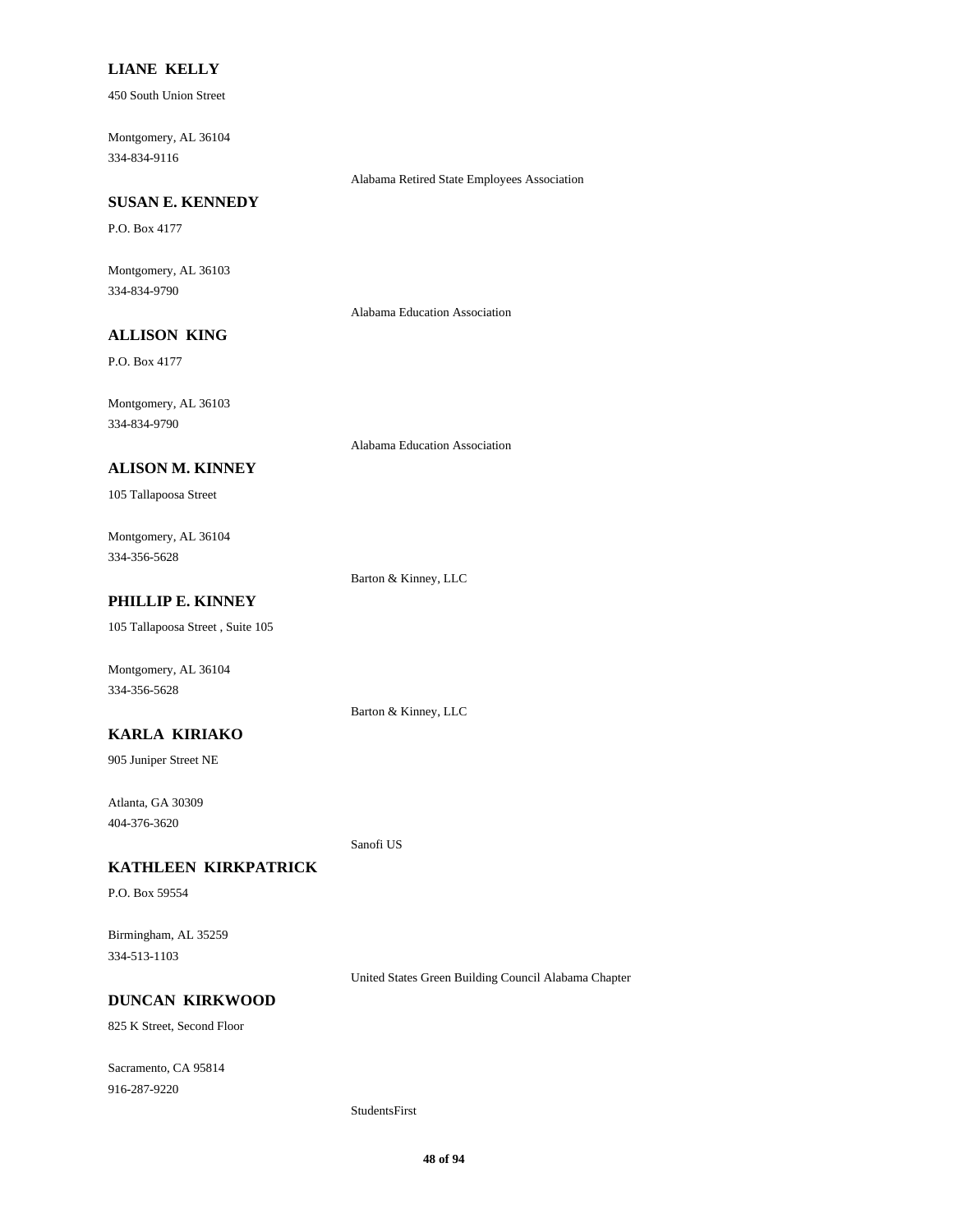**LIANE KELLY**

450 South Union Street

Montgomery, AL 36104
334-834-9116

Alabama Retired State Employees Association

**SUSAN E. KENNEDY**

P.O. Box 4177

Montgomery, AL 36103
334-834-9790

Alabama Education Association

**ALLISON KING**

P.O. Box 4177

Montgomery, AL 36103
334-834-9790

Alabama Education Association

**ALISON M. KINNEY**

105 Tallapoosa Street

Montgomery, AL 36104
334-356-5628

Barton & Kinney, LLC

**PHILLIP E. KINNEY**

105 Tallapoosa Street , Suite 105

Montgomery, AL 36104
334-356-5628

Barton & Kinney, LLC

**KARLA KIRIAKO**

905 Juniper Street NE

Atlanta, GA 30309
404-376-3620

Sanofi US

**KATHLEEN KIRKPATRICK**

P.O. Box 59554

Birmingham, AL 35259
334-513-1103

United States Green Building Council Alabama Chapter

**DUNCAN KIRKWOOD**

825 K Street, Second Floor

Sacramento, CA 95814
916-287-9220

StudentsFirst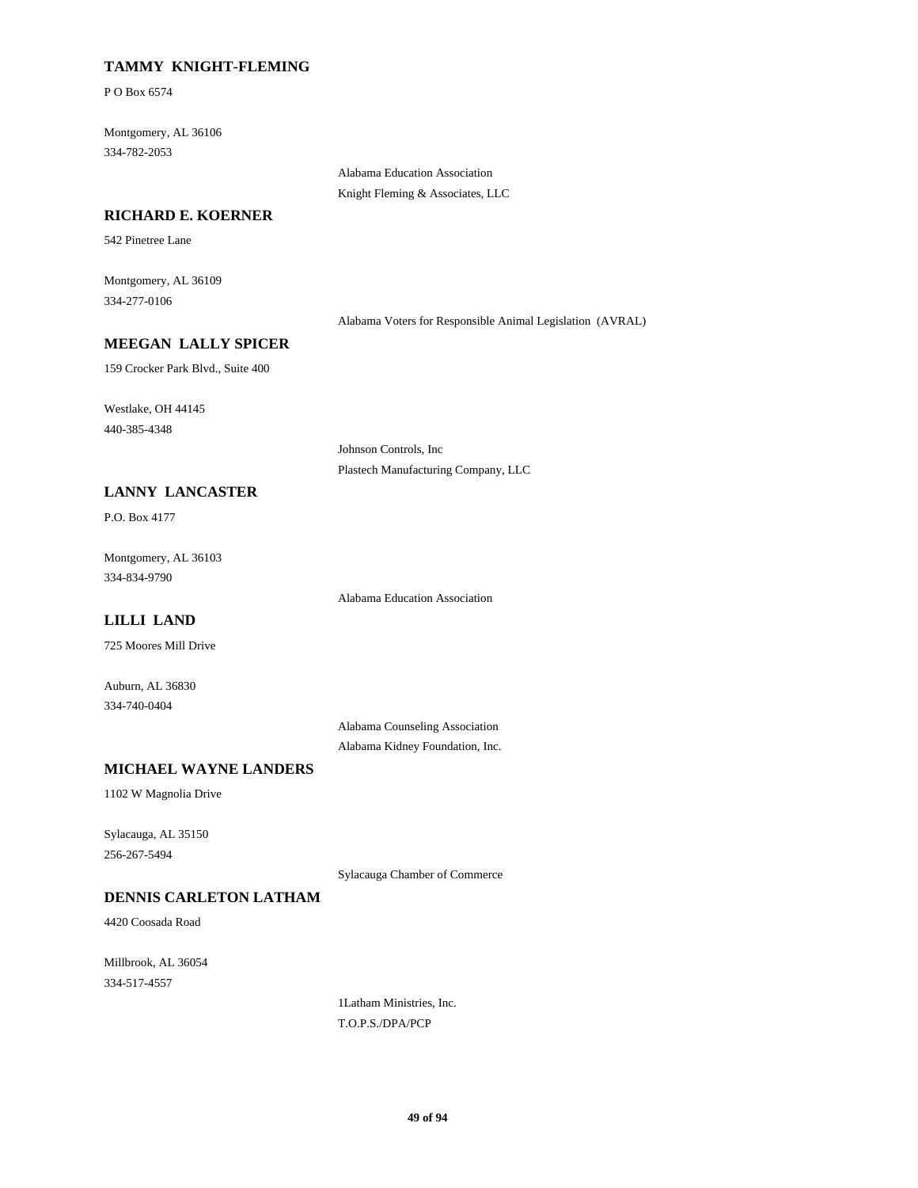**TAMMY KNIGHT-FLEMING**

P O Box 6574

Montgomery, AL 36106
334-782-2053

Alabama Education Association
Knight Fleming & Associates, LLC

**RICHARD E. KOERNER**

542 Pinetree Lane

Montgomery, AL 36109
334-277-0106

Alabama Voters for Responsible Animal Legislation (AVRAL)

**MEEGAN LALLY SPICER**

159 Crocker Park Blvd., Suite 400

Westlake, OH 44145
440-385-4348

Johnson Controls, Inc
Plastech Manufacturing Company, LLC

**LANNY LANCASTER**

P.O. Box 4177

Montgomery, AL 36103
334-834-9790

Alabama Education Association

**LILLI LAND**

725 Moores Mill Drive

Auburn, AL 36830
334-740-0404

Alabama Counseling Association
Alabama Kidney Foundation, Inc.

**MICHAEL WAYNE LANDERS**

1102 W Magnolia Drive

Sylacauga, AL 35150
256-267-5494

Sylacauga Chamber of Commerce

**DENNIS CARLETON LATHAM**

4420 Coosada Road

Millbrook, AL 36054
334-517-4557

1Latham Ministries, Inc.
T.O.P.S./DPA/PCP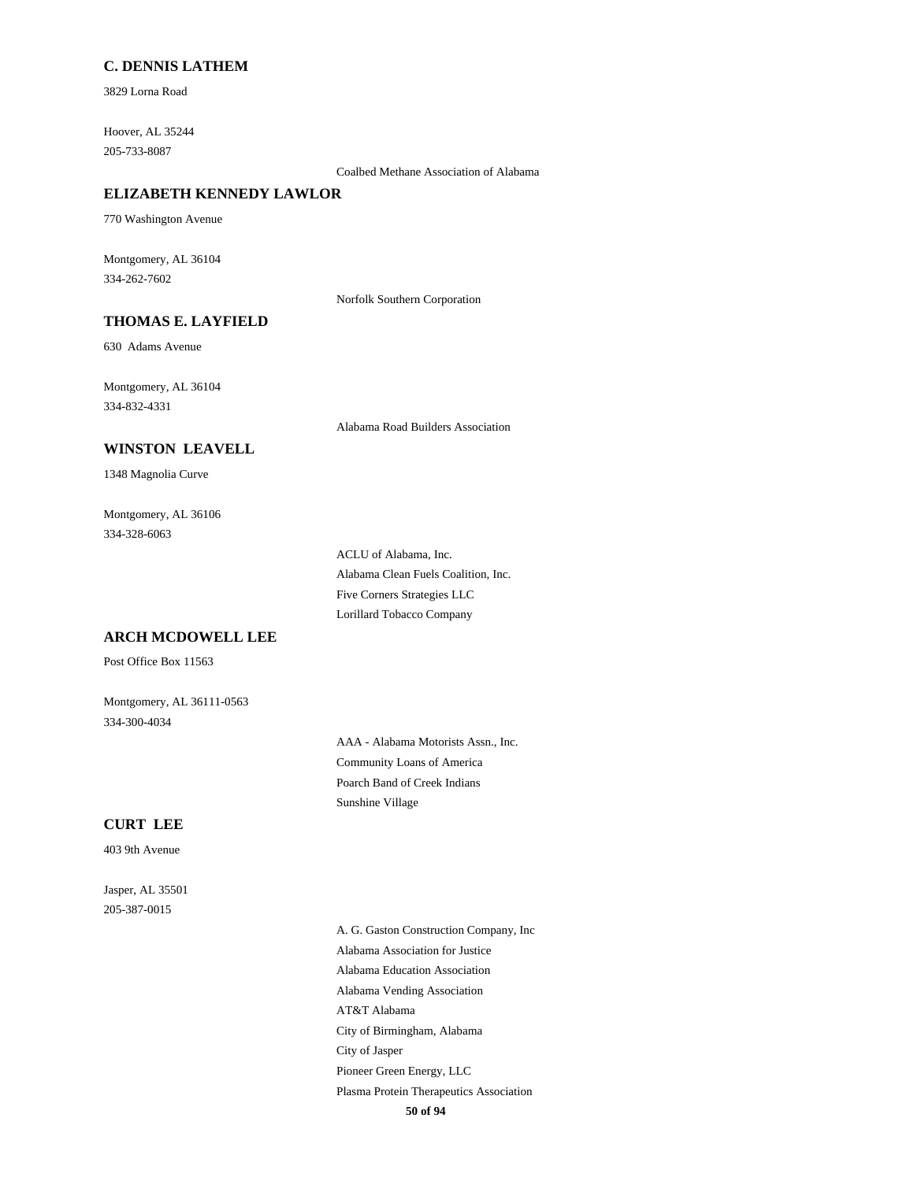**C. DENNIS LATHEM**

3829 Lorna Road

Hoover, AL 35244
205-733-8087

Coalbed Methane Association of Alabama

**ELIZABETH KENNEDY LAWLOR**

770 Washington Avenue

Montgomery, AL 36104
334-262-7602

Norfolk Southern Corporation

**THOMAS E. LAYFIELD**

630 Adams Avenue

Montgomery, AL 36104
334-832-4331

Alabama Road Builders Association

**WINSTON LEAVELL**

1348 Magnolia Curve

Montgomery, AL 36106
334-328-6063

ACLU of Alabama, Inc.
Alabama Clean Fuels Coalition, Inc.
Five Corners Strategies LLC
Lorillard Tobacco Company

**ARCH MCDOWELL LEE**

Post Office Box 11563

Montgomery, AL 36111-0563
334-300-4034

AAA - Alabama Motorists Assn., Inc.
Community Loans of America
Poarch Band of Creek Indians
Sunshine Village

**CURT LEE**

403 9th Avenue

Jasper, AL 35501
205-387-0015

A. G. Gaston Construction Company, Inc
Alabama Association for Justice
Alabama Education Association
Alabama Vending Association
AT&T Alabama
City of Birmingham, Alabama
City of Jasper
Pioneer Green Energy, LLC
Plasma Protein Therapeutics Association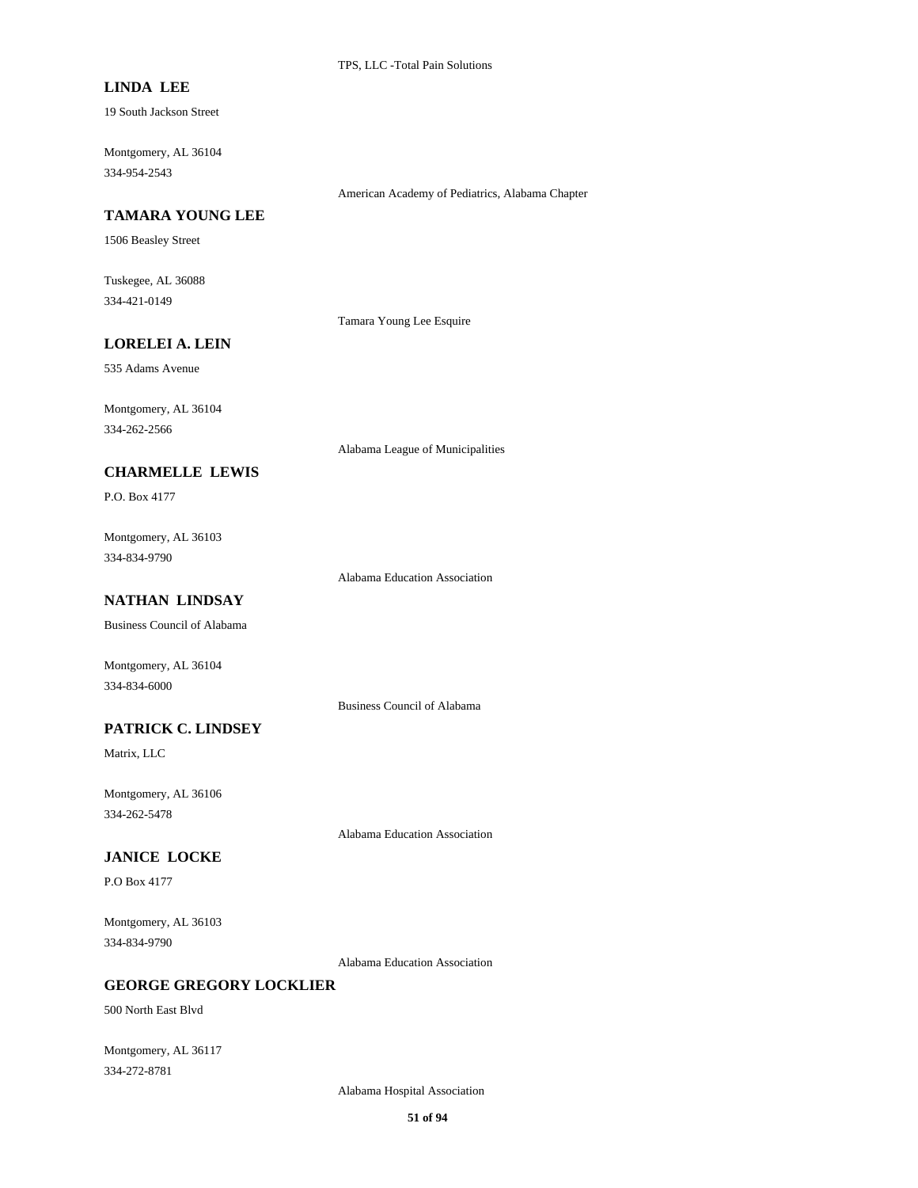TPS, LLC -Total Pain Solutions

**LINDA LEE**

19 South Jackson Street

Montgomery, AL 36104
334-954-2543

American Academy of Pediatrics, Alabama Chapter

**TAMARA YOUNG LEE**

1506 Beasley Street

Tuskegee, AL 36088
334-421-0149

Tamara Young Lee Esquire

**LORELEI A. LEIN**

535 Adams Avenue

Montgomery, AL 36104
334-262-2566

Alabama League of Municipalities

**CHARMELLE LEWIS**

P.O. Box 4177

Montgomery, AL 36103
334-834-9790

Alabama Education Association

**NATHAN LINDSAY**

Business Council of Alabama

Montgomery, AL 36104
334-834-6000

Business Council of Alabama

**PATRICK C. LINDSEY**

Matrix, LLC

Montgomery, AL 36106
334-262-5478

Alabama Education Association

**JANICE LOCKE**

P.O Box 4177

Montgomery, AL 36103
334-834-9790

Alabama Education Association

**GEORGE GREGORY LOCKLIER**

500 North East Blvd

Montgomery, AL 36117
334-272-8781

Alabama Hospital Association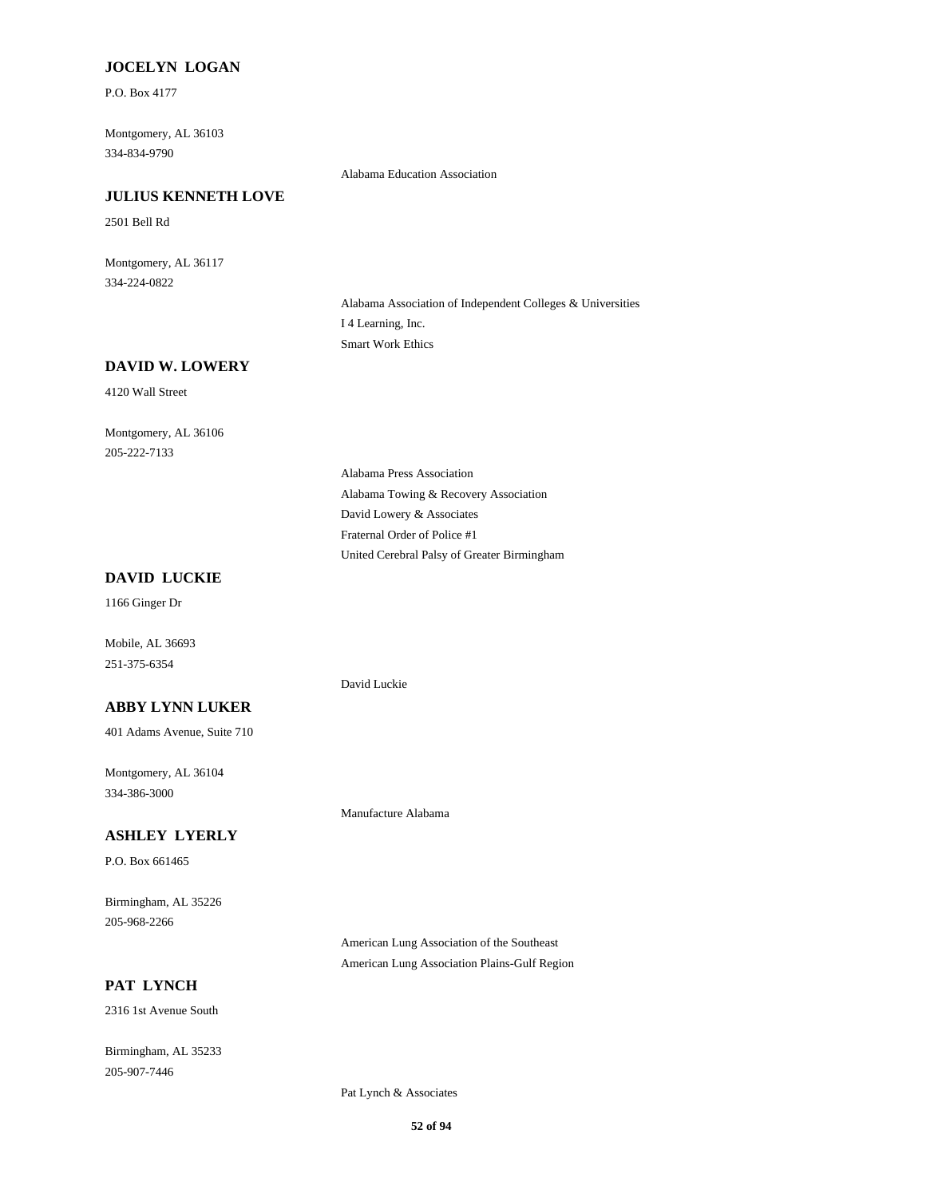**JOCELYN LOGAN**

P.O. Box 4177

Montgomery, AL 36103
334-834-9790

Alabama Education Association

**JULIUS KENNETH LOVE**

2501 Bell Rd

Montgomery, AL 36117
334-224-0822

Alabama Association of Independent Colleges & Universities
I 4 Learning, Inc.
Smart Work Ethics

**DAVID W. LOWERY**

4120 Wall Street

Montgomery, AL 36106
205-222-7133

Alabama Press Association
Alabama Towing & Recovery Association
David Lowery & Associates
Fraternal Order of Police #1
United Cerebral Palsy of Greater Birmingham

**DAVID LUCKIE**

1166 Ginger Dr

Mobile, AL 36693
251-375-6354

David Luckie

**ABBY LYNN LUKER**

401 Adams Avenue, Suite 710

Montgomery, AL 36104
334-386-3000

Manufacture Alabama

**ASHLEY LYERLY**

P.O. Box 661465

Birmingham, AL 35226
205-968-2266

American Lung Association of the Southeast
American Lung Association Plains-Gulf Region

**PAT LYNCH**

2316 1st Avenue South

Birmingham, AL 35233
205-907-7446

Pat Lynch & Associates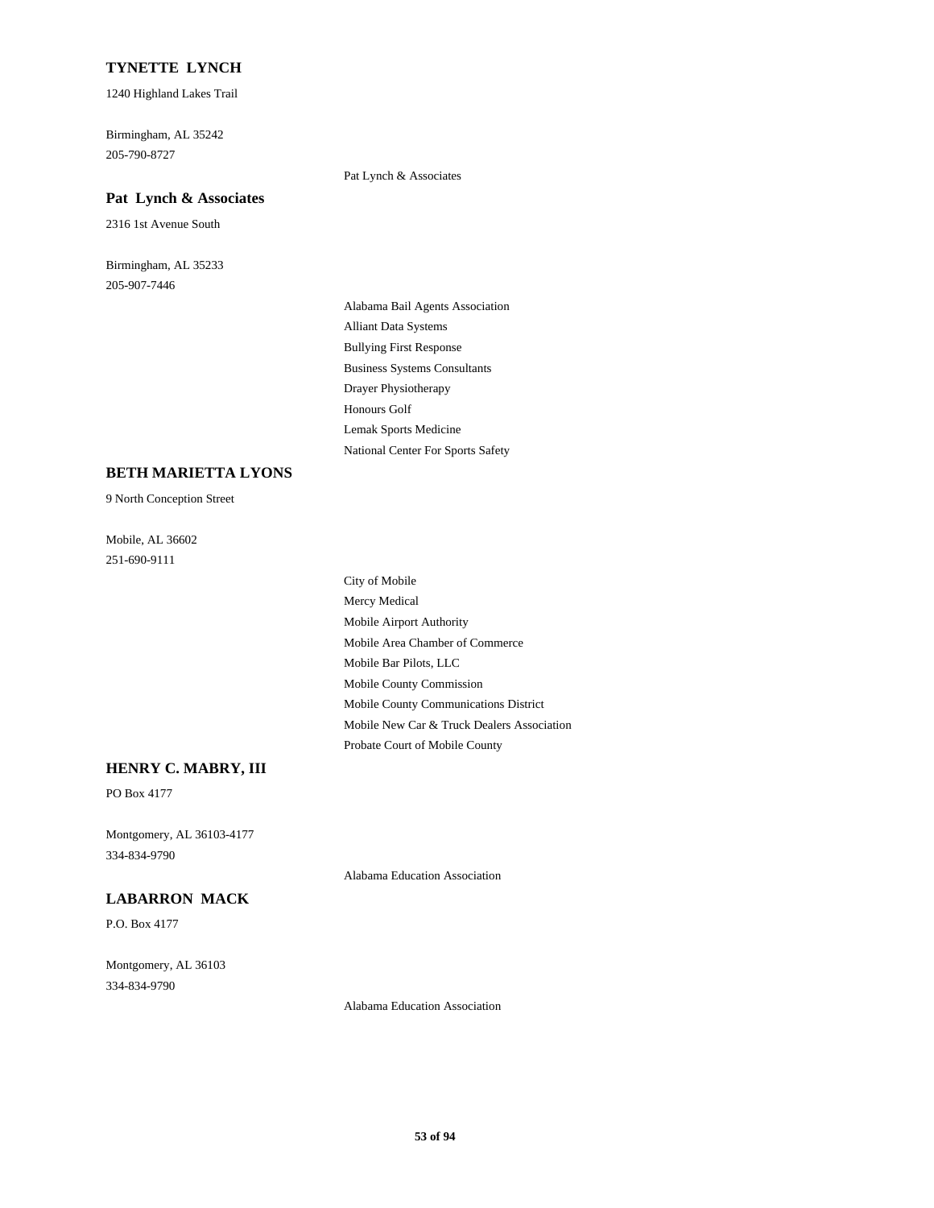### TYNETTE LYNCH

1240 Highland Lakes Trail

Birmingham, AL 35242
205-790-8727

Pat Lynch & Associates

### Pat Lynch & Associates

2316 1st Avenue South

Birmingham, AL 35233
205-907-7446

Alabama Bail Agents Association
Alliant Data Systems
Bullying First Response
Business Systems Consultants
Drayer Physiotherapy
Honours Golf
Lemak Sports Medicine
National Center For Sports Safety

### BETH MARIETTA LYONS

9 North Conception Street

Mobile, AL 36602
251-690-9111

City of Mobile
Mercy Medical
Mobile Airport Authority
Mobile Area Chamber of Commerce
Mobile Bar Pilots, LLC
Mobile County Commission
Mobile County Communications District
Mobile New Car & Truck Dealers Association
Probate Court of Mobile County

### HENRY C. MABRY, III

PO Box 4177

Montgomery, AL 36103-4177
334-834-9790

Alabama Education Association

### LABARRON MACK

P.O. Box 4177

Montgomery, AL 36103
334-834-9790

Alabama Education Association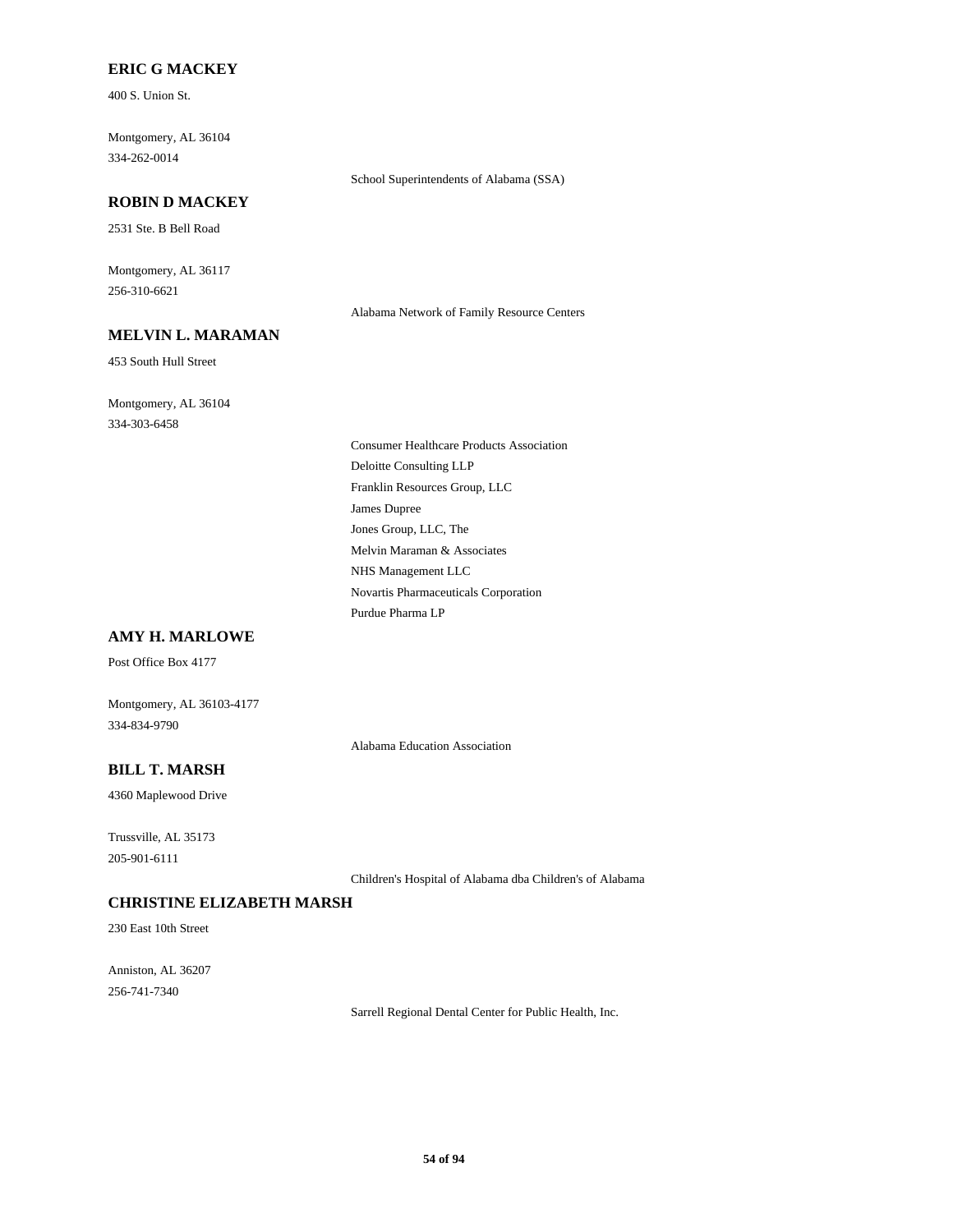**ERIC G MACKEY**

400 S. Union St.

Montgomery, AL 36104

334-262-0014

School Superintendents of Alabama (SSA)

**ROBIN D MACKEY**

2531 Ste. B Bell Road

Montgomery, AL 36117

256-310-6621

Alabama Network of Family Resource Centers

**MELVIN L. MARAMAN**

453 South Hull Street

Montgomery, AL 36104

334-303-6458

Consumer Healthcare Products Association

Deloitte Consulting LLP

Franklin Resources Group, LLC

James Dupree

Jones Group, LLC, The

Melvin Maraman & Associates

NHS Management LLC

Novartis Pharmaceuticals Corporation

Purdue Pharma LP

**AMY H. MARLOWE**

Post Office Box 4177

Montgomery, AL 36103-4177

334-834-9790

Alabama Education Association

**BILL T. MARSH**

4360 Maplewood Drive

Trussville, AL 35173

205-901-6111

Children's Hospital of Alabama dba Children's of Alabama

**CHRISTINE ELIZABETH MARSH**

230 East 10th Street

Anniston, AL 36207

256-741-7340

Sarrell Regional Dental Center for Public Health, Inc.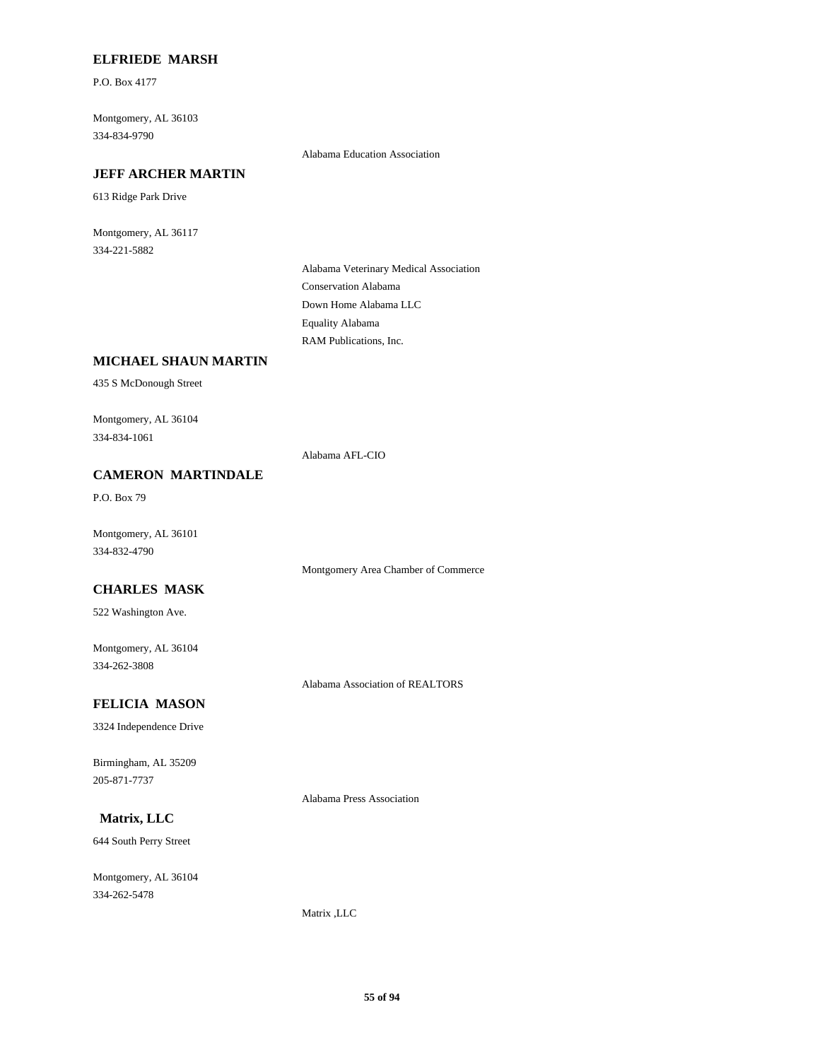**ELFRIEDE MARSH**

P.O. Box 4177

Montgomery, AL 36103
334-834-9790

Alabama Education Association

**JEFF ARCHER MARTIN**

613 Ridge Park Drive

Montgomery, AL 36117
334-221-5882

Alabama Veterinary Medical Association
Conservation Alabama
Down Home Alabama LLC
Equality Alabama
RAM Publications, Inc.

**MICHAEL SHAUN MARTIN**

435 S McDonough Street

Montgomery, AL 36104
334-834-1061

Alabama AFL-CIO

**CAMERON MARTINDALE**

P.O. Box 79

Montgomery, AL 36101
334-832-4790

Montgomery Area Chamber of Commerce

**CHARLES MASK**

522 Washington Ave.

Montgomery, AL 36104
334-262-3808

Alabama Association of REALTORS

**FELICIA MASON**

3324 Independence Drive

Birmingham, AL 35209
205-871-7737

Alabama Press Association

**Matrix, LLC**

644 South Perry Street

Montgomery, AL 36104
334-262-5478

Matrix ,LLC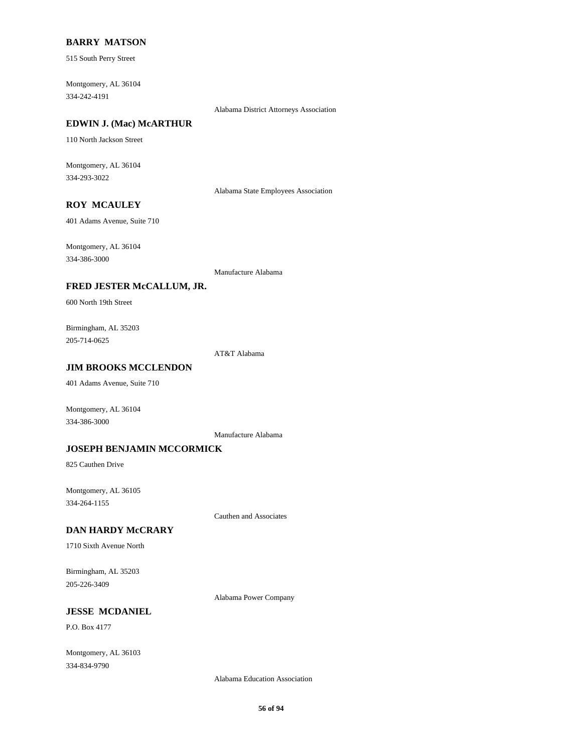**BARRY MATSON**

515 South Perry Street

Montgomery, AL 36104
334-242-4191

Alabama District Attorneys Association

**EDWIN J. (Mac) McARTHUR**

110 North Jackson Street

Montgomery, AL 36104
334-293-3022

Alabama State Employees Association

**ROY MCAULEY**

401 Adams Avenue, Suite 710

Montgomery, AL 36104
334-386-3000

Manufacture Alabama

**FRED JESTER McCALLUM, JR.**

600 North 19th Street

Birmingham, AL 35203
205-714-0625

AT&T Alabama

**JIM BROOKS MCCLENDON**

401 Adams Avenue, Suite 710

Montgomery, AL 36104
334-386-3000

Manufacture Alabama

**JOSEPH BENJAMIN MCCORMICK**

825 Cauthen Drive

Montgomery, AL 36105
334-264-1155

Cauthen and Associates

**DAN HARDY McCRARY**

1710 Sixth Avenue North

Birmingham, AL 35203
205-226-3409

Alabama Power Company

**JESSE MCDANIEL**

P.O. Box 4177

Montgomery, AL 36103
334-834-9790

Alabama Education Association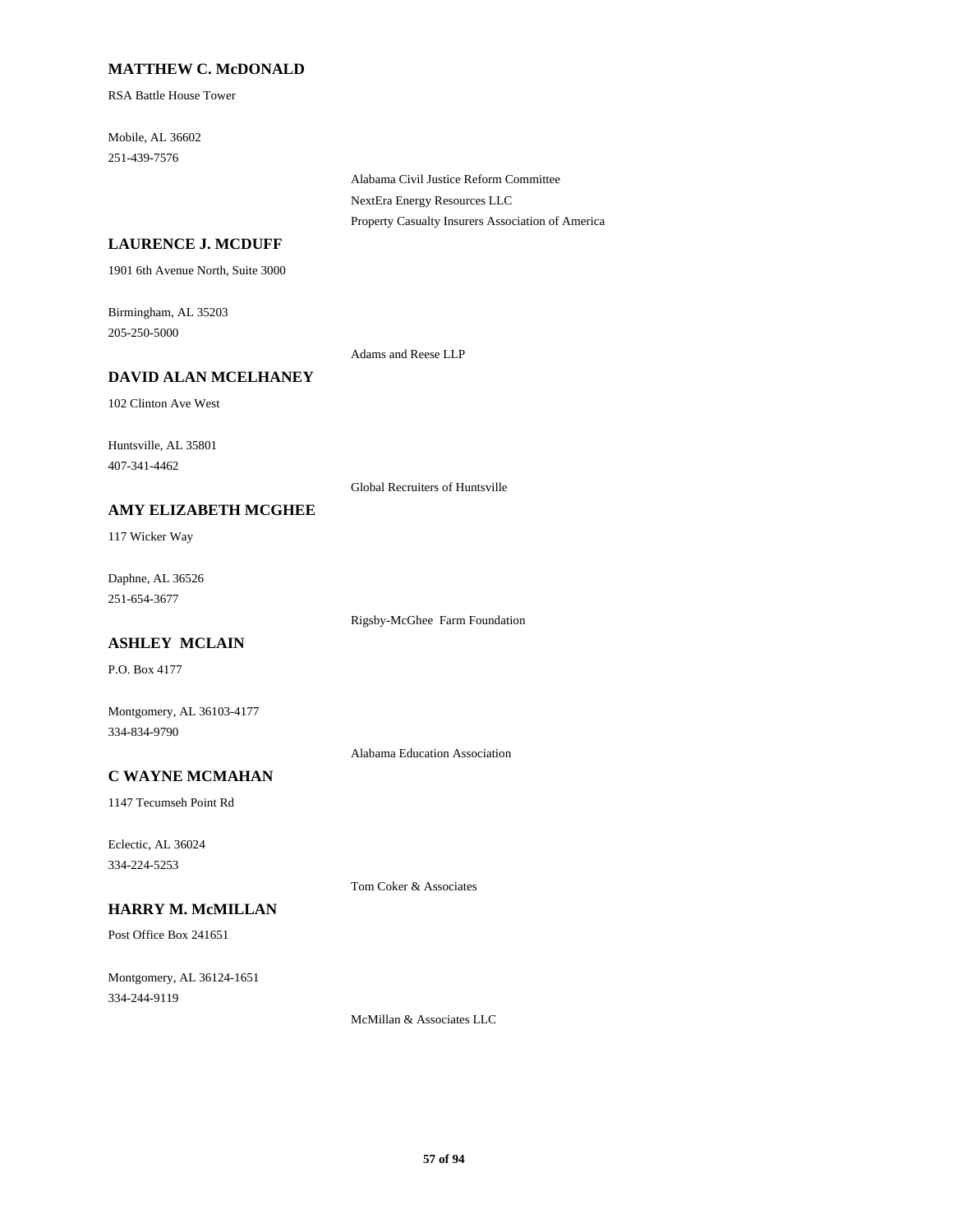### MATTHEW C. McDONALD

RSA Battle House Tower

Mobile, AL 36602
251-439-7576

Alabama Civil Justice Reform Committee
NextEra Energy Resources LLC
Property Casualty Insurers Association of America

### LAURENCE J. MCDUFF

1901 6th Avenue North, Suite 3000

Birmingham, AL 35203
205-250-5000

Adams and Reese LLP

### DAVID ALAN MCELHANEY

102 Clinton Ave West

Huntsville, AL 35801
407-341-4462

Global Recruiters of Huntsville

### AMY ELIZABETH MCGHEE

117 Wicker Way

Daphne, AL 36526
251-654-3677

Rigsby-McGhee Farm Foundation

### ASHLEY MCLAIN

P.O. Box 4177

Montgomery, AL 36103-4177
334-834-9790

Alabama Education Association

### C WAYNE MCMAHAN

1147 Tecumseh Point Rd

Eclectic, AL 36024
334-224-5253

Tom Coker & Associates

### HARRY M. McMILLAN

Post Office Box 241651

Montgomery, AL 36124-1651
334-244-9119

McMillan & Associates LLC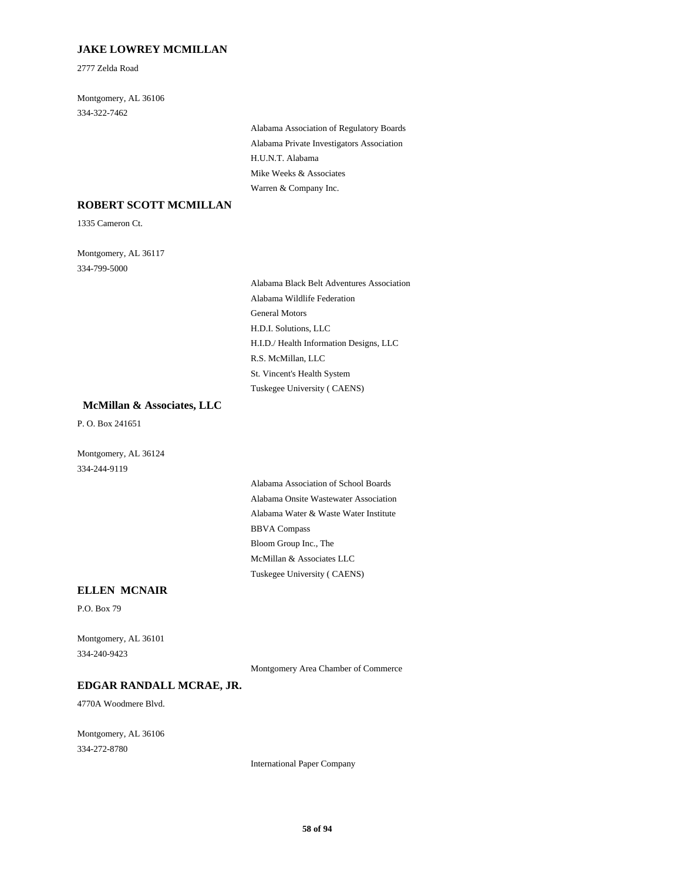### JAKE LOWREY MCMILLAN

2777 Zelda Road

Montgomery, AL 36106
334-322-7462

- Alabama Association of Regulatory Boards
- Alabama Private Investigators Association
- H.U.N.T. Alabama
- Mike Weeks & Associates
- Warren & Company Inc.

### ROBERT SCOTT MCMILLAN

1335 Cameron Ct.

Montgomery, AL 36117
334-799-5000

- Alabama Black Belt Adventures Association
- Alabama Wildlife Federation
- General Motors
- H.D.I. Solutions, LLC
- H.I.D./ Health Information Designs, LLC
- R.S. McMillan, LLC
- St. Vincent's Health System
- Tuskegee University ( CAENS)

### McMillan & Associates, LLC

P. O. Box 241651

Montgomery, AL 36124
334-244-9119

- Alabama Association of School Boards
- Alabama Onsite Wastewater Association
- Alabama Water & Waste Water Institute
- BBVA Compass
- Bloom Group Inc., The
- McMillan & Associates LLC
- Tuskegee University ( CAENS)

### ELLEN MCNAIR

P.O. Box 79

Montgomery, AL 36101
334-240-9423

- Montgomery Area Chamber of Commerce

### EDGAR RANDALL MCRAE, JR.

4770A Woodmere Blvd.

Montgomery, AL 36106
334-272-8780

- International Paper Company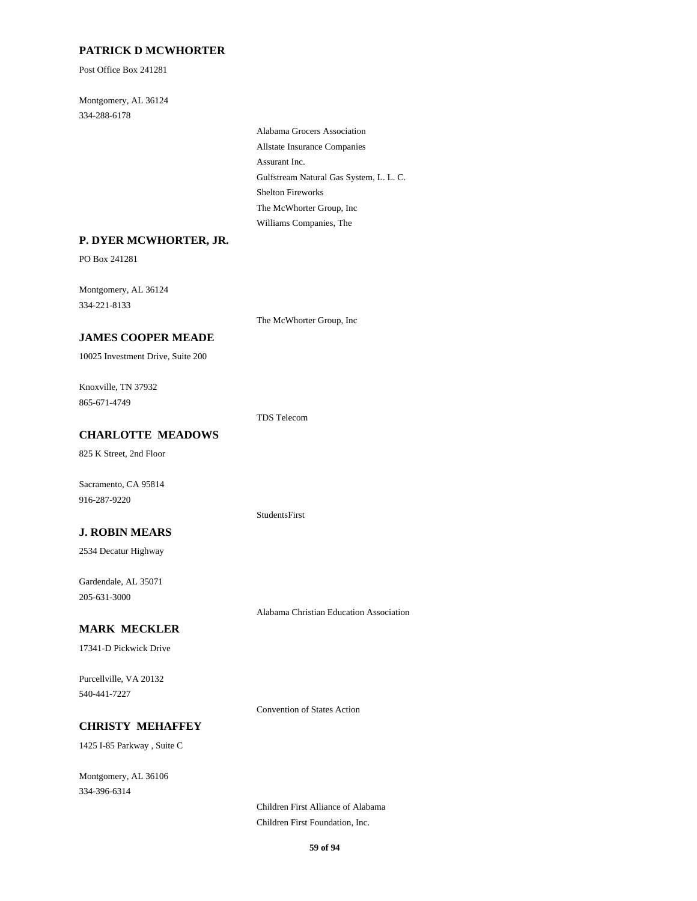**PATRICK D MCWHORTER**

Post Office Box 241281

Montgomery, AL 36124
334-288-6178

Alabama Grocers Association
Allstate Insurance Companies
Assurant Inc.
Gulfstream Natural Gas System, L. L. C.
Shelton Fireworks
The McWhorter Group, Inc
Williams Companies, The

**P. DYER MCWHORTER, JR.**

PO Box 241281

Montgomery, AL 36124
334-221-8133

The McWhorter Group, Inc

**JAMES COOPER MEADE**

10025 Investment Drive, Suite 200

Knoxville, TN 37932
865-671-4749

TDS Telecom

**CHARLOTTE MEADOWS**

825 K Street, 2nd Floor

Sacramento, CA 95814
916-287-9220

StudentsFirst

**J. ROBIN MEARS**

2534 Decatur Highway

Gardendale, AL 35071
205-631-3000

Alabama Christian Education Association

**MARK MECKLER**

17341-D Pickwick Drive

Purcellville, VA 20132
540-441-7227

Convention of States Action

**CHRISTY MEHAFFEY**

1425 I-85 Parkway , Suite C

Montgomery, AL 36106
334-396-6314

Children First Alliance of Alabama
Children First Foundation, Inc.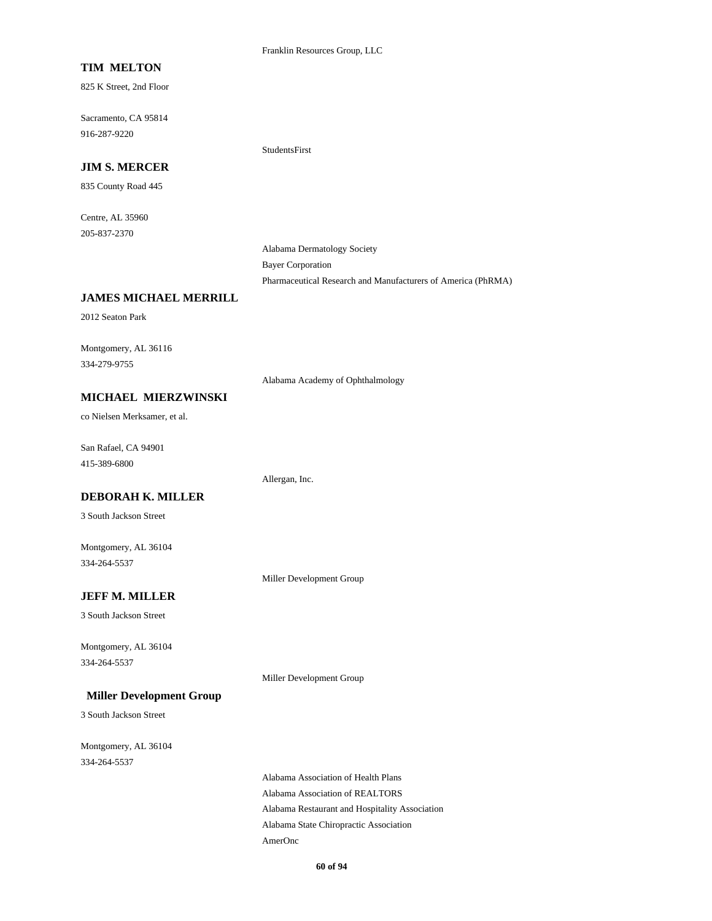Franklin Resources Group, LLC

**TIM MELTON**

825 K Street, 2nd Floor

Sacramento, CA 95814
916-287-9220

StudentsFirst

**JIM S. MERCER**

835 County Road 445

Centre, AL 35960
205-837-2370

Alabama Dermatology Society
Bayer Corporation
Pharmaceutical Research and Manufacturers of America (PhRMA)

**JAMES MICHAEL MERRILL**

2012 Seaton Park

Montgomery, AL 36116
334-279-9755

Alabama Academy of Ophthalmology

**MICHAEL MIERZWINSKI**

co Nielsen Merksamer, et al.

San Rafael, CA 94901
415-389-6800

Allergan, Inc.

**DEBORAH K. MILLER**

3 South Jackson Street

Montgomery, AL 36104
334-264-5537

Miller Development Group

**JEFF M. MILLER**

3 South Jackson Street

Montgomery, AL 36104
334-264-5537

Miller Development Group

**Miller Development Group**

3 South Jackson Street

Montgomery, AL 36104
334-264-5537

Alabama Association of Health Plans
Alabama Association of REALTORS
Alabama Restaurant and Hospitality Association
Alabama State Chiropractic Association
AmerOnc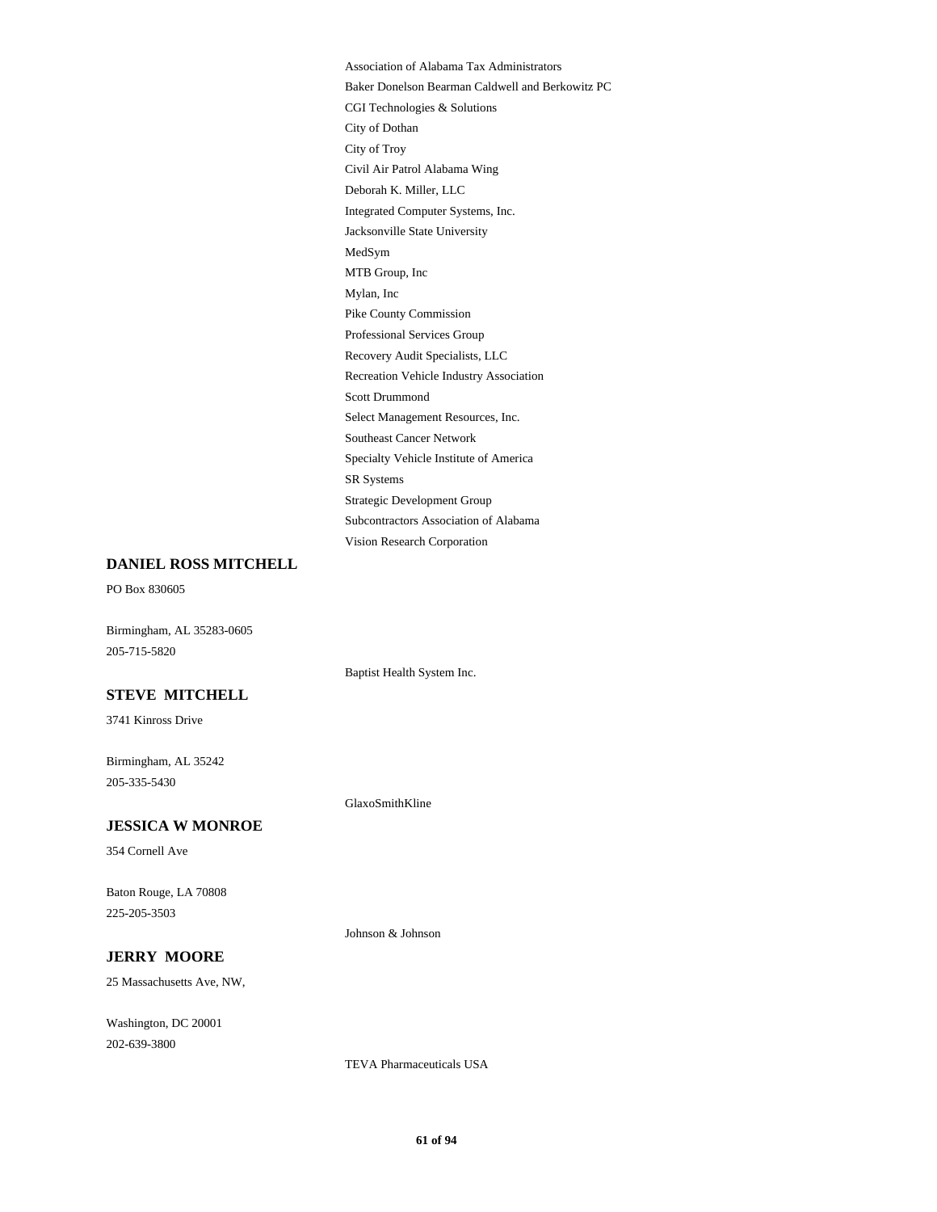Association of Alabama Tax Administrators
Baker Donelson Bearman Caldwell and Berkowitz PC
CGI Technologies & Solutions
City of Dothan
City of Troy
Civil Air Patrol Alabama Wing
Deborah K. Miller, LLC
Integrated Computer Systems, Inc.
Jacksonville State University
MedSym
MTB Group, Inc
Mylan, Inc
Pike County Commission
Professional Services Group
Recovery Audit Specialists, LLC
Recreation Vehicle Industry Association
Scott Drummond
Select Management Resources, Inc.
Southeast Cancer Network
Specialty Vehicle Institute of America
SR Systems
Strategic Development Group
Subcontractors Association of Alabama
Vision Research Corporation

**DANIEL ROSS MITCHELL**

PO Box 830605

Birmingham, AL 35283-0605
205-715-5820

Baptist Health System Inc.

**STEVE MITCHELL**

3741 Kinross Drive

Birmingham, AL 35242
205-335-5430

GlaxoSmithKline

**JESSICA W MONROE**

354 Cornell Ave

Baton Rouge, LA 70808
225-205-3503

Johnson & Johnson

**JERRY MOORE**

25 Massachusetts Ave, NW,

Washington, DC 20001
202-639-3800

TEVA Pharmaceuticals USA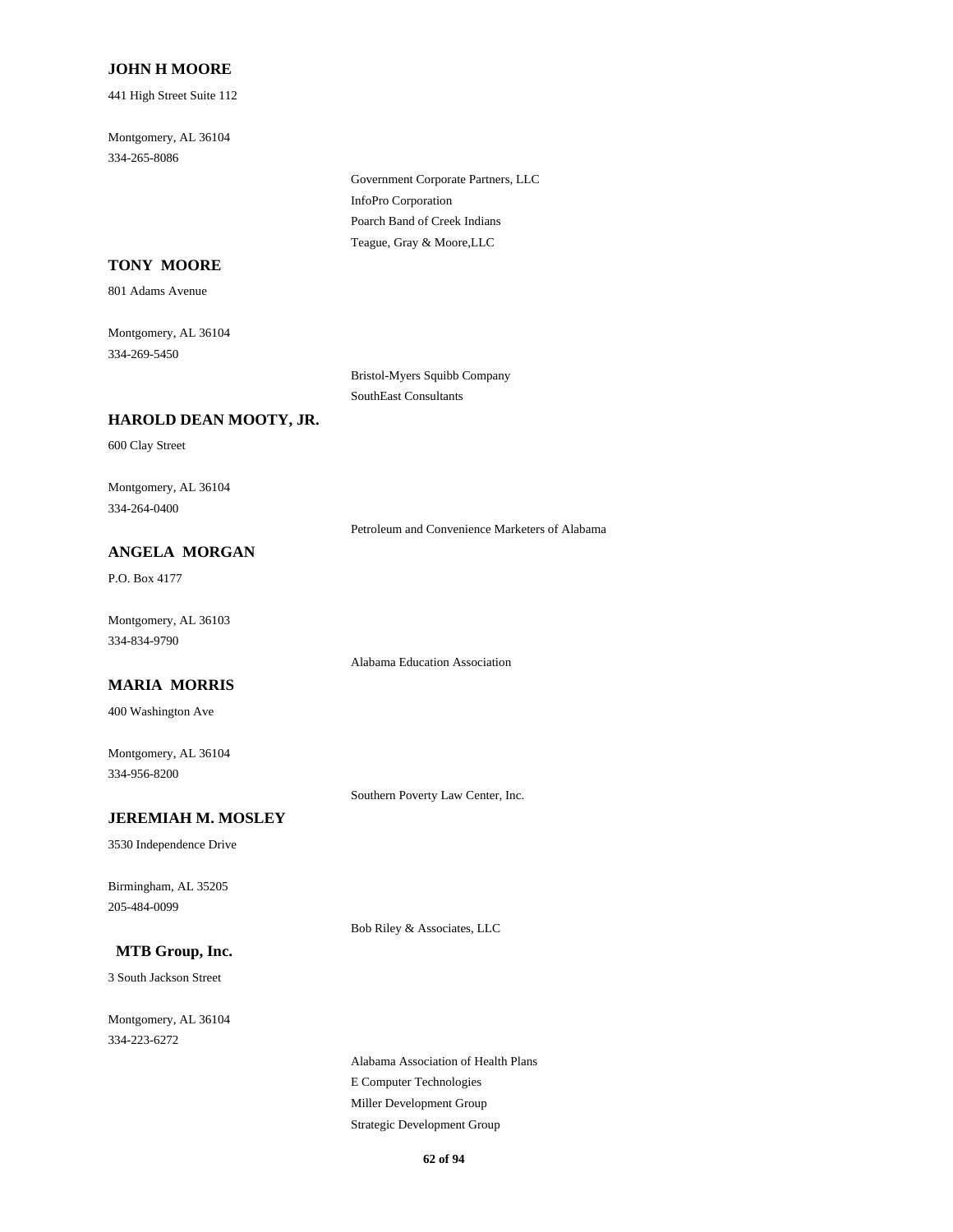**JOHN H MOORE**

441 High Street Suite 112

Montgomery, AL 36104
334-265-8086

Government Corporate Partners, LLC
InfoPro Corporation
Poarch Band of Creek Indians
Teague, Gray & Moore,LLC

**TONY MOORE**

801 Adams Avenue

Montgomery, AL 36104
334-269-5450

Bristol-Myers Squibb Company
SouthEast Consultants

**HAROLD DEAN MOOTY, JR.**

600 Clay Street

Montgomery, AL 36104
334-264-0400

Petroleum and Convenience Marketers of Alabama

**ANGELA MORGAN**

P.O. Box 4177

Montgomery, AL 36103
334-834-9790

Alabama Education Association

**MARIA MORRIS**

400 Washington Ave

Montgomery, AL 36104
334-956-8200

Southern Poverty Law Center, Inc.

**JEREMIAH M. MOSLEY**

3530 Independence Drive

Birmingham, AL 35205
205-484-0099

Bob Riley & Associates, LLC

**MTB Group, Inc.**

3 South Jackson Street

Montgomery, AL 36104
334-223-6272

Alabama Association of Health Plans
E Computer Technologies
Miller Development Group
Strategic Development Group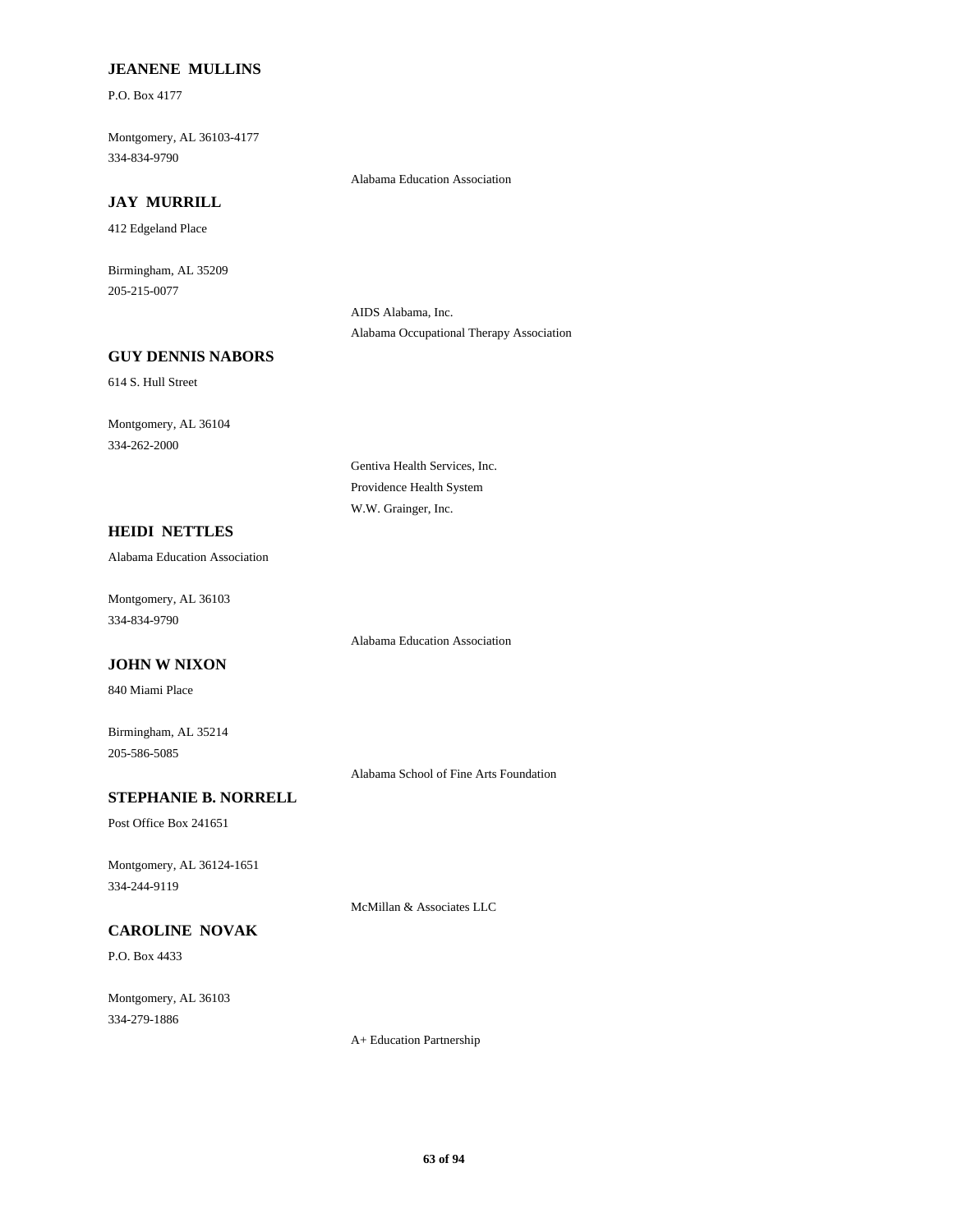**JEANENE MULLINS**

P.O. Box 4177

Montgomery, AL 36103-4177
334-834-9790

Alabama Education Association

**JAY MURRILL**

412 Edgeland Place

Birmingham, AL 35209
205-215-0077

AIDS Alabama, Inc.
Alabama Occupational Therapy Association

**GUY DENNIS NABORS**

614 S. Hull Street

Montgomery, AL 36104
334-262-2000

Gentiva Health Services, Inc.
Providence Health System
W.W. Grainger, Inc.

**HEIDI NETTLES**

Alabama Education Association

Montgomery, AL 36103
334-834-9790

Alabama Education Association

**JOHN W NIXON**

840 Miami Place

Birmingham, AL 35214
205-586-5085

Alabama School of Fine Arts Foundation

**STEPHANIE B. NORRELL**

Post Office Box 241651

Montgomery, AL 36124-1651
334-244-9119

McMillan & Associates LLC

**CAROLINE NOVAK**

P.O. Box 4433

Montgomery, AL 36103
334-279-1886

A+ Education Partnership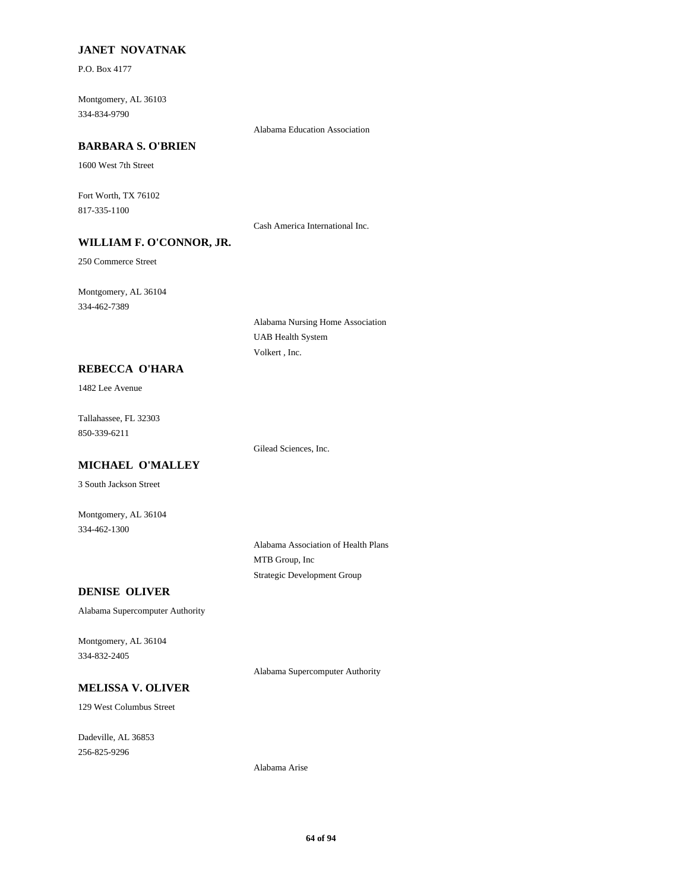**JANET NOVATNAK**

P.O. Box 4177

Montgomery, AL 36103
334-834-9790

Alabama Education Association

**BARBARA S. O'BRIEN**

1600 West 7th Street

Fort Worth, TX 76102
817-335-1100

Cash America International Inc.

**WILLIAM F. O'CONNOR, JR.**

250 Commerce Street

Montgomery, AL 36104
334-462-7389

Alabama Nursing Home Association
UAB Health System
Volkert , Inc.

**REBECCA O'HARA**

1482 Lee Avenue

Tallahassee, FL 32303
850-339-6211

Gilead Sciences, Inc.

**MICHAEL O'MALLEY**

3 South Jackson Street

Montgomery, AL 36104
334-462-1300

Alabama Association of Health Plans
MTB Group, Inc
Strategic Development Group

**DENISE OLIVER**

Alabama Supercomputer Authority

Montgomery, AL 36104
334-832-2405

Alabama Supercomputer Authority

**MELISSA V. OLIVER**

129 West Columbus Street

Dadeville, AL 36853
256-825-9296

Alabama Arise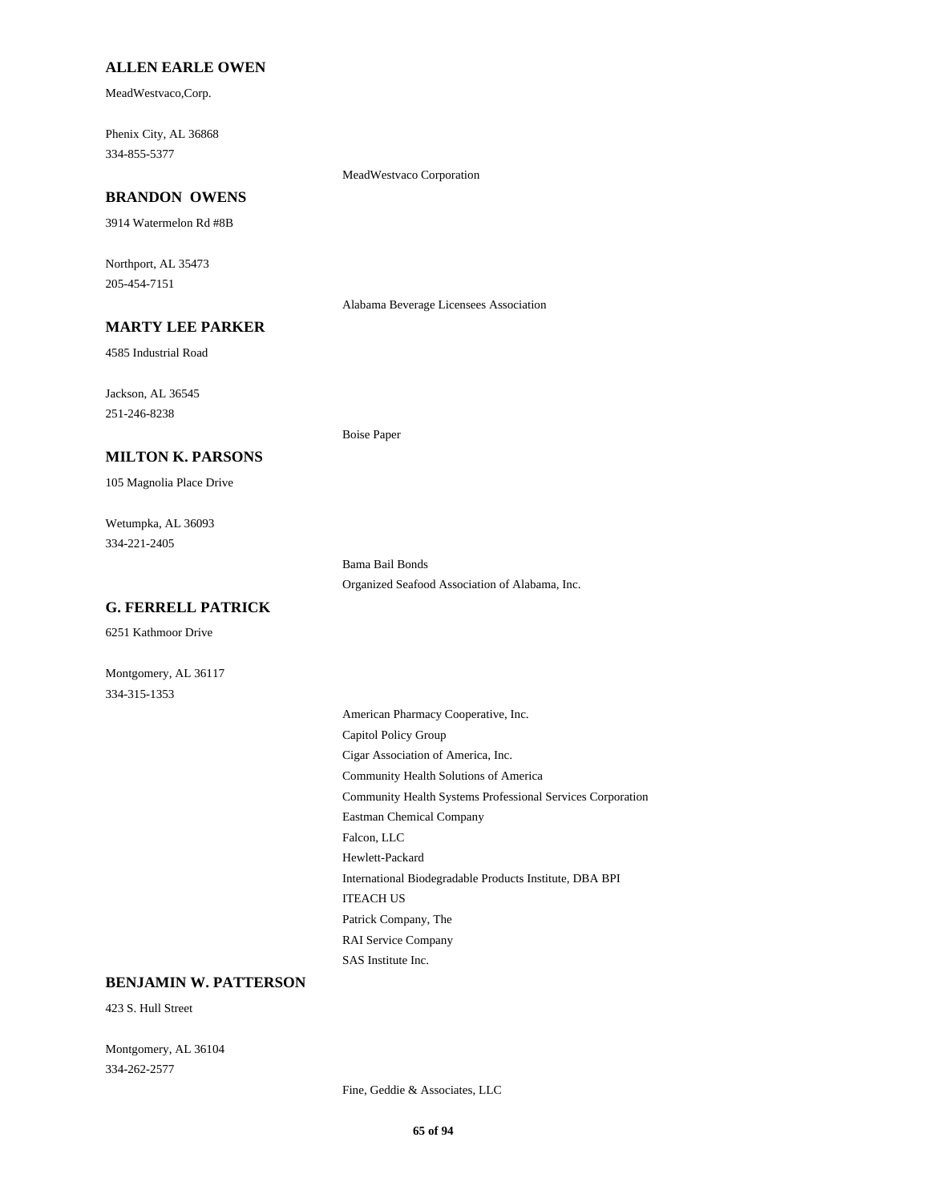**ALLEN EARLE OWEN**

MeadWestvaco,Corp.

Phenix City, AL 36868
334-855-5377

MeadWestvaco Corporation

**BRANDON OWENS**

3914 Watermelon Rd #8B

Northport, AL 35473
205-454-7151

Alabama Beverage Licensees Association

**MARTY LEE PARKER**

4585 Industrial Road

Jackson, AL 36545
251-246-8238

Boise Paper

**MILTON K. PARSONS**

105 Magnolia Place Drive

Wetumpka, AL 36093
334-221-2405

Bama Bail Bonds
Organized Seafood Association of Alabama, Inc.

**G. FERRELL PATRICK**

6251 Kathmoor Drive

Montgomery, AL 36117
334-315-1353

American Pharmacy Cooperative, Inc.
Capitol Policy Group
Cigar Association of America, Inc.
Community Health Solutions of America
Community Health Systems Professional Services Corporation
Eastman Chemical Company
Falcon, LLC
Hewlett-Packard
International Biodegradable Products Institute, DBA BPI
ITEACH US
Patrick Company, The
RAI Service Company
SAS Institute Inc.

**BENJAMIN W. PATTERSON**

423 S. Hull Street

Montgomery, AL 36104
334-262-2577

Fine, Geddie & Associates, LLC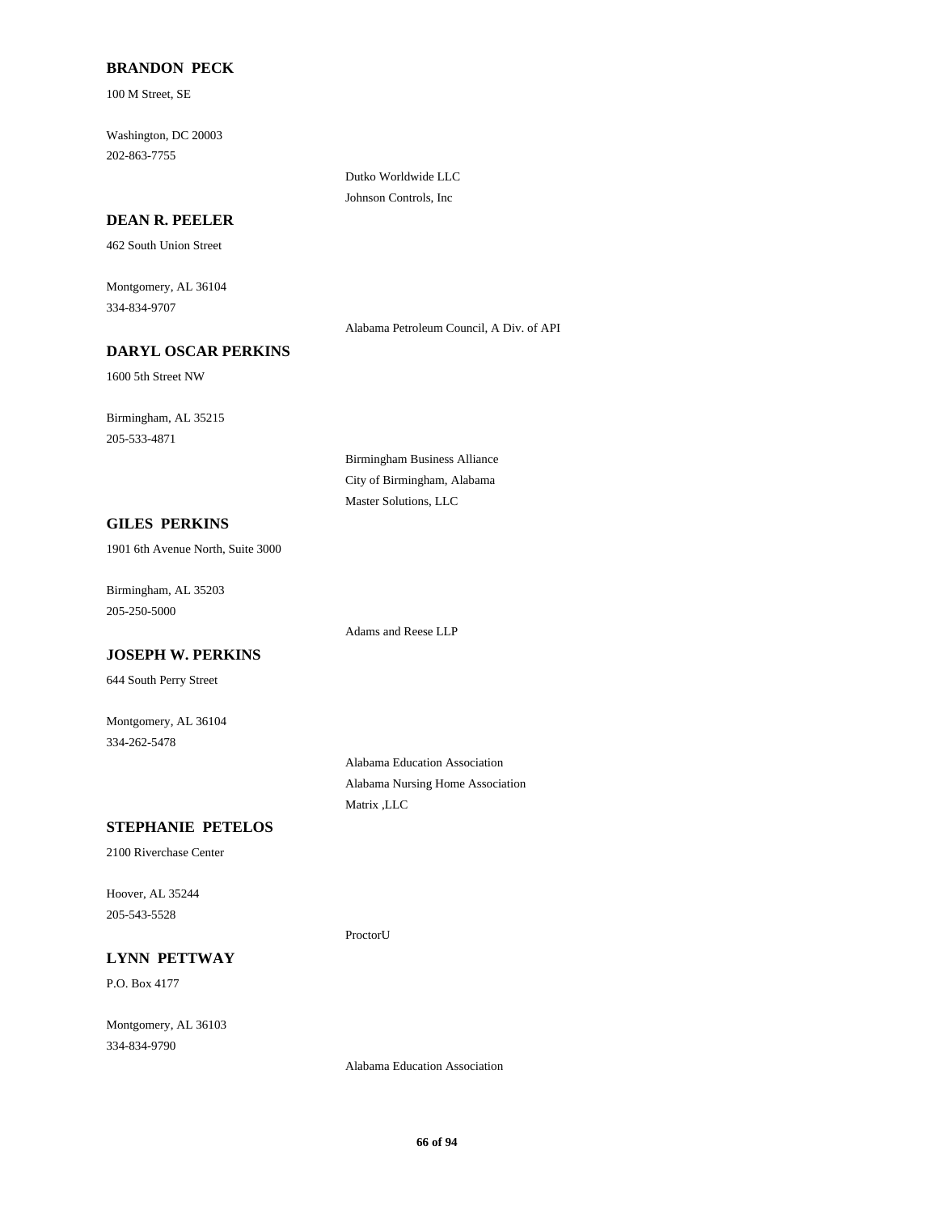**BRANDON PECK**

100 M Street, SE

Washington, DC 20003
202-863-7755

Dutko Worldwide LLC
Johnson Controls, Inc

**DEAN R. PEELER**

462 South Union Street

Montgomery, AL 36104
334-834-9707

Alabama Petroleum Council, A Div. of API

**DARYL OSCAR PERKINS**

1600 5th Street NW

Birmingham, AL 35215
205-533-4871

Birmingham Business Alliance
City of Birmingham, Alabama
Master Solutions, LLC

**GILES PERKINS**

1901 6th Avenue North, Suite 3000

Birmingham, AL 35203
205-250-5000

Adams and Reese LLP

**JOSEPH W. PERKINS**

644 South Perry Street

Montgomery, AL 36104
334-262-5478

Alabama Education Association
Alabama Nursing Home Association
Matrix ,LLC

**STEPHANIE PETELOS**

2100 Riverchase Center

Hoover, AL 35244
205-543-5528

ProctorU

**LYNN PETTWAY**

P.O. Box 4177

Montgomery, AL 36103
334-834-9790

Alabama Education Association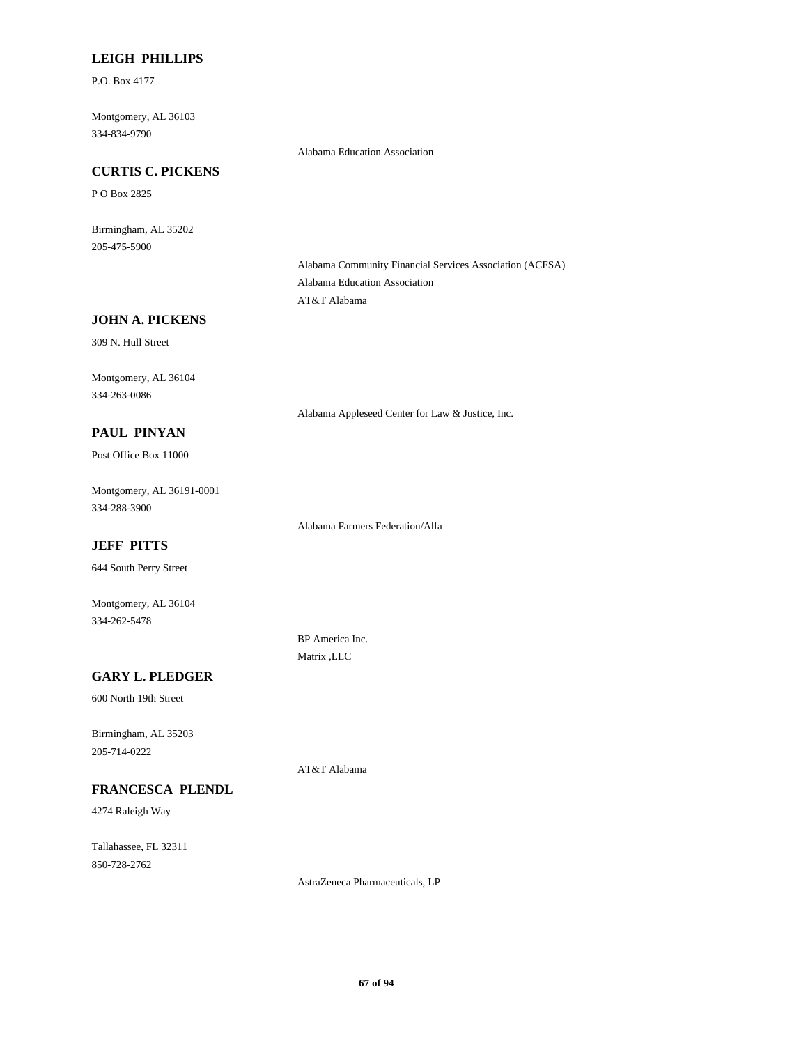**LEIGH PHILLIPS**

P.O. Box 4177

Montgomery, AL 36103

334-834-9790

Alabama Education Association

**CURTIS C. PICKENS**

P O Box 2825

Birmingham, AL 35202

205-475-5900

Alabama Community Financial Services Association (ACFSA)

Alabama Education Association

AT&T Alabama

**JOHN A. PICKENS**

309 N. Hull Street

Montgomery, AL 36104

334-263-0086

Alabama Appleseed Center for Law & Justice, Inc.

**PAUL PINYAN**

Post Office Box 11000

Montgomery, AL 36191-0001

334-288-3900

Alabama Farmers Federation/Alfa

**JEFF PITTS**

644 South Perry Street

Montgomery, AL 36104

334-262-5478

BP America Inc.

Matrix ,LLC

**GARY L. PLEDGER**

600 North 19th Street

Birmingham, AL 35203

205-714-0222

AT&T Alabama

**FRANCESCA PLENDL**

4274 Raleigh Way

Tallahassee, FL 32311

850-728-2762

AstraZeneca Pharmaceuticals, LP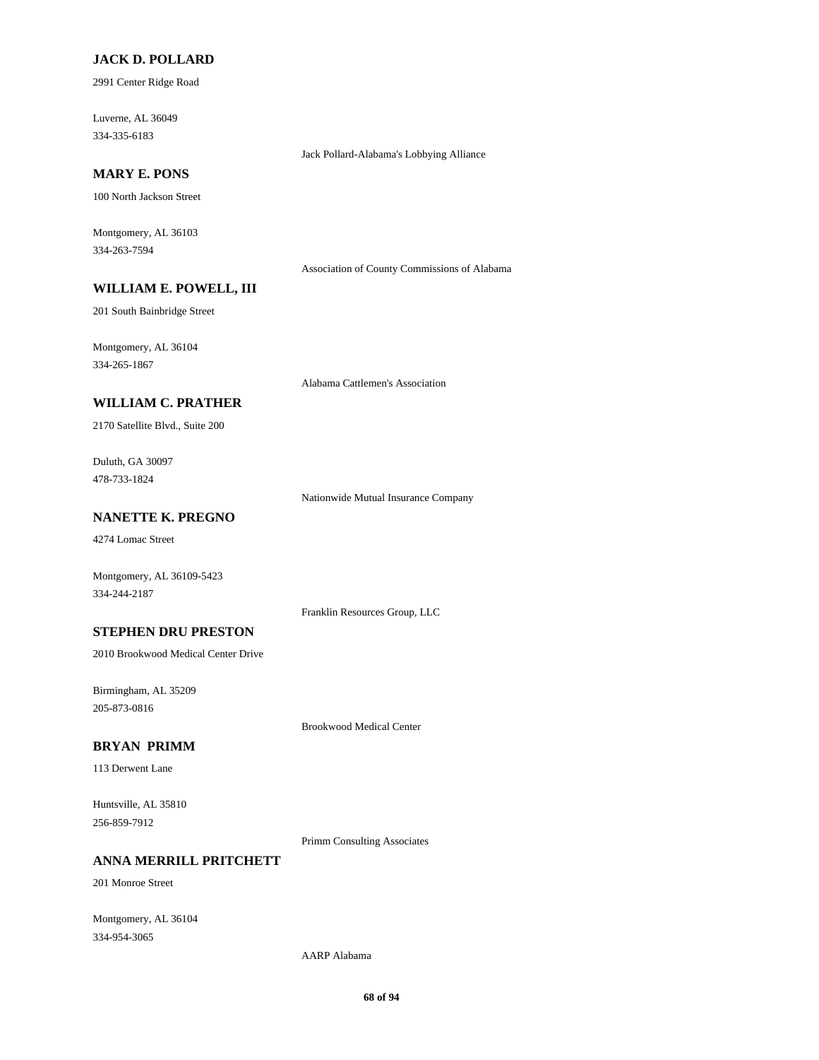**JACK D. POLLARD**

2991 Center Ridge Road

Luverne, AL 36049
334-335-6183

Jack Pollard-Alabama's Lobbying Alliance

**MARY E. PONS**

100 North Jackson Street

Montgomery, AL 36103
334-263-7594

Association of County Commissions of Alabama

**WILLIAM E. POWELL, III**

201 South Bainbridge Street

Montgomery, AL 36104
334-265-1867

Alabama Cattlemen's Association

**WILLIAM C. PRATHER**

2170 Satellite Blvd., Suite 200

Duluth, GA 30097
478-733-1824

Nationwide Mutual Insurance Company

**NANETTE K. PREGNO**

4274 Lomac Street

Montgomery, AL 36109-5423
334-244-2187

Franklin Resources Group, LLC

**STEPHEN DRU PRESTON**

2010 Brookwood Medical Center Drive

Birmingham, AL 35209
205-873-0816

Brookwood Medical Center

**BRYAN PRIMM**

113 Derwent Lane

Huntsville, AL 35810
256-859-7912

Primm Consulting Associates

**ANNA MERRILL PRITCHETT**

201 Monroe Street

Montgomery, AL 36104
334-954-3065

AARP Alabama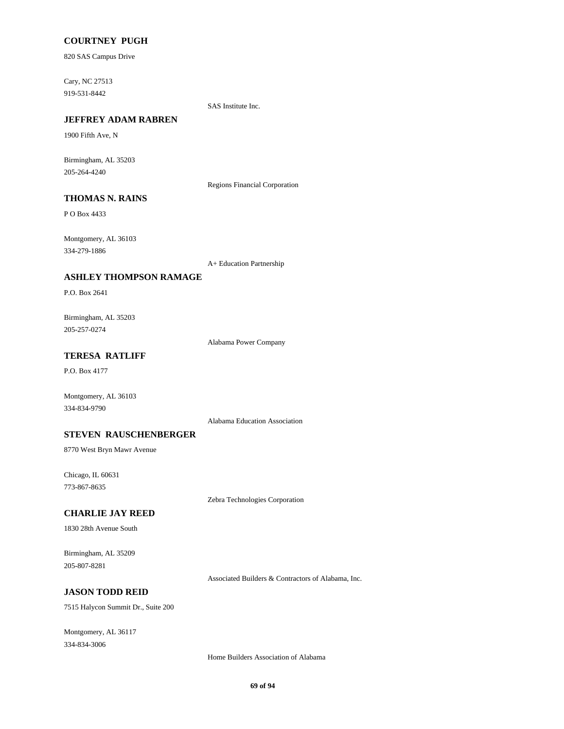**COURTNEY PUGH**

820 SAS Campus Drive

Cary, NC 27513
919-531-8442

SAS Institute Inc.

**JEFFREY ADAM RABREN**

1900 Fifth Ave, N

Birmingham, AL 35203
205-264-4240

Regions Financial Corporation

**THOMAS N. RAINS**

P O Box 4433

Montgomery, AL 36103
334-279-1886

A+ Education Partnership

**ASHLEY THOMPSON RAMAGE**

P.O. Box 2641

Birmingham, AL 35203
205-257-0274

Alabama Power Company

**TERESA RATLIFF**

P.O. Box 4177

Montgomery, AL 36103
334-834-9790

Alabama Education Association

**STEVEN RAUSCHENBERGER**

8770 West Bryn Mawr Avenue

Chicago, IL 60631
773-867-8635

Zebra Technologies Corporation

**CHARLIE JAY REED**

1830 28th Avenue South

Birmingham, AL 35209
205-807-8281

Associated Builders & Contractors of Alabama, Inc.

**JASON TODD REID**

7515 Halycon Summit Dr., Suite 200

Montgomery, AL 36117
334-834-3006

Home Builders Association of Alabama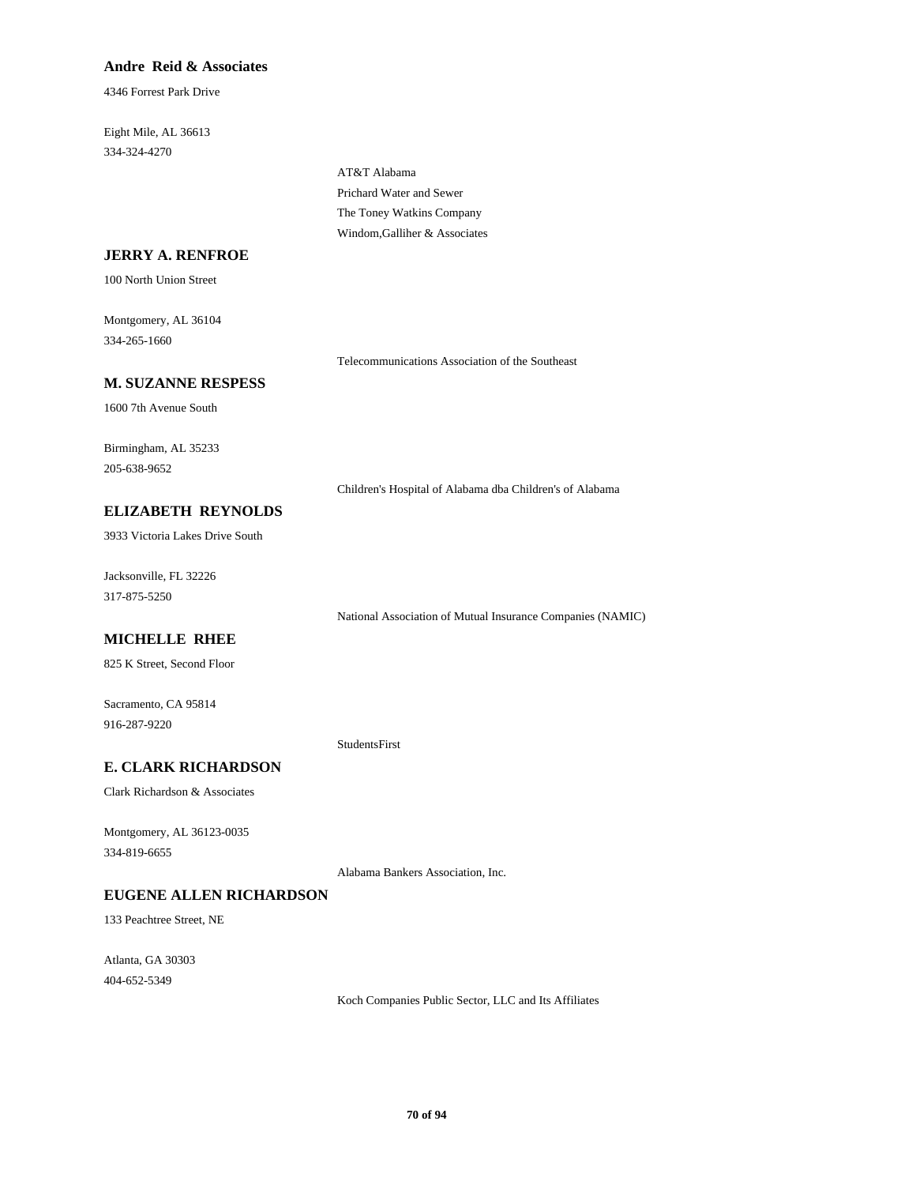### Andre Reid & Associates

4346 Forrest Park Drive

Eight Mile, AL 36613
334-324-4270

- AT&T Alabama
- Prichard Water and Sewer
- The Toney Watkins Company
- Windom,Galliher & Associates

### JERRY A. RENFROE

100 North Union Street

Montgomery, AL 36104
334-265-1660

- Telecommunications Association of the Southeast

### M. SUZANNE RESPESS

1600 7th Avenue South

Birmingham, AL 35233
205-638-9652

- Children's Hospital of Alabama dba Children's of Alabama

### ELIZABETH REYNOLDS

3933 Victoria Lakes Drive South

Jacksonville, FL 32226
317-875-5250

- National Association of Mutual Insurance Companies (NAMIC)

### MICHELLE RHEE

825 K Street, Second Floor

Sacramento, CA 95814
916-287-9220

- StudentsFirst

### E. CLARK RICHARDSON

Clark Richardson & Associates

Montgomery, AL 36123-0035
334-819-6655

- Alabama Bankers Association, Inc.

### EUGENE ALLEN RICHARDSON

133 Peachtree Street, NE

Atlanta, GA 30303
404-652-5349

- Koch Companies Public Sector, LLC and Its Affiliates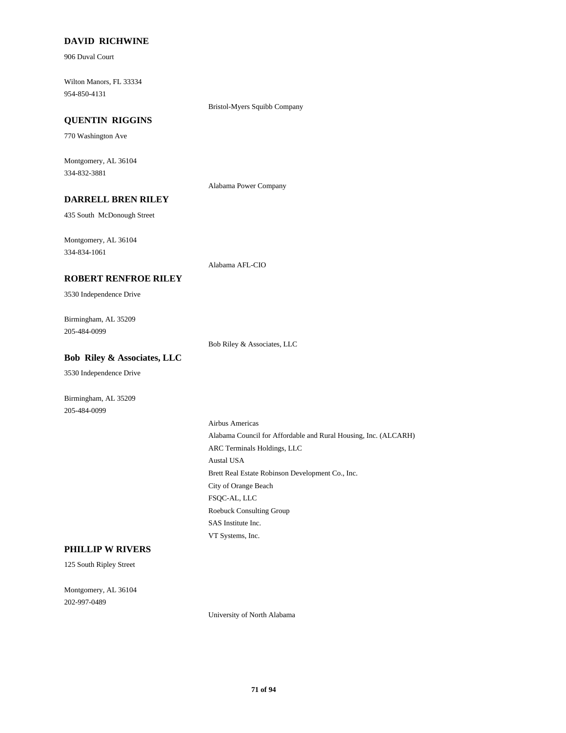**DAVID RICHWINE**

906 Duval Court

Wilton Manors, FL 33334
954-850-4131

Bristol-Myers Squibb Company

**QUENTIN RIGGINS**

770 Washington Ave

Montgomery, AL 36104
334-832-3881

Alabama Power Company

**DARRELL BREN RILEY**

435 South McDonough Street

Montgomery, AL 36104
334-834-1061

Alabama AFL-CIO

**ROBERT RENFROE RILEY**

3530 Independence Drive

Birmingham, AL 35209
205-484-0099

Bob Riley & Associates, LLC

**Bob Riley & Associates, LLC**

3530 Independence Drive

Birmingham, AL 35209
205-484-0099

Airbus Americas
Alabama Council for Affordable and Rural Housing, Inc. (ALCARH)
ARC Terminals Holdings, LLC
Austal USA
Brett Real Estate Robinson Development Co., Inc.
City of Orange Beach
FSQC-AL, LLC
Roebuck Consulting Group
SAS Institute Inc.
VT Systems, Inc.

**PHILLIP W RIVERS**

125 South Ripley Street

Montgomery, AL 36104
202-997-0489

University of North Alabama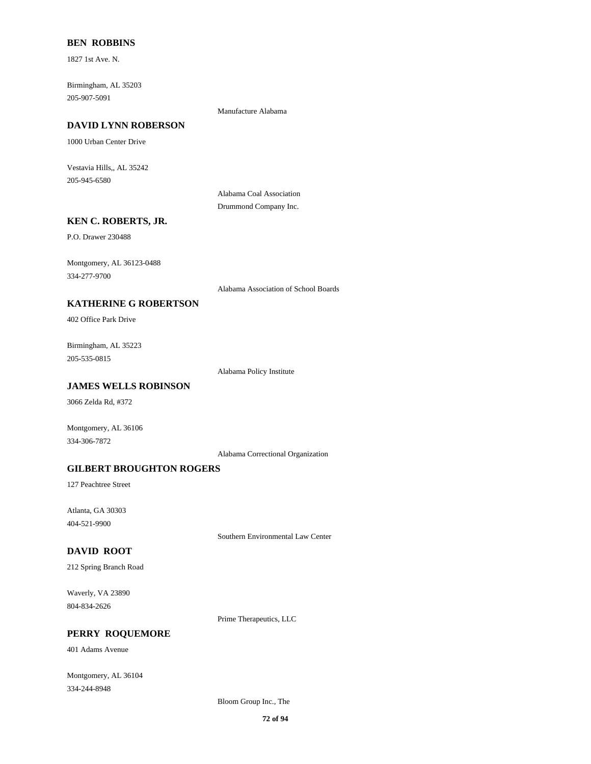**BEN ROBBINS**

1827 1st Ave. N.

Birmingham, AL 35203
205-907-5091

Manufacture Alabama

**DAVID LYNN ROBERSON**

1000 Urban Center Drive

Vestavia Hills,, AL 35242
205-945-6580

Alabama Coal Association
Drummond Company Inc.

**KEN C. ROBERTS, JR.**

P.O. Drawer 230488

Montgomery, AL 36123-0488
334-277-9700

Alabama Association of School Boards

**KATHERINE G ROBERTSON**

402 Office Park Drive

Birmingham, AL 35223
205-535-0815

Alabama Policy Institute

**JAMES WELLS ROBINSON**

3066 Zelda Rd, #372

Montgomery, AL 36106
334-306-7872

Alabama Correctional Organization

**GILBERT BROUGHTON ROGERS**

127 Peachtree Street

Atlanta, GA 30303
404-521-9900

Southern Environmental Law Center

**DAVID ROOT**

212 Spring Branch Road

Waverly, VA 23890
804-834-2626

Prime Therapeutics, LLC

**PERRY ROQUEMORE**

401 Adams Avenue

Montgomery, AL 36104
334-244-8948

Bloom Group Inc., The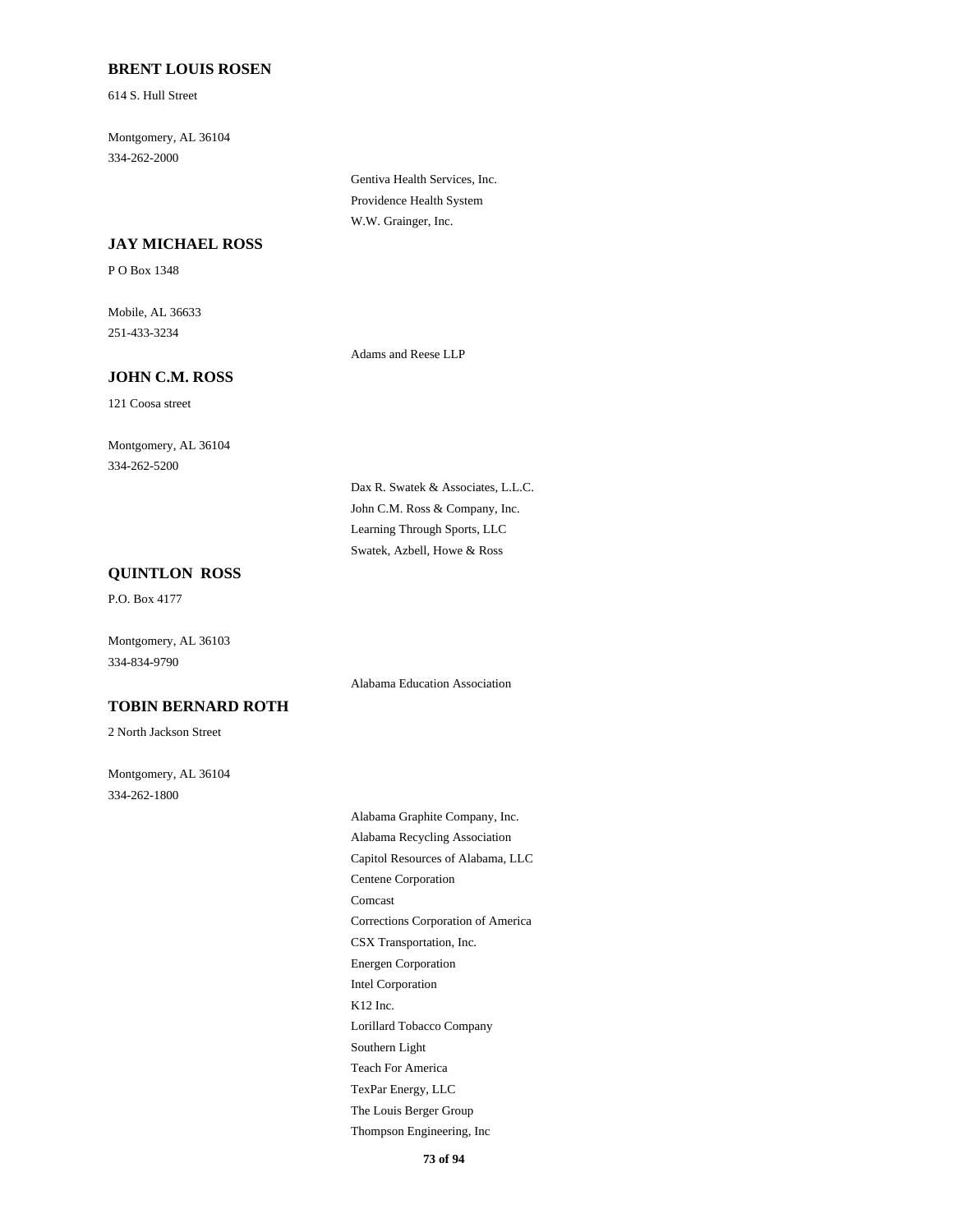**BRENT LOUIS ROSEN**

614 S. Hull Street

Montgomery, AL 36104
334-262-2000

Gentiva Health Services, Inc.
Providence Health System
W.W. Grainger, Inc.

**JAY MICHAEL ROSS**

P O Box 1348

Mobile, AL 36633
251-433-3234

Adams and Reese LLP

**JOHN C.M. ROSS**

121 Coosa street

Montgomery, AL 36104
334-262-5200

Dax R. Swatek & Associates, L.L.C.
John C.M. Ross & Company, Inc.
Learning Through Sports, LLC
Swatek, Azbell, Howe & Ross

**QUINTLON ROSS**

P.O. Box 4177

Montgomery, AL 36103
334-834-9790

Alabama Education Association

**TOBIN BERNARD ROTH**

2 North Jackson Street

Montgomery, AL 36104
334-262-1800

Alabama Graphite Company, Inc.
Alabama Recycling Association
Capitol Resources of Alabama, LLC
Centene Corporation
Comcast
Corrections Corporation of America
CSX Transportation, Inc.
Energen Corporation
Intel Corporation
K12 Inc.
Lorillard Tobacco Company
Southern Light
Teach For America
TexPar Energy, LLC
The Louis Berger Group
Thompson Engineering, Inc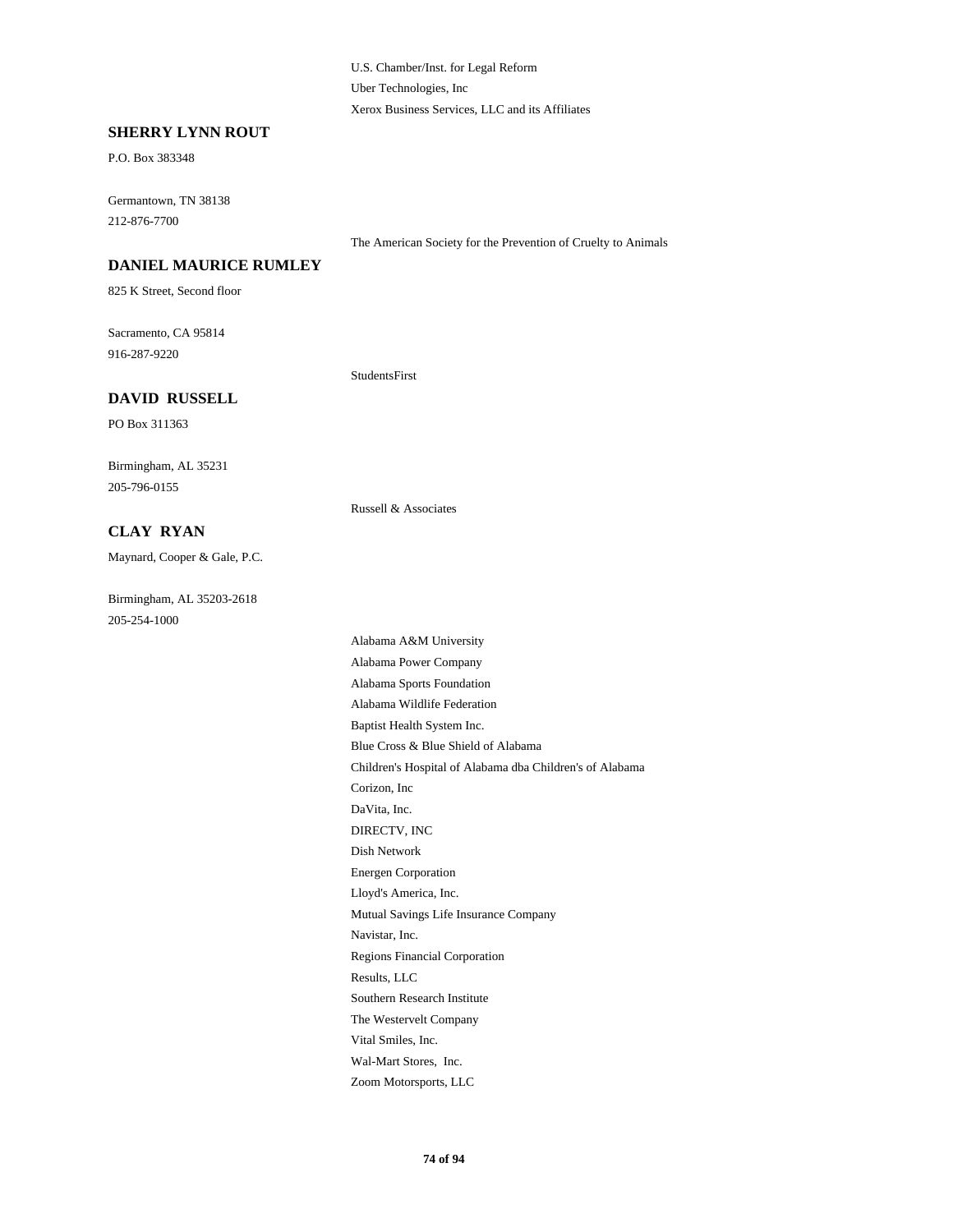U.S. Chamber/Inst. for Legal Reform
Uber Technologies, Inc
Xerox Business Services, LLC and its Affiliates

**SHERRY LYNN ROUT**

P.O. Box 383348

Germantown, TN 38138
212-876-7700

The American Society for the Prevention of Cruelty to Animals

**DANIEL MAURICE RUMLEY**

825 K Street, Second floor

Sacramento, CA 95814
916-287-9220

StudentsFirst

**DAVID RUSSELL**

PO Box 311363

Birmingham, AL 35231
205-796-0155

Russell & Associates

**CLAY RYAN**

Maynard, Cooper & Gale, P.C.

Birmingham, AL 35203-2618
205-254-1000

Alabama A&M University
Alabama Power Company
Alabama Sports Foundation
Alabama Wildlife Federation
Baptist Health System Inc.
Blue Cross & Blue Shield of Alabama
Children's Hospital of Alabama dba Children's of Alabama
Corizon, Inc
DaVita, Inc.
DIRECTV, INC
Dish Network
Energen Corporation
Lloyd's America, Inc.
Mutual Savings Life Insurance Company
Navistar, Inc.
Regions Financial Corporation
Results, LLC
Southern Research Institute
The Westervelt Company
Vital Smiles, Inc.
Wal-Mart Stores, Inc.
Zoom Motorsports, LLC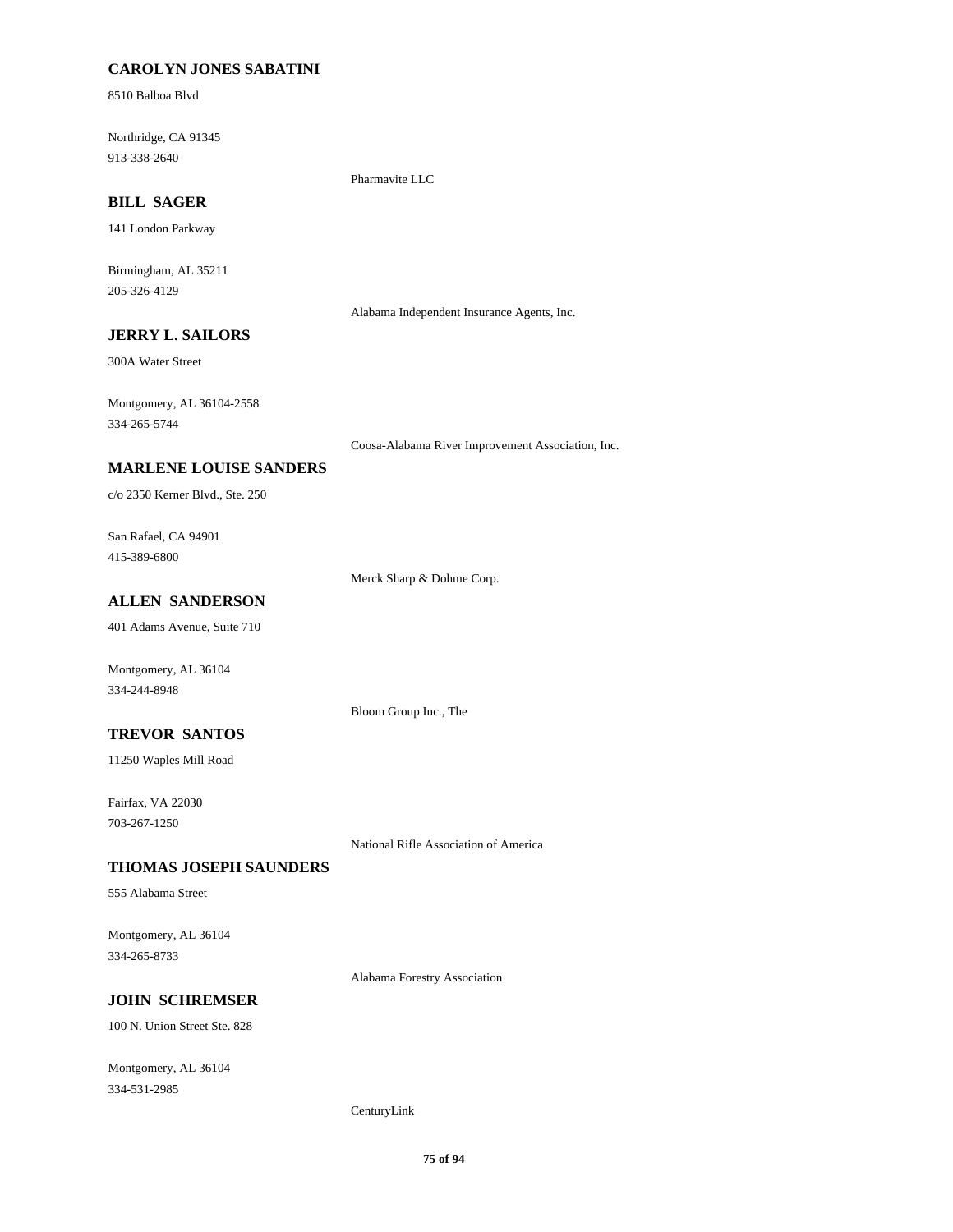**CAROLYN JONES SABATINI**

8510 Balboa Blvd

Northridge, CA 91345
913-338-2640

Pharmavite LLC

**BILL SAGER**

141 London Parkway

Birmingham, AL 35211
205-326-4129

Alabama Independent Insurance Agents, Inc.

**JERRY L. SAILORS**

300A Water Street

Montgomery, AL 36104-2558
334-265-5744

Coosa-Alabama River Improvement Association, Inc.

**MARLENE LOUISE SANDERS**

c/o 2350 Kerner Blvd., Ste. 250

San Rafael, CA 94901
415-389-6800

Merck Sharp & Dohme Corp.

**ALLEN SANDERSON**

401 Adams Avenue, Suite 710

Montgomery, AL 36104
334-244-8948

Bloom Group Inc., The

**TREVOR SANTOS**

11250 Waples Mill Road

Fairfax, VA 22030
703-267-1250

National Rifle Association of America

**THOMAS JOSEPH SAUNDERS**

555 Alabama Street

Montgomery, AL 36104
334-265-8733

Alabama Forestry Association

**JOHN SCHREMSER**

100 N. Union Street Ste. 828

Montgomery, AL 36104
334-531-2985

CenturyLink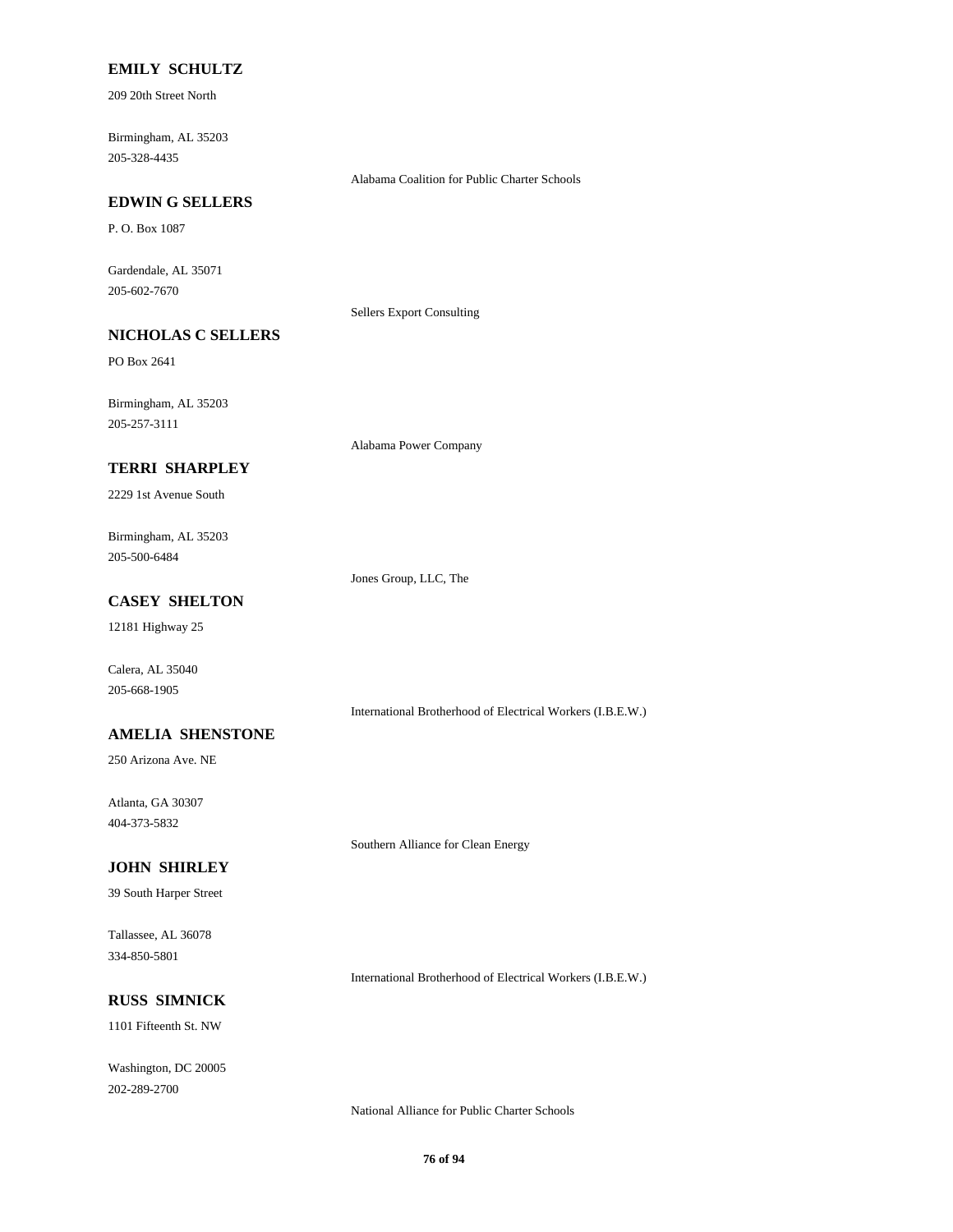**EMILY SCHULTZ**

209 20th Street North

Birmingham, AL 35203
205-328-4435

Alabama Coalition for Public Charter Schools

**EDWIN G SELLERS**

P. O. Box 1087

Gardendale, AL 35071
205-602-7670

Sellers Export Consulting

**NICHOLAS C SELLERS**

PO Box 2641

Birmingham, AL 35203
205-257-3111

Alabama Power Company

**TERRI SHARPLEY**

2229 1st Avenue South

Birmingham, AL 35203
205-500-6484

Jones Group, LLC, The

**CASEY SHELTON**

12181 Highway 25

Calera, AL 35040
205-668-1905

International Brotherhood of Electrical Workers (I.B.E.W.)

**AMELIA SHENSTONE**

250 Arizona Ave. NE

Atlanta, GA 30307
404-373-5832

Southern Alliance for Clean Energy

**JOHN SHIRLEY**

39 South Harper Street

Tallassee, AL 36078
334-850-5801

International Brotherhood of Electrical Workers (I.B.E.W.)

**RUSS SIMNICK**

1101 Fifteenth St. NW

Washington, DC 20005
202-289-2700

National Alliance for Public Charter Schools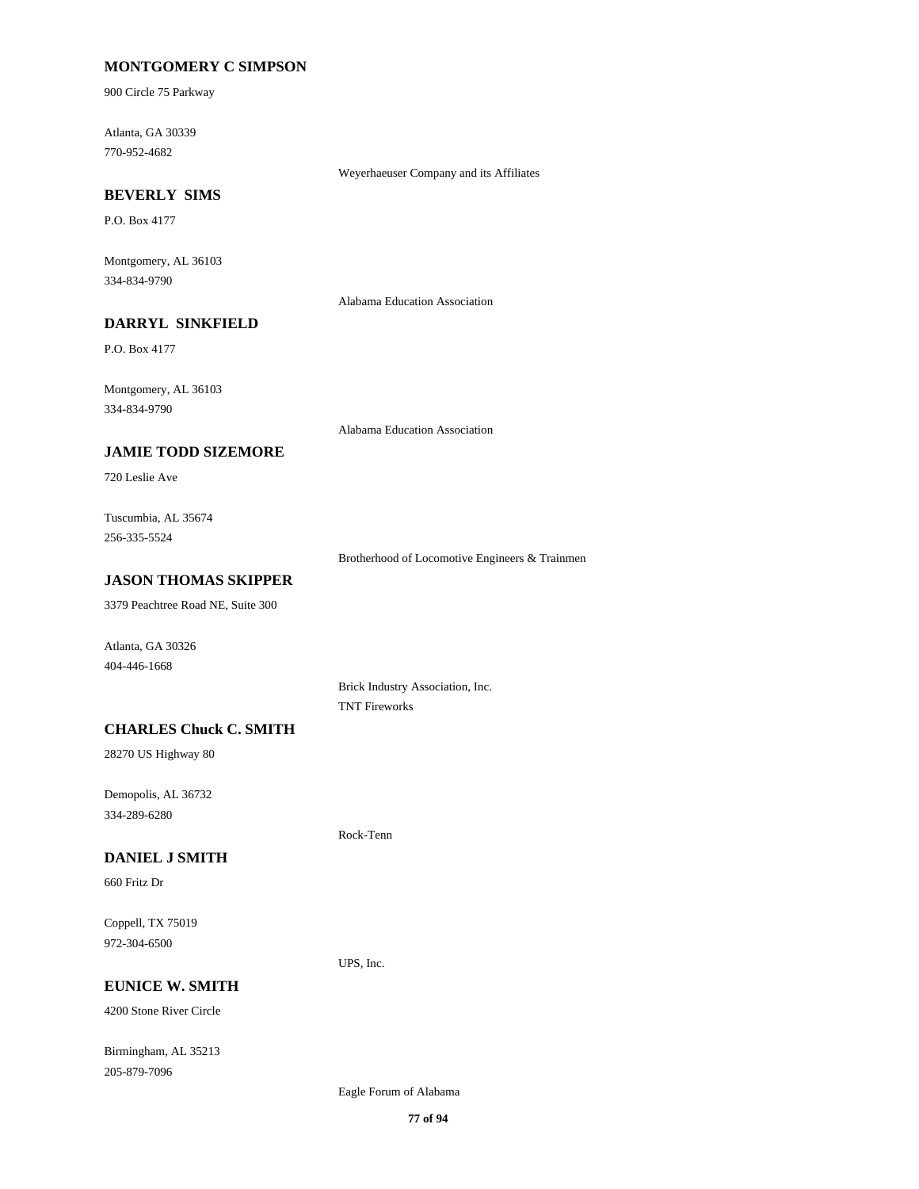**MONTGOMERY C SIMPSON**

900 Circle 75 Parkway

Atlanta, GA 30339
770-952-4682

Weyerhaeuser Company and its Affiliates

**BEVERLY SIMS**

P.O. Box 4177

Montgomery, AL 36103
334-834-9790

Alabama Education Association

**DARRYL SINKFIELD**

P.O. Box 4177

Montgomery, AL 36103
334-834-9790

Alabama Education Association

**JAMIE TODD SIZEMORE**

720 Leslie Ave

Tuscumbia, AL 35674
256-335-5524

Brotherhood of Locomotive Engineers & Trainmen

**JASON THOMAS SKIPPER**

3379 Peachtree Road NE, Suite 300

Atlanta, GA 30326
404-446-1668

Brick Industry Association, Inc.
TNT Fireworks

**CHARLES Chuck C. SMITH**

28270 US Highway 80

Demopolis, AL 36732
334-289-6280

Rock-Tenn

**DANIEL J SMITH**

660 Fritz Dr

Coppell, TX 75019
972-304-6500

UPS, Inc.

**EUNICE W. SMITH**

4200 Stone River Circle

Birmingham, AL 35213
205-879-7096

Eagle Forum of Alabama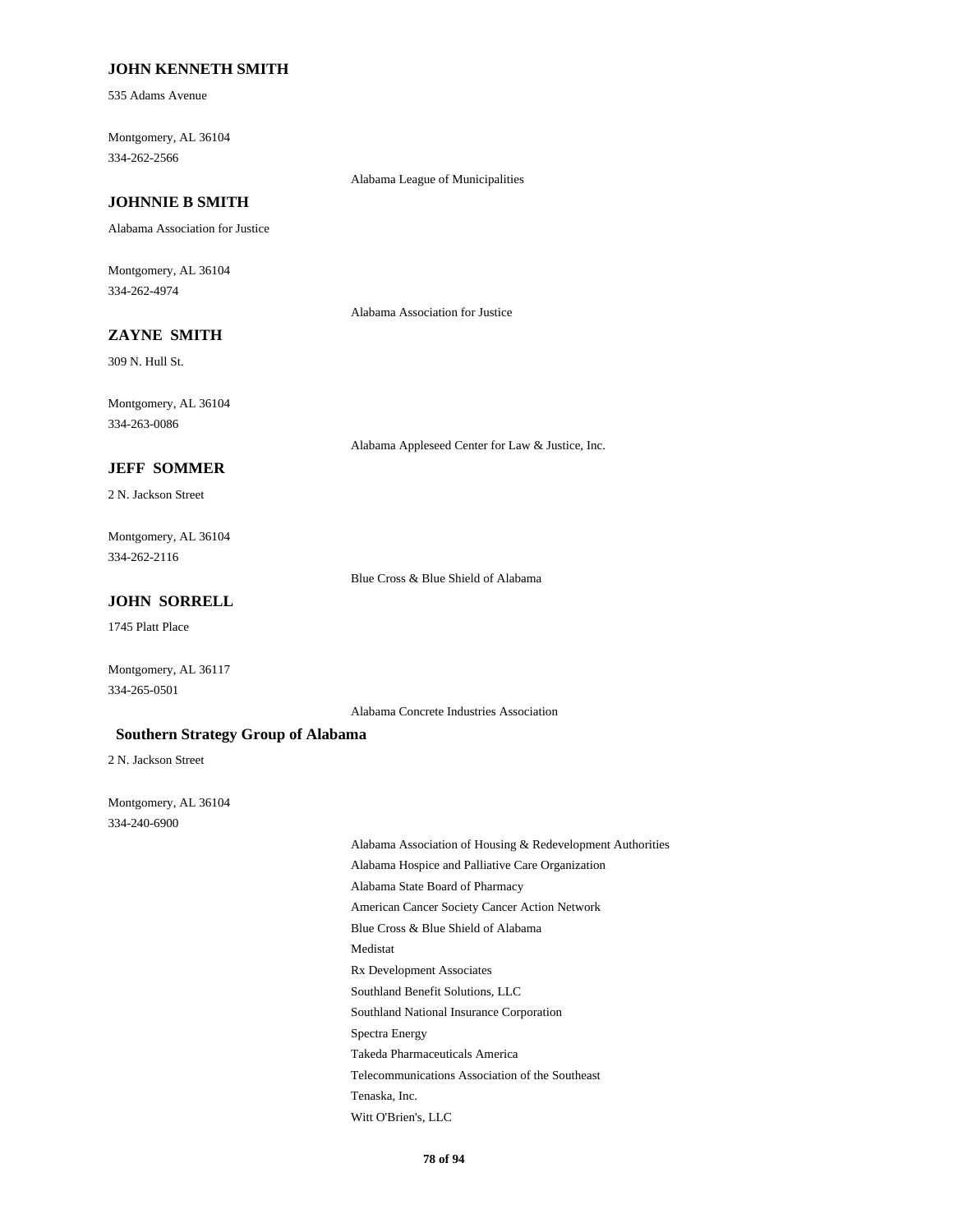### JOHN KENNETH SMITH

535 Adams Avenue

Montgomery, AL 36104
334-262-2566

Alabama League of Municipalities

### JOHNNIE B SMITH

Alabama Association for Justice

Montgomery, AL 36104
334-262-4974

Alabama Association for Justice

### ZAYNE SMITH

309 N. Hull St.

Montgomery, AL 36104
334-263-0086

Alabama Appleseed Center for Law & Justice, Inc.

### JEFF SOMMER

2 N. Jackson Street

Montgomery, AL 36104
334-262-2116

Blue Cross & Blue Shield of Alabama

### JOHN SORRELL

1745 Platt Place

Montgomery, AL 36117
334-265-0501

Alabama Concrete Industries Association

### Southern Strategy Group of Alabama

2 N. Jackson Street

Montgomery, AL 36104
334-240-6900

Alabama Association of Housing & Redevelopment Authorities
Alabama Hospice and Palliative Care Organization
Alabama State Board of Pharmacy
American Cancer Society Cancer Action Network
Blue Cross & Blue Shield of Alabama
Medistat
Rx Development Associates
Southland Benefit Solutions, LLC
Southland National Insurance Corporation
Spectra Energy
Takeda Pharmaceuticals America
Telecommunications Association of the Southeast
Tenaska, Inc.
Witt O'Brien's, LLC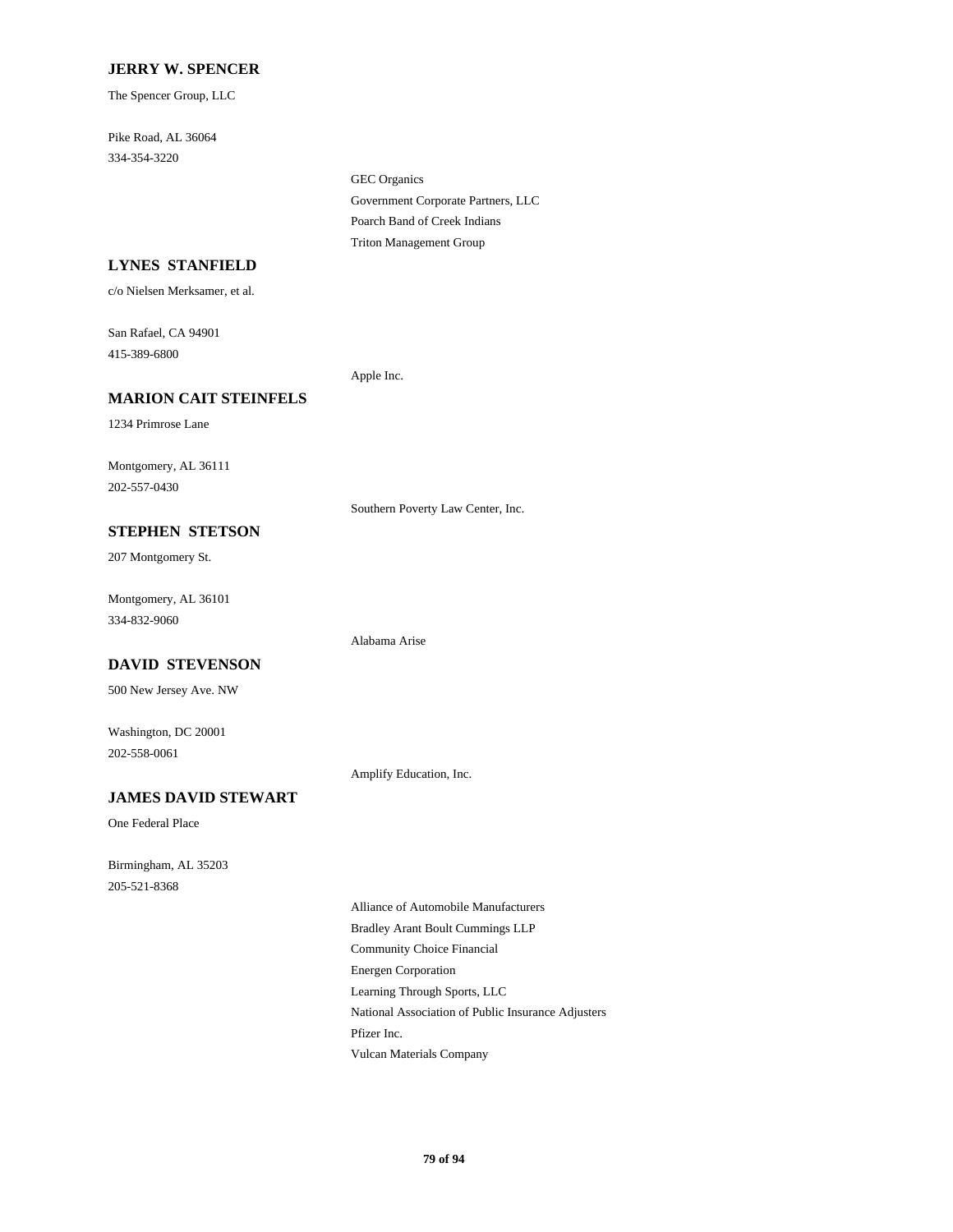**JERRY W. SPENCER**

The Spencer Group, LLC

Pike Road, AL 36064
334-354-3220

GEC Organics
Government Corporate Partners, LLC
Poarch Band of Creek Indians
Triton Management Group

**LYNES STANFIELD**

c/o Nielsen Merksamer, et al.

San Rafael, CA 94901
415-389-6800

Apple Inc.

**MARION CAIT STEINFELS**

1234 Primrose Lane

Montgomery, AL 36111
202-557-0430

Southern Poverty Law Center, Inc.

**STEPHEN STETSON**

207 Montgomery St.

Montgomery, AL 36101
334-832-9060

Alabama Arise

**DAVID STEVENSON**

500 New Jersey Ave. NW

Washington, DC 20001
202-558-0061

Amplify Education, Inc.

**JAMES DAVID STEWART**

One Federal Place

Birmingham, AL 35203
205-521-8368

Alliance of Automobile Manufacturers
Bradley Arant Boult Cummings LLP
Community Choice Financial
Energen Corporation
Learning Through Sports, LLC
National Association of Public Insurance Adjusters
Pfizer Inc.
Vulcan Materials Company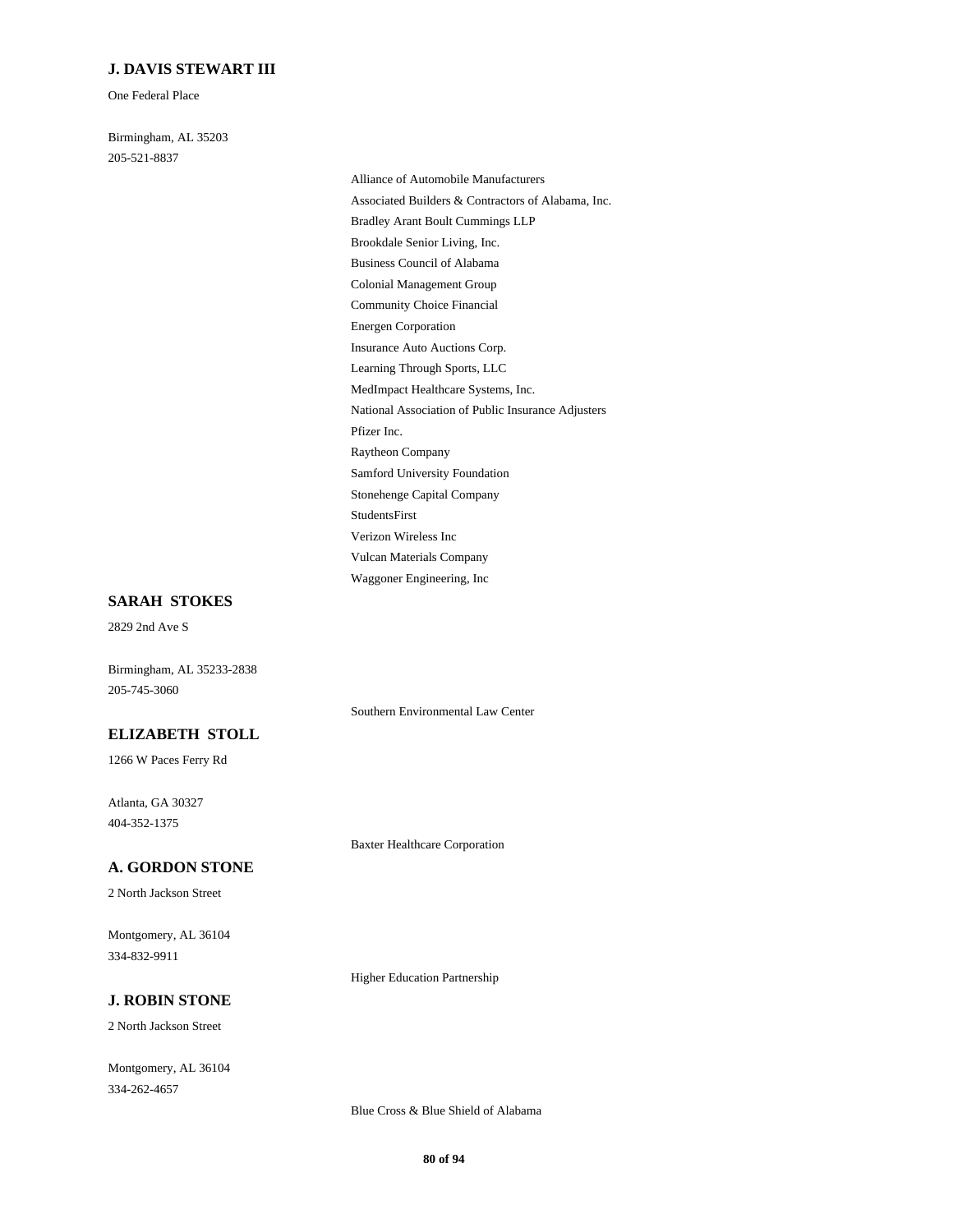### J. DAVIS STEWART III

One Federal Place

Birmingham, AL 35203
205-521-8837

- Alliance of Automobile Manufacturers
- Associated Builders & Contractors of Alabama, Inc.
- Bradley Arant Boult Cummings LLP
- Brookdale Senior Living, Inc.
- Business Council of Alabama
- Colonial Management Group
- Community Choice Financial
- Energen Corporation
- Insurance Auto Auctions Corp.
- Learning Through Sports, LLC
- MedImpact Healthcare Systems, Inc.
- National Association of Public Insurance Adjusters
- Pfizer Inc.
- Raytheon Company
- Samford University Foundation
- Stonehenge Capital Company
- StudentsFirst
- Verizon Wireless Inc
- Vulcan Materials Company
- Waggoner Engineering, Inc

### SARAH STOKES

2829 2nd Ave S

Birmingham, AL 35233-2838
205-745-3060

- Southern Environmental Law Center

### ELIZABETH STOLL

1266 W Paces Ferry Rd

Atlanta, GA 30327
404-352-1375

- Baxter Healthcare Corporation

### A. GORDON STONE

2 North Jackson Street

Montgomery, AL 36104
334-832-9911

- Higher Education Partnership

### J. ROBIN STONE

2 North Jackson Street

Montgomery, AL 36104
334-262-4657

- Blue Cross & Blue Shield of Alabama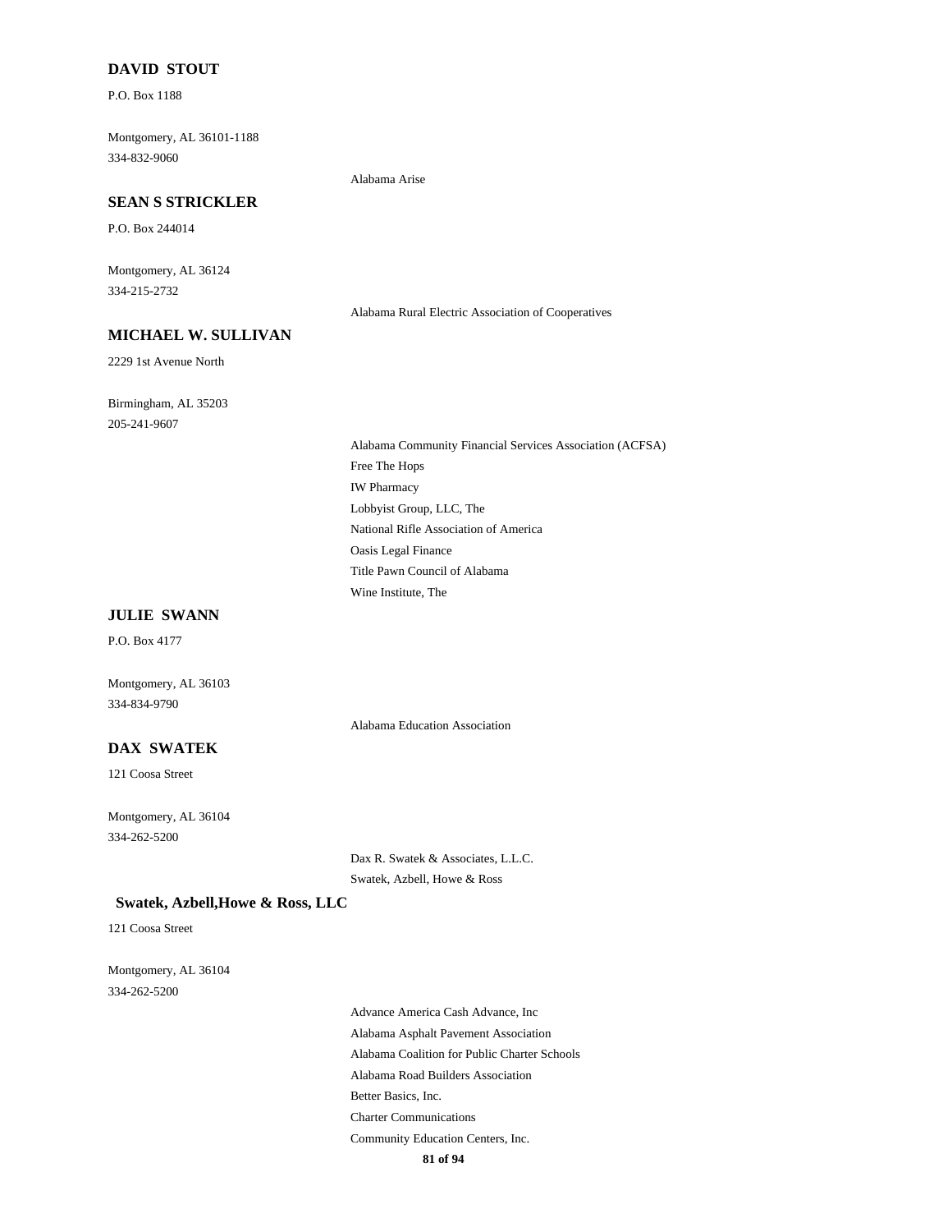**DAVID STOUT**

P.O. Box 1188

Montgomery, AL 36101-1188
334-832-9060

Alabama Arise

**SEAN S STRICKLER**

P.O. Box 244014

Montgomery, AL 36124
334-215-2732

Alabama Rural Electric Association of Cooperatives

**MICHAEL W. SULLIVAN**

2229 1st Avenue North

Birmingham, AL 35203
205-241-9607

Alabama Community Financial Services Association (ACFSA)
Free The Hops
IW Pharmacy
Lobbyist Group, LLC, The
National Rifle Association of America
Oasis Legal Finance
Title Pawn Council of Alabama
Wine Institute, The

**JULIE SWANN**

P.O. Box 4177

Montgomery, AL 36103
334-834-9790

Alabama Education Association

**DAX SWATEK**

121 Coosa Street

Montgomery, AL 36104
334-262-5200

Dax R. Swatek & Associates, L.L.C.
Swatek, Azbell, Howe & Ross

**Swatek, Azbell,Howe & Ross, LLC**

121 Coosa Street

Montgomery, AL 36104
334-262-5200

Advance America Cash Advance, Inc
Alabama Asphalt Pavement Association
Alabama Coalition for Public Charter Schools
Alabama Road Builders Association
Better Basics, Inc.
Charter Communications
Community Education Centers, Inc.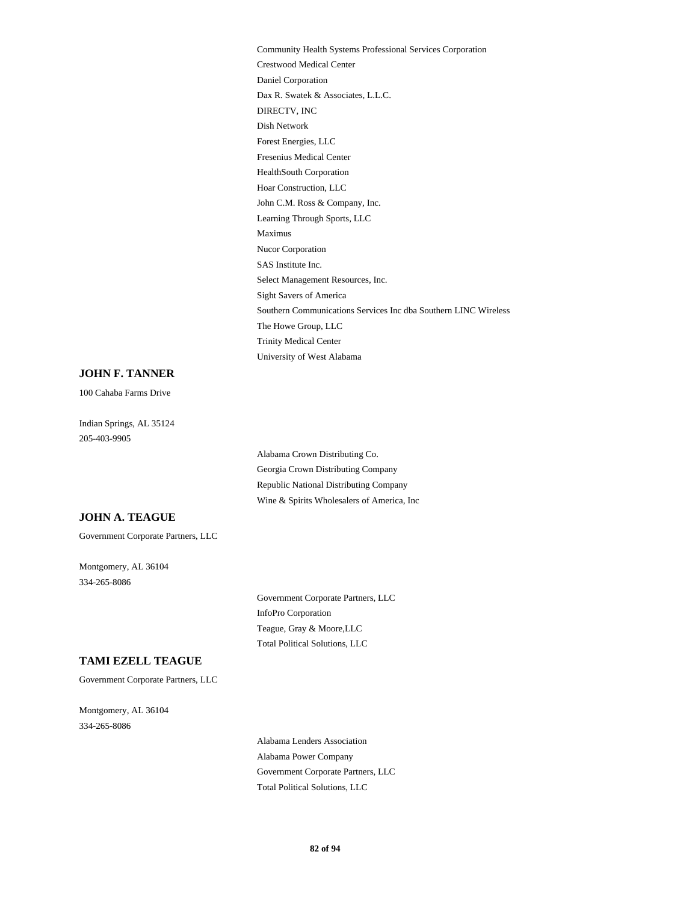Community Health Systems Professional Services Corporation
Crestwood Medical Center
Daniel Corporation
Dax R. Swatek & Associates, L.L.C.
DIRECTV, INC
Dish Network
Forest Energies, LLC
Fresenius Medical Center
HealthSouth Corporation
Hoar Construction, LLC
John C.M. Ross & Company, Inc.
Learning Through Sports, LLC
Maximus
Nucor Corporation
SAS Institute Inc.
Select Management Resources, Inc.
Sight Savers of America
Southern Communications Services Inc dba Southern LINC Wireless
The Howe Group, LLC
Trinity Medical Center
University of West Alabama

**JOHN F. TANNER**

100 Cahaba Farms Drive

Indian Springs, AL 35124
205-403-9905

Alabama Crown Distributing Co.
Georgia Crown Distributing Company
Republic National Distributing Company
Wine & Spirits Wholesalers of America, Inc

**JOHN A. TEAGUE**

Government Corporate Partners, LLC

Montgomery, AL 36104
334-265-8086

Government Corporate Partners, LLC
InfoPro Corporation
Teague, Gray & Moore,LLC
Total Political Solutions, LLC

**TAMI EZELL TEAGUE**

Government Corporate Partners, LLC

Montgomery, AL 36104
334-265-8086

Alabama Lenders Association
Alabama Power Company
Government Corporate Partners, LLC
Total Political Solutions, LLC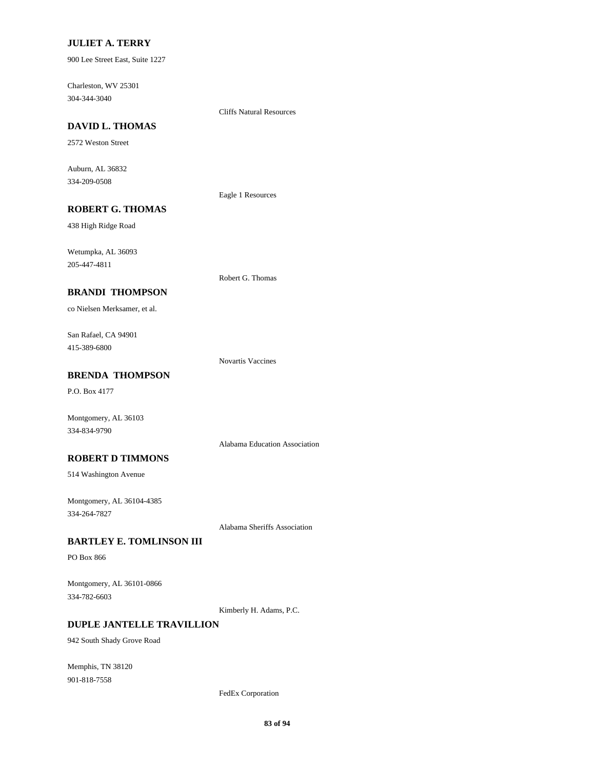**JULIET A. TERRY**

900 Lee Street East, Suite 1227

Charleston, WV 25301
304-344-3040

Cliffs Natural Resources

**DAVID L. THOMAS**

2572 Weston Street

Auburn, AL 36832
334-209-0508

Eagle 1 Resources

**ROBERT G. THOMAS**

438 High Ridge Road

Wetumpka, AL 36093
205-447-4811

Robert G. Thomas

**BRANDI THOMPSON**

co Nielsen Merksamer, et al.

San Rafael, CA 94901
415-389-6800

Novartis Vaccines

**BRENDA THOMPSON**

P.O. Box 4177

Montgomery, AL 36103
334-834-9790

Alabama Education Association

**ROBERT D TIMMONS**

514 Washington Avenue

Montgomery, AL 36104-4385
334-264-7827

Alabama Sheriffs Association

**BARTLEY E. TOMLINSON III**

PO Box 866

Montgomery, AL 36101-0866
334-782-6603

Kimberly H. Adams, P.C.

**DUPLE JANTELLE TRAVILLION**

942 South Shady Grove Road

Memphis, TN 38120
901-818-7558

FedEx Corporation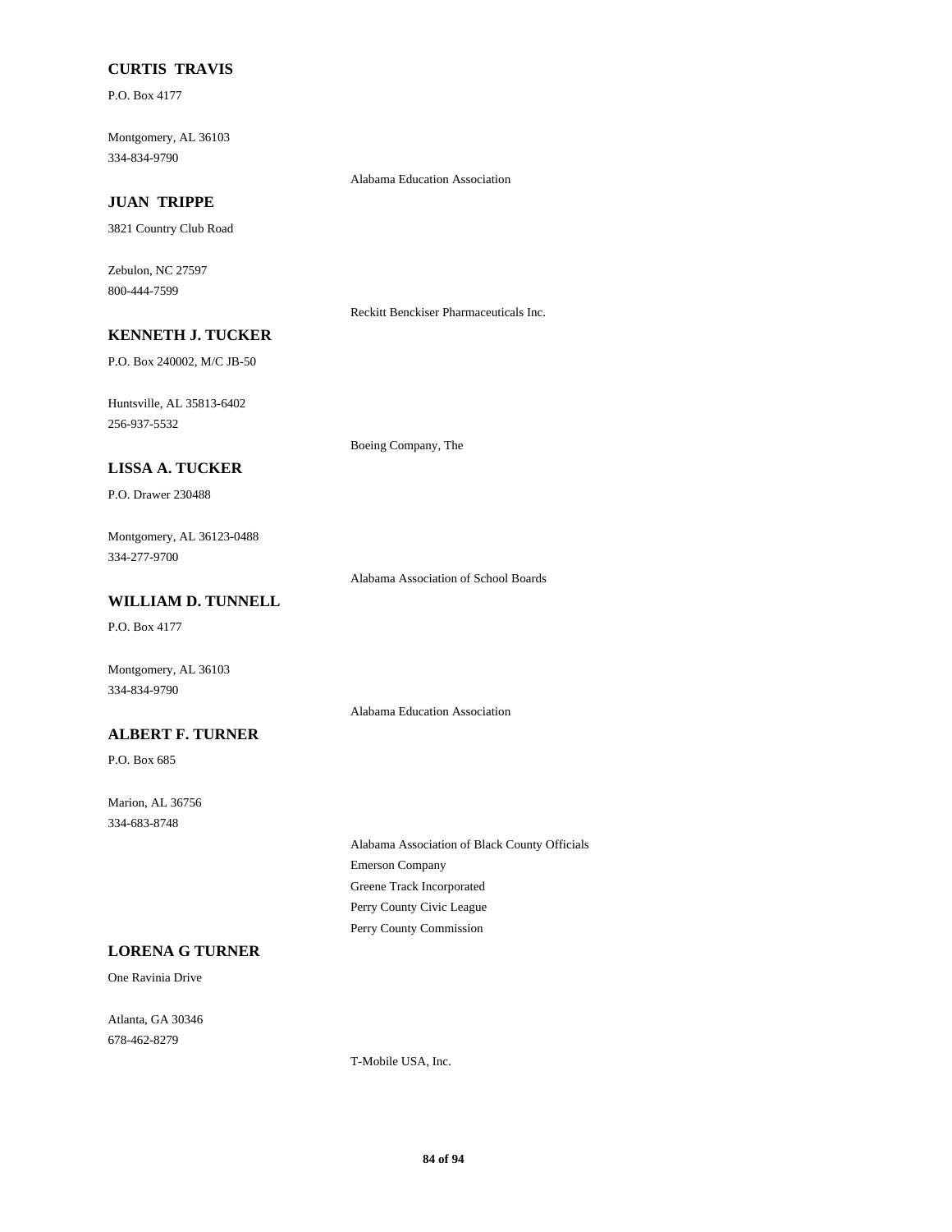**CURTIS  TRAVIS**

P.O. Box 4177

Montgomery, AL 36103
334-834-9790

Alabama Education Association

**JUAN  TRIPPE**

3821 Country Club Road

Zebulon, NC 27597
800-444-7599

Reckitt Benckiser Pharmaceuticals Inc.

**KENNETH J. TUCKER**

P.O. Box 240002, M/C JB-50

Huntsville, AL 35813-6402
256-937-5532

Boeing Company, The

**LISSA A. TUCKER**

P.O. Drawer 230488

Montgomery, AL 36123-0488
334-277-9700

Alabama Association of School Boards

**WILLIAM D. TUNNELL**

P.O. Box 4177

Montgomery, AL 36103
334-834-9790

Alabama Education Association

**ALBERT F. TURNER**

P.O. Box 685

Marion, AL 36756
334-683-8748

Alabama Association of Black County Officials
Emerson Company
Greene Track Incorporated
Perry County Civic League
Perry County Commission

**LORENA G TURNER**

One Ravinia Drive

Atlanta, GA 30346
678-462-8279

T-Mobile USA, Inc.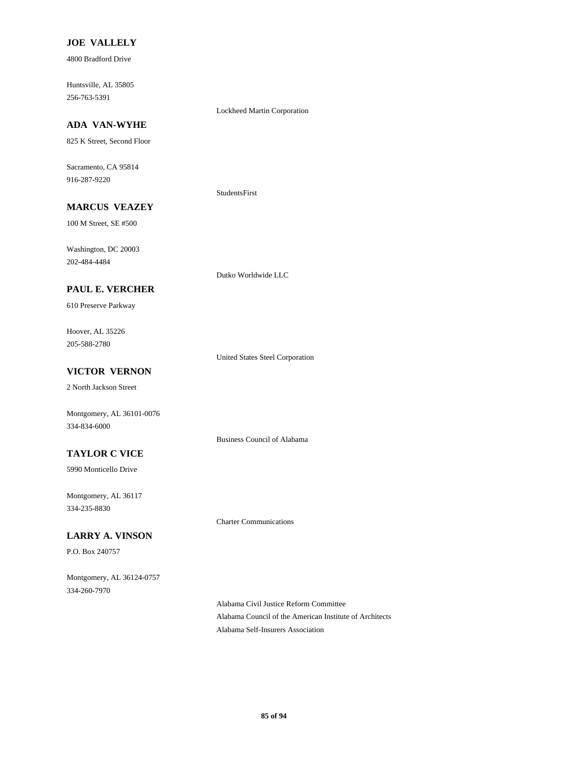**JOE VALLELY**

4800 Bradford Drive

Huntsville, AL 35805
256-763-5391

Lockheed Martin Corporation

**ADA VAN-WYHE**

825 K Street, Second Floor

Sacramento, CA 95814
916-287-9220

StudentsFirst

**MARCUS VEAZEY**

100 M Street, SE #500

Washington, DC 20003
202-484-4484

Dutko Worldwide LLC

**PAUL E. VERCHER**

610 Preserve Parkway

Hoover, AL 35226
205-588-2780

United States Steel Corporation

**VICTOR VERNON**

2 North Jackson Street

Montgomery, AL 36101-0076
334-834-6000

Business Council of Alabama

**TAYLOR C VICE**

5990 Monticello Drive

Montgomery, AL 36117
334-235-8830

Charter Communications

**LARRY A. VINSON**

P.O. Box 240757

Montgomery, AL 36124-0757
334-260-7970

Alabama Civil Justice Reform Committee
Alabama Council of the American Institute of Architects
Alabama Self-Insurers Association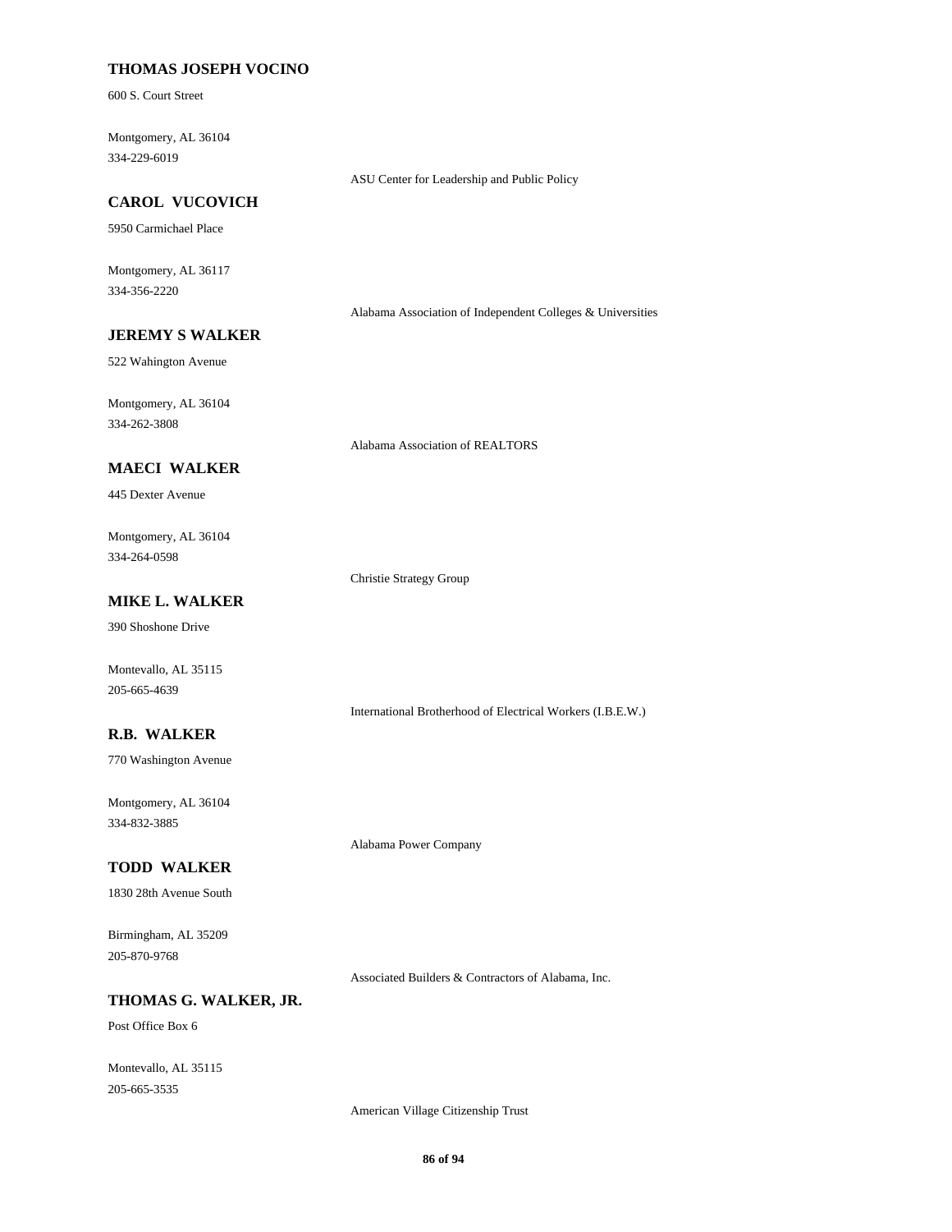**THOMAS JOSEPH VOCINO**

600 S. Court Street

Montgomery, AL 36104
334-229-6019

ASU Center for Leadership and Public Policy

**CAROL VUCOVICH**

5950 Carmichael Place

Montgomery, AL 36117
334-356-2220

Alabama Association of Independent Colleges & Universities

**JEREMY S WALKER**

522 Wahington Avenue

Montgomery, AL 36104
334-262-3808

Alabama Association of REALTORS

**MAECI WALKER**

445 Dexter Avenue

Montgomery, AL 36104
334-264-0598

Christie Strategy Group

**MIKE L. WALKER**

390 Shoshone Drive

Montevallo, AL 35115
205-665-4639

International Brotherhood of Electrical Workers (I.B.E.W.)

**R.B. WALKER**

770 Washington Avenue

Montgomery, AL 36104
334-832-3885

Alabama Power Company

**TODD WALKER**

1830 28th Avenue South

Birmingham, AL 35209
205-870-9768

Associated Builders & Contractors of Alabama, Inc.

**THOMAS G. WALKER, JR.**

Post Office Box 6

Montevallo, AL 35115
205-665-3535

American Village Citizenship Trust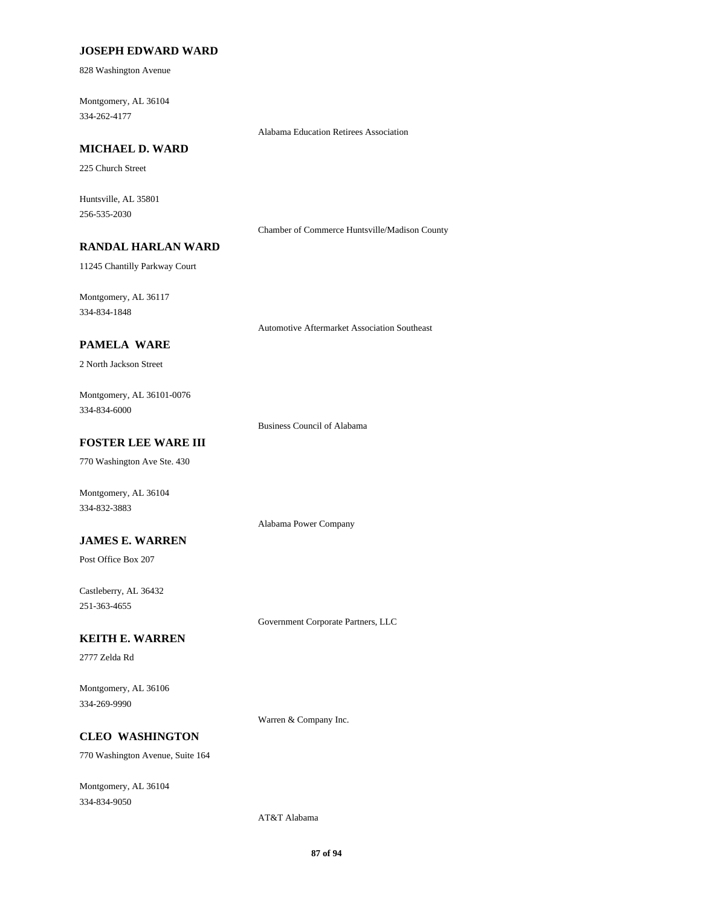**JOSEPH EDWARD WARD**

828 Washington Avenue

Montgomery, AL 36104
334-262-4177

Alabama Education Retirees Association

**MICHAEL D. WARD**

225 Church Street

Huntsville, AL 35801
256-535-2030

Chamber of Commerce Huntsville/Madison County

**RANDAL HARLAN WARD**

11245 Chantilly Parkway Court

Montgomery, AL 36117
334-834-1848

Automotive Aftermarket Association Southeast

**PAMELA WARE**

2 North Jackson Street

Montgomery, AL 36101-0076
334-834-6000

Business Council of Alabama

**FOSTER LEE WARE III**

770 Washington Ave Ste. 430

Montgomery, AL 36104
334-832-3883

Alabama Power Company

**JAMES E. WARREN**

Post Office Box 207

Castleberry, AL 36432
251-363-4655

Government Corporate Partners, LLC

**KEITH E. WARREN**

2777 Zelda Rd

Montgomery, AL 36106
334-269-9990

Warren & Company Inc.

**CLEO WASHINGTON**

770 Washington Avenue, Suite 164

Montgomery, AL 36104
334-834-9050

AT&T Alabama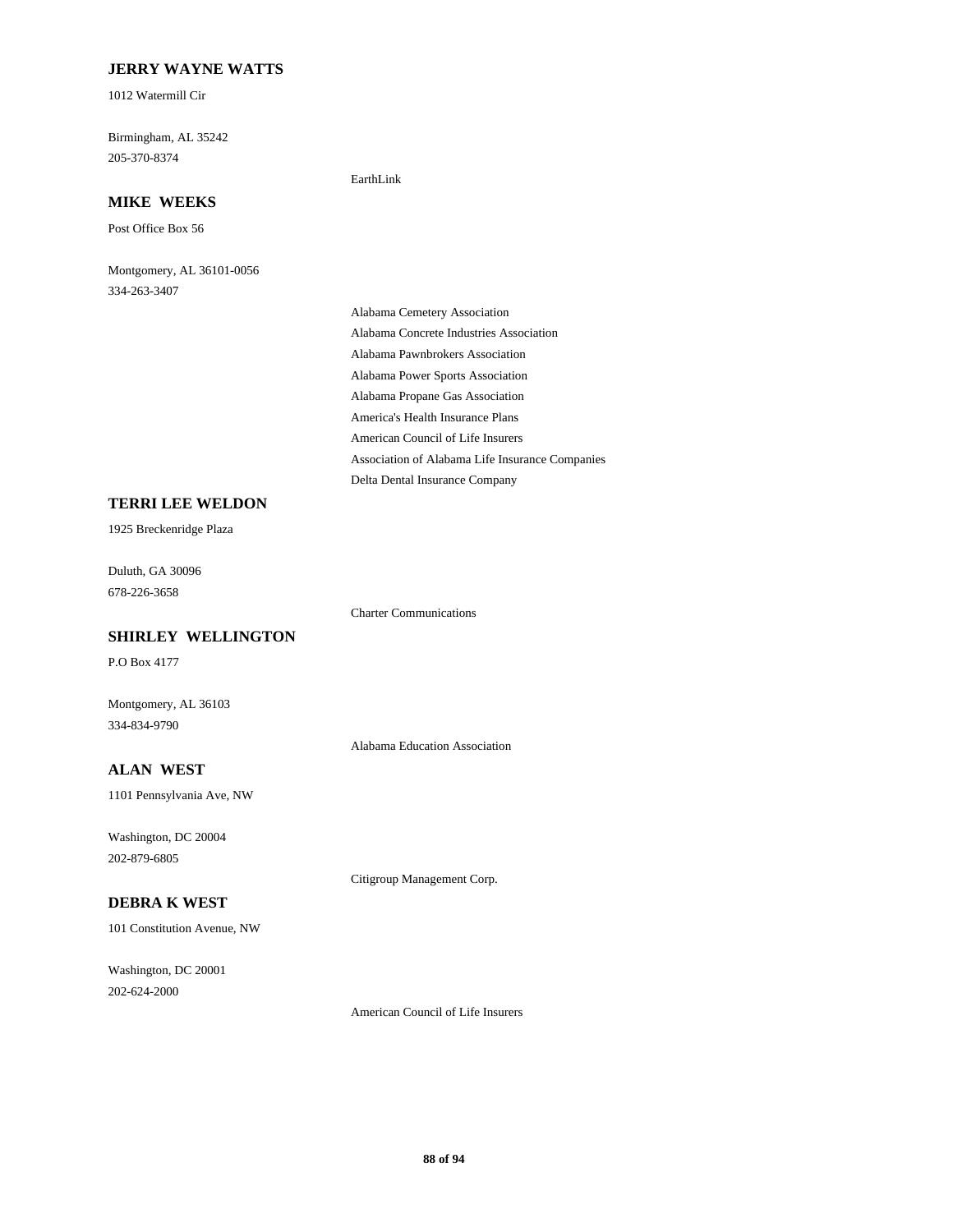**JERRY WAYNE WATTS**

1012 Watermill Cir

Birmingham, AL 35242
205-370-8374

EarthLink

**MIKE WEEKS**

Post Office Box 56

Montgomery, AL 36101-0056
334-263-3407

Alabama Cemetery Association
Alabama Concrete Industries Association
Alabama Pawnbrokers Association
Alabama Power Sports Association
Alabama Propane Gas Association
America's Health Insurance Plans
American Council of Life Insurers
Association of Alabama Life Insurance Companies
Delta Dental Insurance Company

**TERRI LEE WELDON**

1925 Breckenridge Plaza

Duluth, GA 30096
678-226-3658

Charter Communications

**SHIRLEY WELLINGTON**

P.O Box 4177

Montgomery, AL 36103
334-834-9790

Alabama Education Association

**ALAN WEST**

1101 Pennsylvania Ave, NW

Washington, DC 20004
202-879-6805

Citigroup Management Corp.

**DEBRA K WEST**

101 Constitution Avenue, NW

Washington, DC 20001
202-624-2000

American Council of Life Insurers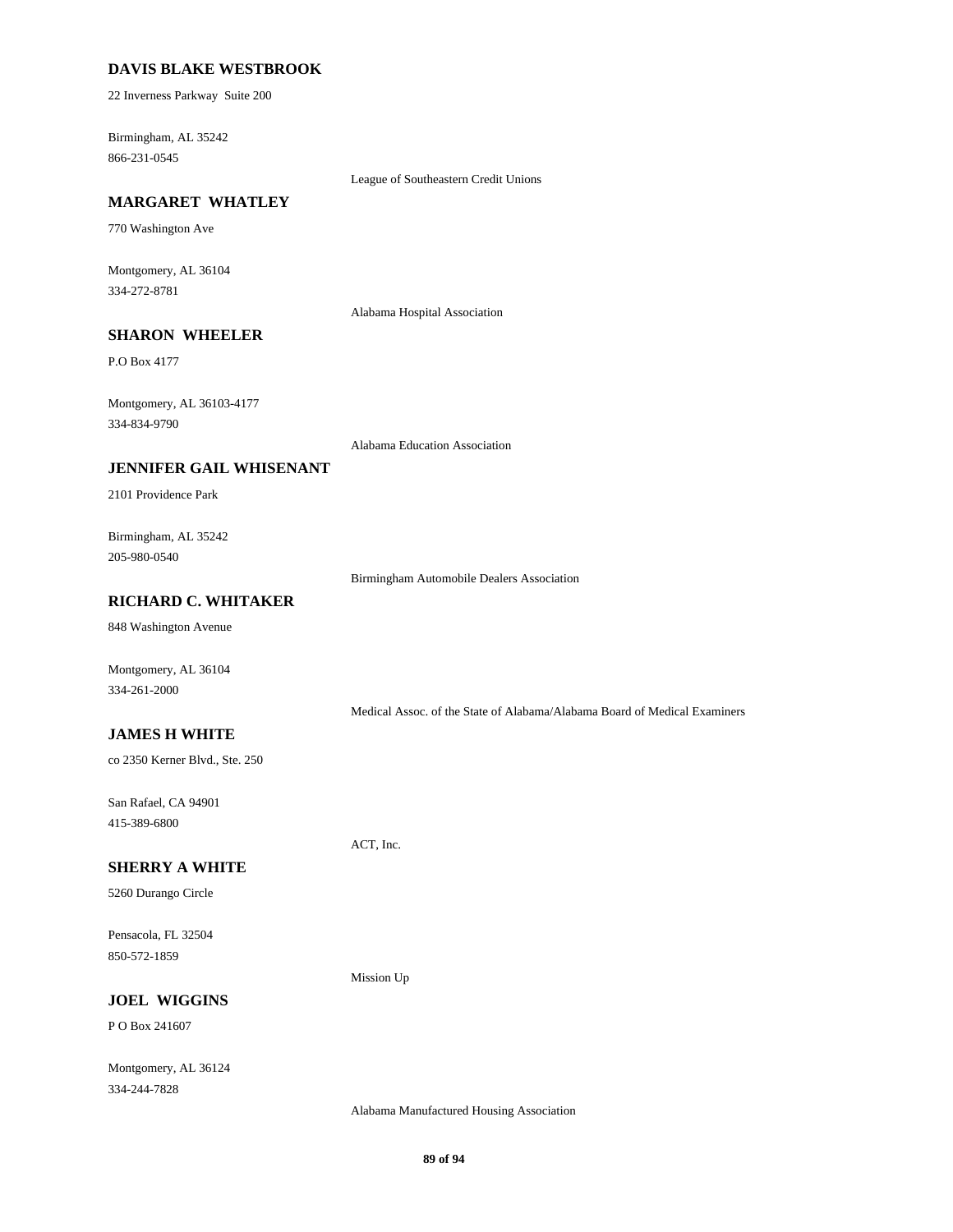**DAVIS BLAKE WESTBROOK**

22 Inverness Parkway Suite 200

Birmingham, AL 35242
866-231-0545

League of Southeastern Credit Unions

**MARGARET WHATLEY**

770 Washington Ave

Montgomery, AL 36104
334-272-8781

Alabama Hospital Association

**SHARON WHEELER**

P.O Box 4177

Montgomery, AL 36103-4177
334-834-9790

Alabama Education Association

**JENNIFER GAIL WHISENANT**

2101 Providence Park

Birmingham, AL 35242
205-980-0540

Birmingham Automobile Dealers Association

**RICHARD C. WHITAKER**

848 Washington Avenue

Montgomery, AL 36104
334-261-2000

Medical Assoc. of the State of Alabama/Alabama Board of Medical Examiners

**JAMES H WHITE**

co 2350 Kerner Blvd., Ste. 250

San Rafael, CA 94901
415-389-6800

ACT, Inc.

**SHERRY A WHITE**

5260 Durango Circle

Pensacola, FL 32504
850-572-1859

Mission Up

**JOEL WIGGINS**

P O Box 241607

Montgomery, AL 36124
334-244-7828

Alabama Manufactured Housing Association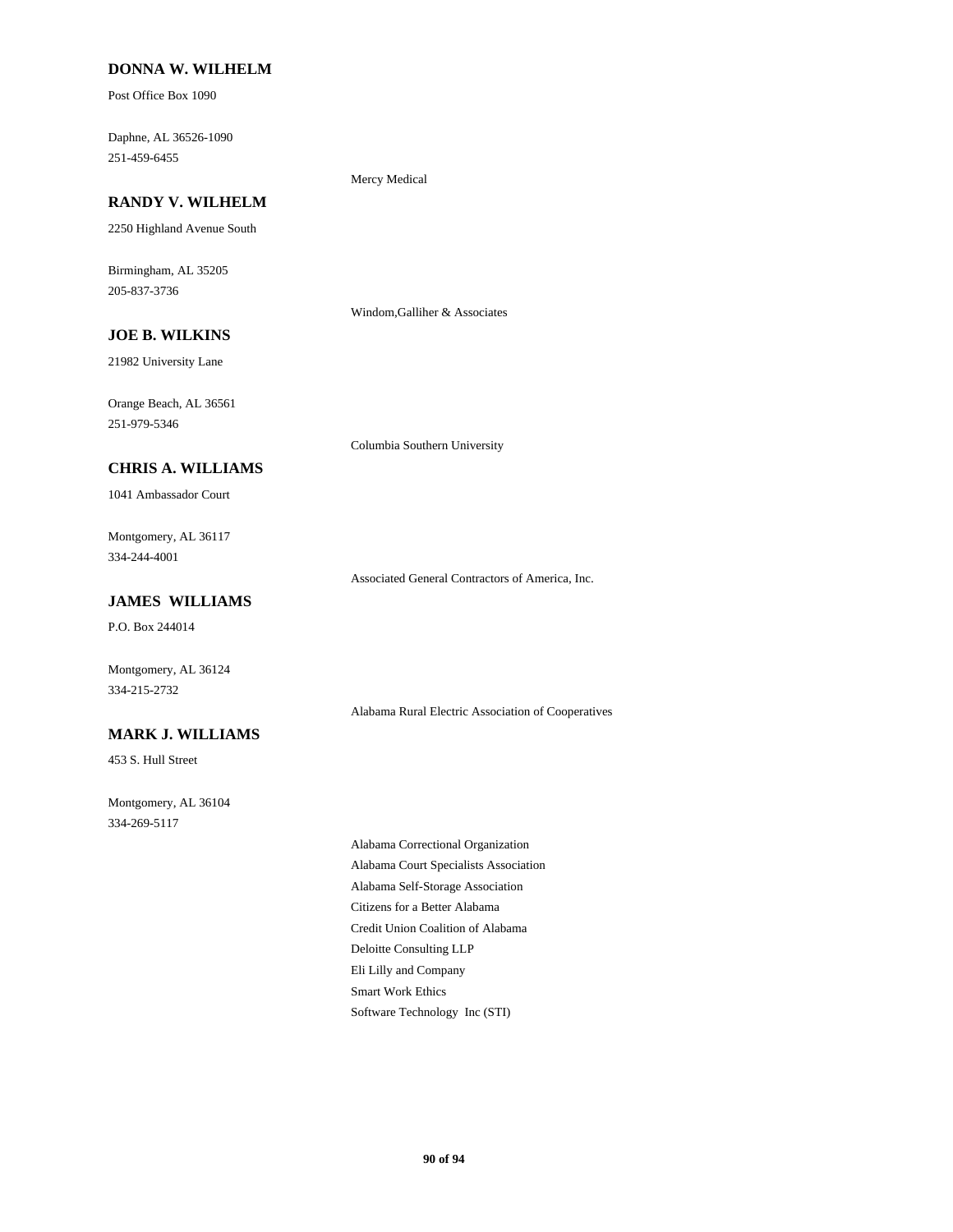**DONNA W. WILHELM**

Post Office Box 1090

Daphne, AL 36526-1090
251-459-6455

Mercy Medical

**RANDY V. WILHELM**

2250 Highland Avenue South

Birmingham, AL 35205
205-837-3736

Windom,Galliher & Associates

**JOE B. WILKINS**

21982 University Lane

Orange Beach, AL 36561
251-979-5346

Columbia Southern University

**CHRIS A. WILLIAMS**

1041 Ambassador Court

Montgomery, AL 36117
334-244-4001

Associated General Contractors of America, Inc.

**JAMES WILLIAMS**

P.O. Box 244014

Montgomery, AL 36124
334-215-2732

Alabama Rural Electric Association of Cooperatives

**MARK J. WILLIAMS**

453 S. Hull Street

Montgomery, AL 36104
334-269-5117

Alabama Correctional Organization
Alabama Court Specialists Association
Alabama Self-Storage Association
Citizens for a Better Alabama
Credit Union Coalition of Alabama
Deloitte Consulting LLP
Eli Lilly and Company
Smart Work Ethics
Software Technology Inc (STI)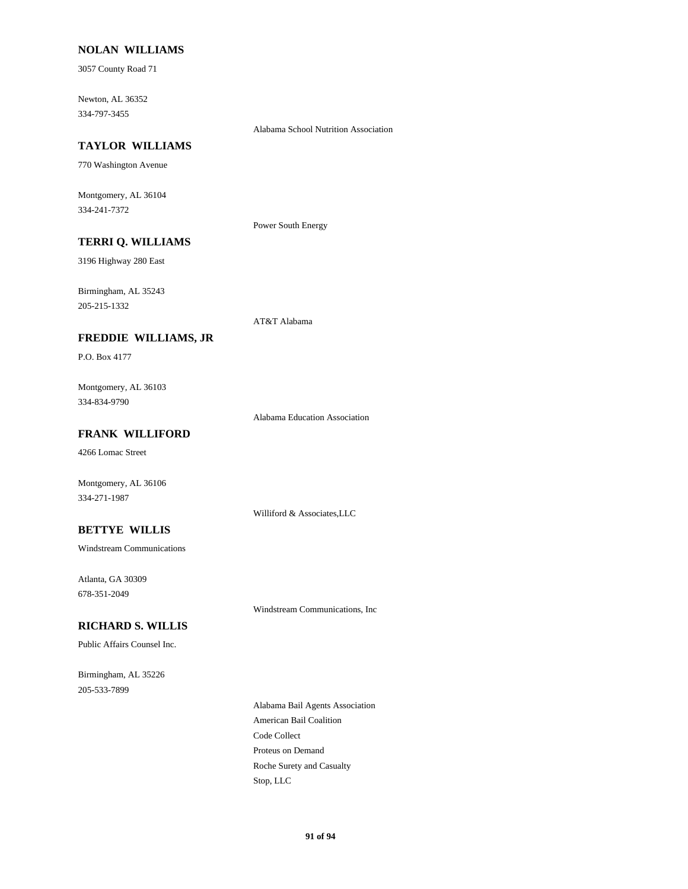**NOLAN WILLIAMS**

3057 County Road 71

Newton, AL 36352
334-797-3455

Alabama School Nutrition Association

**TAYLOR WILLIAMS**

770 Washington Avenue

Montgomery, AL 36104
334-241-7372

Power South Energy

**TERRI Q. WILLIAMS**

3196 Highway 280 East

Birmingham, AL 35243
205-215-1332

AT&T Alabama

**FREDDIE WILLIAMS, JR**

P.O. Box 4177

Montgomery, AL 36103
334-834-9790

Alabama Education Association

**FRANK WILLIFORD**

4266 Lomac Street

Montgomery, AL 36106
334-271-1987

Williford & Associates,LLC

**BETTYE WILLIS**

Windstream Communications

Atlanta, GA 30309
678-351-2049

Windstream Communications, Inc

**RICHARD S. WILLIS**

Public Affairs Counsel Inc.

Birmingham, AL 35226
205-533-7899

Alabama Bail Agents Association
American Bail Coalition
Code Collect
Proteus on Demand
Roche Surety and Casualty
Stop, LLC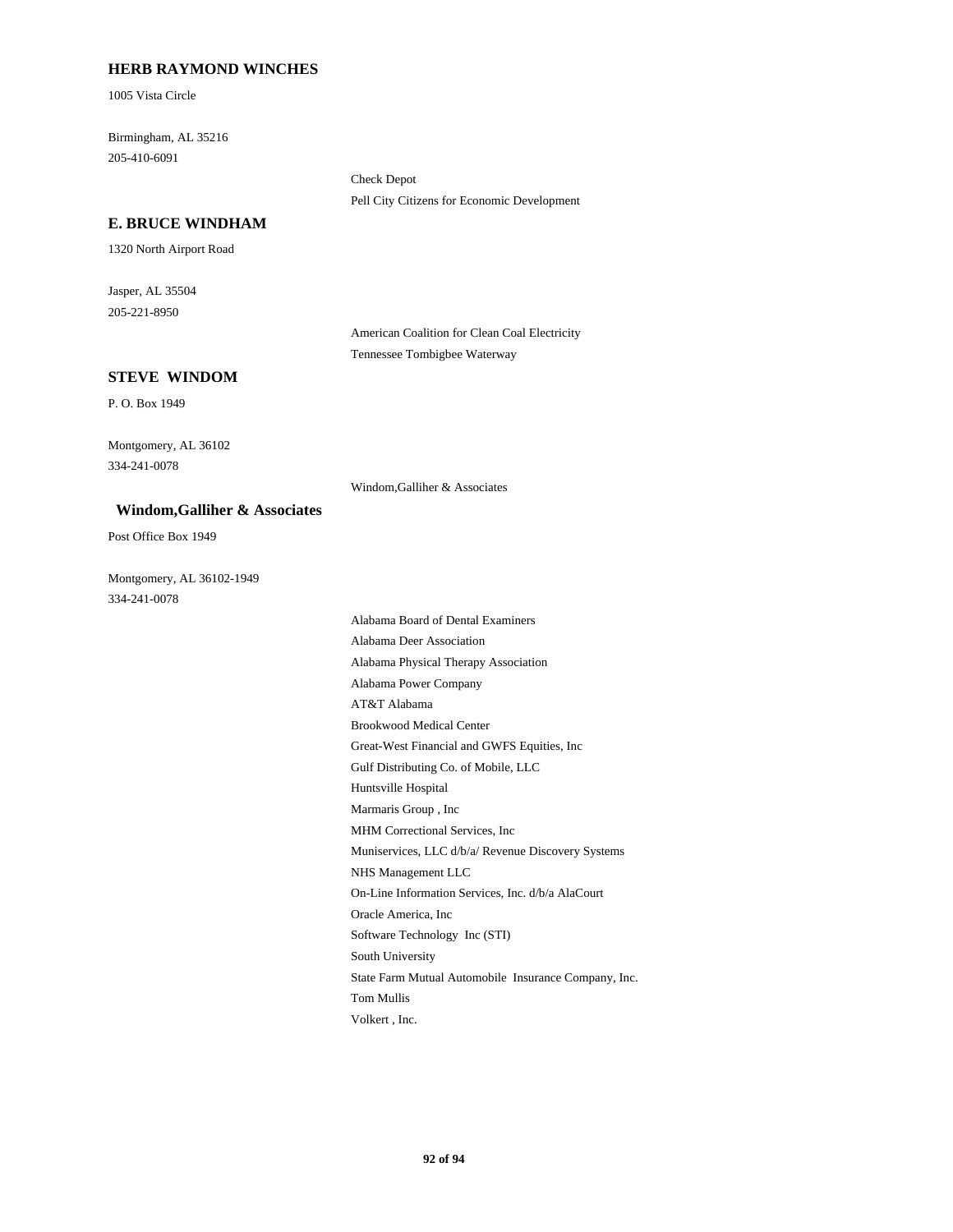**HERB RAYMOND WINCHES**

1005 Vista Circle

Birmingham, AL 35216
205-410-6091

- Check Depot
- Pell City Citizens for Economic Development

**E. BRUCE WINDHAM**

1320 North Airport Road

Jasper, AL 35504
205-221-8950

- American Coalition for Clean Coal Electricity
- Tennessee Tombigbee Waterway

**STEVE WINDOM**

P. O. Box 1949

Montgomery, AL 36102
334-241-0078

- Windom,Galliher & Associates

**Windom,Galliher & Associates**

Post Office Box 1949

Montgomery, AL 36102-1949
334-241-0078

- Alabama Board of Dental Examiners
- Alabama Deer Association
- Alabama Physical Therapy Association
- Alabama Power Company
- AT&T Alabama
- Brookwood Medical Center
- Great-West Financial and GWFS Equities, Inc
- Gulf Distributing Co. of Mobile, LLC
- Huntsville Hospital
- Marmaris Group , Inc
- MHM Correctional Services, Inc
- Muniservices, LLC d/b/a/ Revenue Discovery Systems
- NHS Management LLC
- On-Line Information Services, Inc. d/b/a AlaCourt
- Oracle America, Inc
- Software Technology Inc (STI)
- South University
- State Farm Mutual Automobile Insurance Company, Inc.
- Tom Mullis
- Volkert , Inc.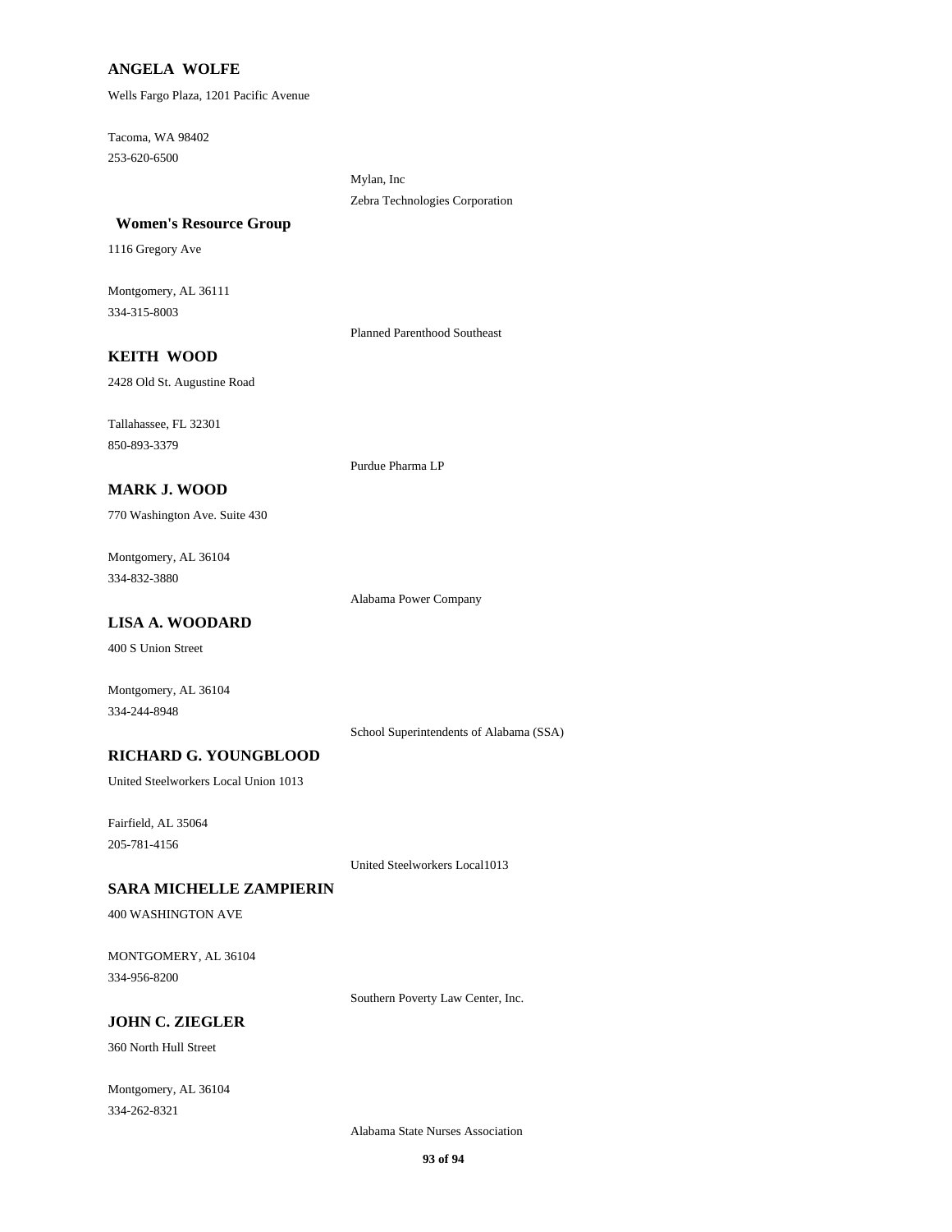**ANGELA WOLFE**

Wells Fargo Plaza, 1201 Pacific Avenue

Tacoma, WA 98402
253-620-6500

Mylan, Inc
Zebra Technologies Corporation

**Women's Resource Group**

1116 Gregory Ave

Montgomery, AL 36111
334-315-8003

Planned Parenthood Southeast

**KEITH WOOD**

2428 Old St. Augustine Road

Tallahassee, FL 32301
850-893-3379

Purdue Pharma LP

**MARK J. WOOD**

770 Washington Ave. Suite 430

Montgomery, AL 36104
334-832-3880

Alabama Power Company

**LISA A. WOODARD**

400 S Union Street

Montgomery, AL 36104
334-244-8948

School Superintendents of Alabama (SSA)

**RICHARD G. YOUNGBLOOD**

United Steelworkers Local Union 1013

Fairfield, AL 35064
205-781-4156

United Steelworkers Local1013

**SARA MICHELLE ZAMPIERIN**

400 WASHINGTON AVE

MONTGOMERY, AL 36104
334-956-8200

Southern Poverty Law Center, Inc.

**JOHN C. ZIEGLER**

360 North Hull Street

Montgomery, AL 36104
334-262-8321

Alabama State Nurses Association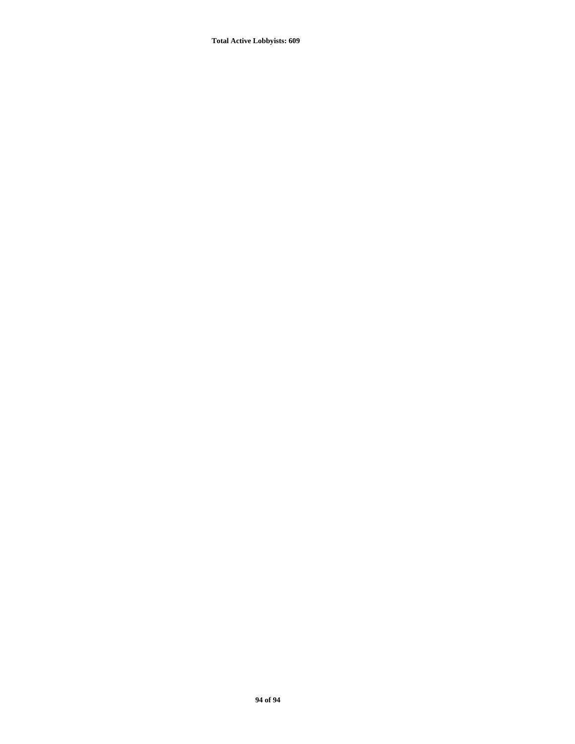**Total Active Lobbyists: 609**